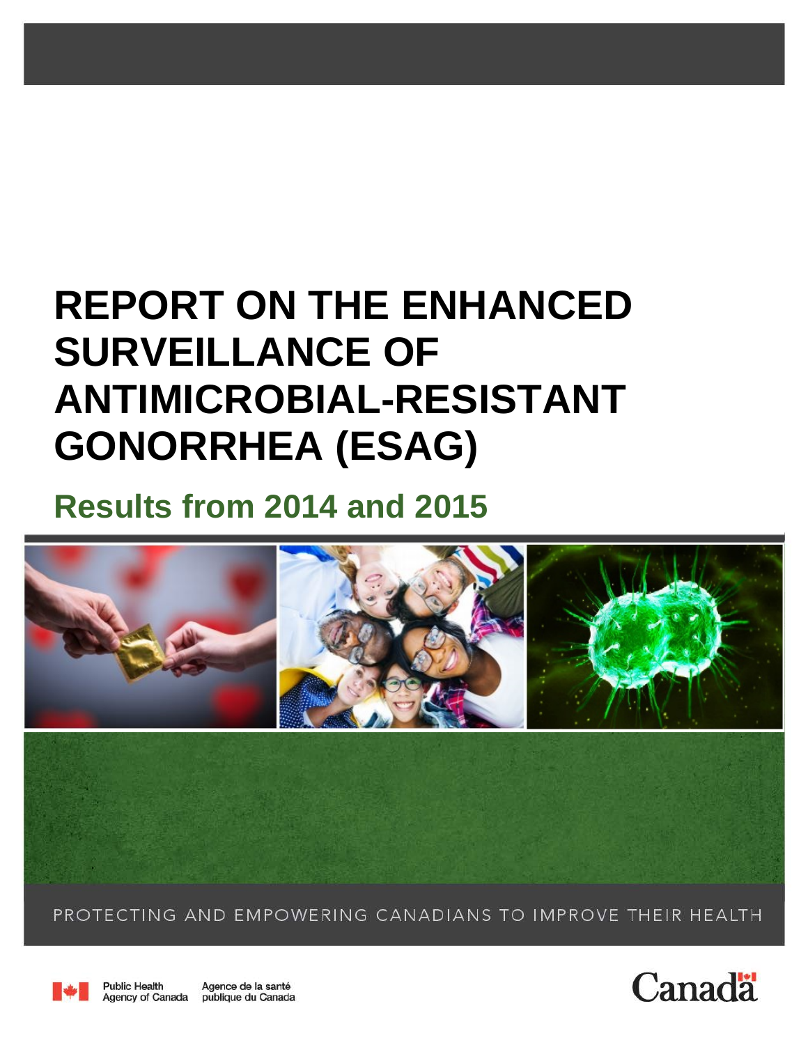# REPORT ON THE ENHANCED SURVEILLANCE OF ANTIMICROBIAL-RESISTANT GONORRHEA (ESAG)

## Results from 2014 and 2015

PROTECTING AND EMPOWERING CANADIANS TO IMPROVE THEIR HEALTH

Public Health Agency of Canada | Agence de la santé publique du Canada

Canada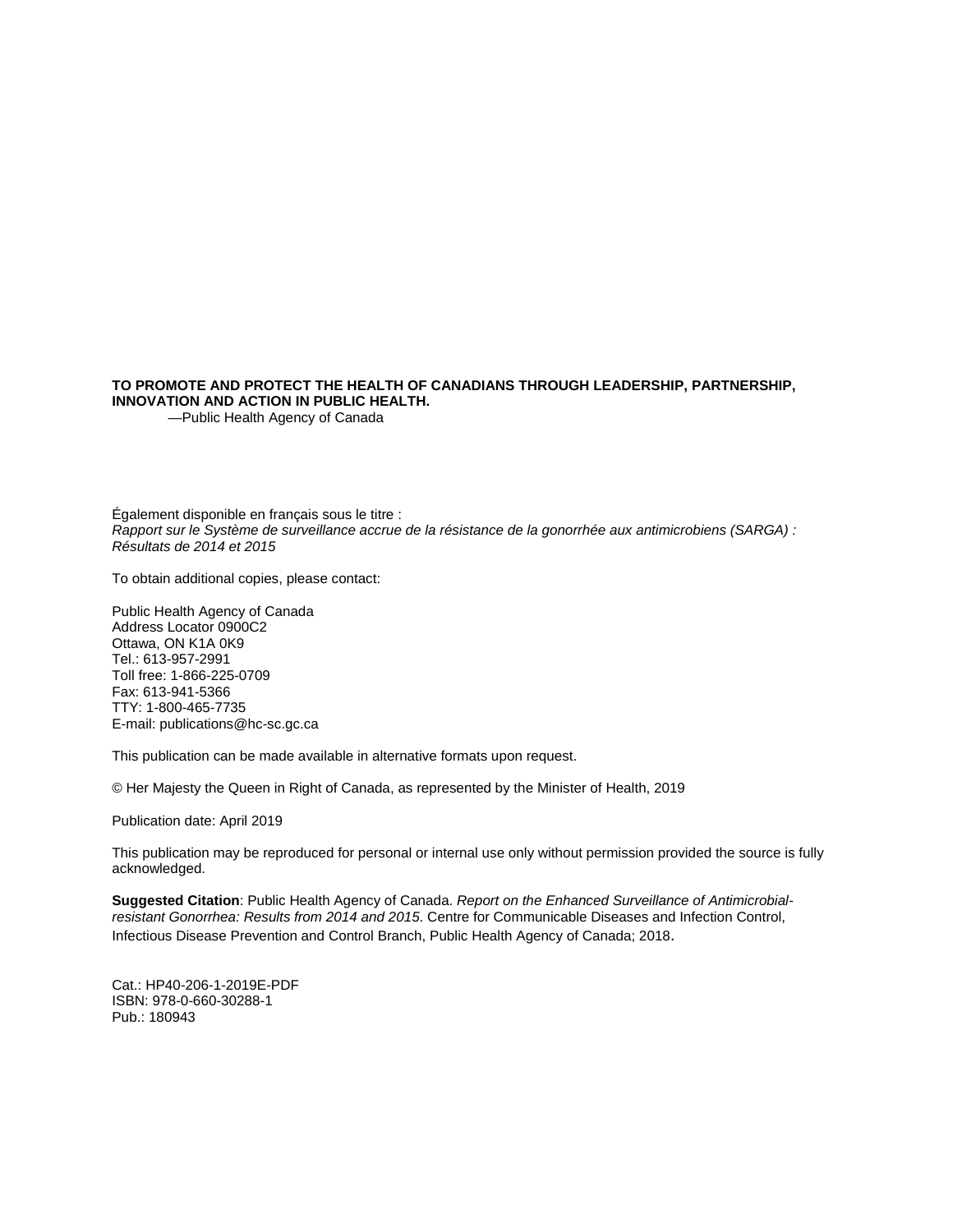**TO PROMOTE AND PROTECT THE HEALTH OF CANADIANS THROUGH LEADERSHIP, PARTNERSHIP, INNOVATION AND ACTION IN PUBLIC HEALTH.**

—Public Health Agency of Canada

Également disponible en français sous le titre :
*Rapport sur le Système de surveillance accrue de la résistance de la gonorrhée aux antimicrobiens (SARGA) : Résultats de 2014 et 2015*

To obtain additional copies, please contact:

Public Health Agency of Canada
Address Locator 0900C2
Ottawa, ON K1A 0K9
Tel.: 613-957-2991
Toll free: 1-866-225-0709
Fax: 613-941-5366
TTY: 1-800-465-7735
E-mail: publications@hc-sc.gc.ca

This publication can be made available in alternative formats upon request.

© Her Majesty the Queen in Right of Canada, as represented by the Minister of Health, 2019

Publication date: April 2019

This publication may be reproduced for personal or internal use only without permission provided the source is fully acknowledged.

**Suggested Citation**: Public Health Agency of Canada. *Report on the Enhanced Surveillance of Antimicrobial-resistant Gonorrhea: Results from 2014 and 2015*. Centre for Communicable Diseases and Infection Control, Infectious Disease Prevention and Control Branch, Public Health Agency of Canada; 2018.

Cat.: HP40-206-1-2019E-PDF
ISBN: 978-0-660-30288-1
Pub.: 180943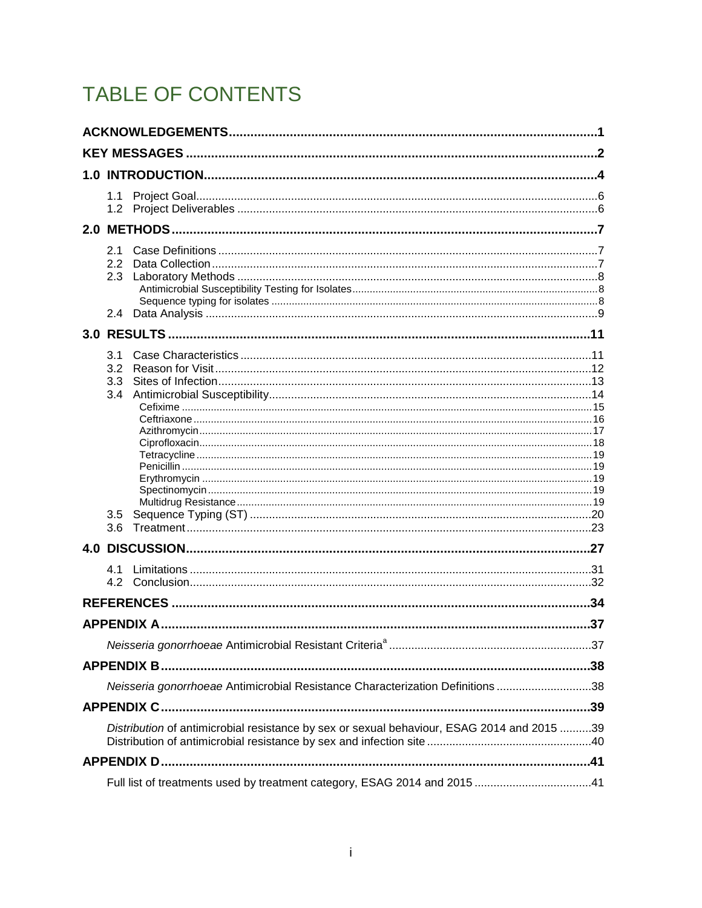# TABLE OF CONTENTS

**ACKNOWLEDGEMENTS** ..... 1

**KEY MESSAGES** ..... 2

**1.0 INTRODUCTION** ..... 4

- 1.1 Project Goal ..... 6
- 1.2 Project Deliverables ..... 6

**2.0 METHODS** ..... 7

- 2.1 Case Definitions ..... 7
- 2.2 Data Collection ..... 7
- 2.3 Laboratory Methods ..... 8
  - Antimicrobial Susceptibility Testing for Isolates ..... 8
  - Sequence typing for isolates ..... 8
- 2.4 Data Analysis ..... 9

**3.0 RESULTS** ..... 11

- 3.1 Case Characteristics ..... 11
- 3.2 Reason for Visit ..... 12
- 3.3 Sites of Infection ..... 13
- 3.4 Antimicrobial Susceptibility ..... 14
  - Cefixime ..... 15
  - Ceftriaxone ..... 16
  - Azithromycin ..... 17
  - Ciprofloxacin ..... 18
  - Tetracycline ..... 19
  - Penicillin ..... 19
  - Erythromycin ..... 19
  - Spectinomycin ..... 19
  - Multidrug Resistance ..... 19
- 3.5 Sequence Typing (ST) ..... 20
- 3.6 Treatment ..... 23

**4.0 DISCUSSION** ..... 27

- 4.1 Limitations ..... 31
- 4.2 Conclusion ..... 32

**REFERENCES** ..... 34

**APPENDIX A** ..... 37

*Neisseria gonorrhoeae* Antimicrobial Resistant Criteria[a] ..... 37

**APPENDIX B** ..... 38

*Neisseria gonorrhoeae* Antimicrobial Resistance Characterization Definitions ..... 38

**APPENDIX C** ..... 39

*Distribution* of antimicrobial resistance by sex or sexual behaviour, ESAG 2014 and 2015 ..... 39
Distribution of antimicrobial resistance by sex and infection site ..... 40

**APPENDIX D** ..... 41

Full list of treatments used by treatment category, ESAG 2014 and 2015 ..... 41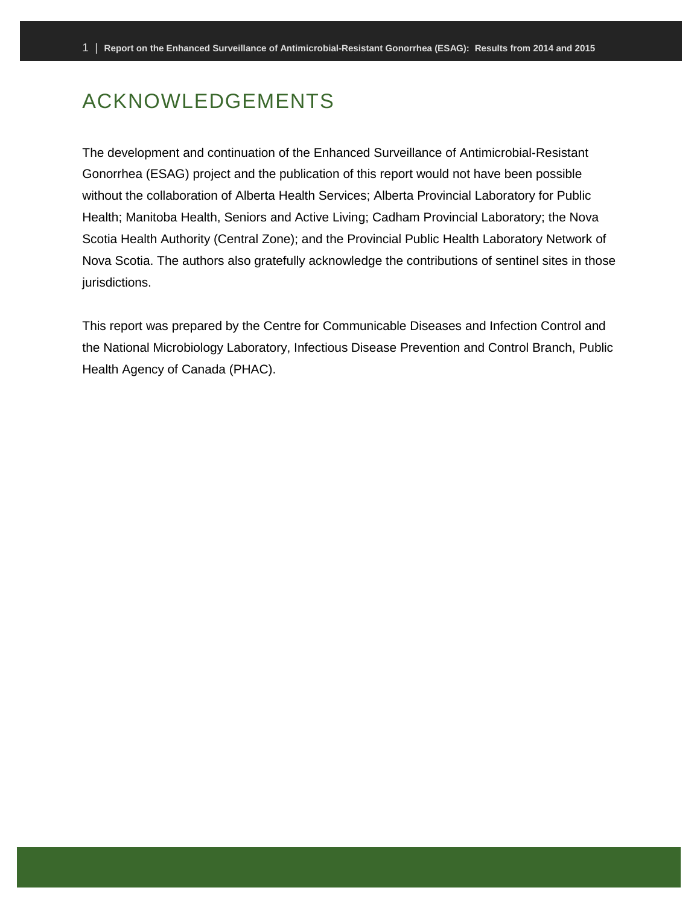# ACKNOWLEDGEMENTS

The development and continuation of the Enhanced Surveillance of Antimicrobial-Resistant Gonorrhea (ESAG) project and the publication of this report would not have been possible without the collaboration of Alberta Health Services; Alberta Provincial Laboratory for Public Health; Manitoba Health, Seniors and Active Living; Cadham Provincial Laboratory; the Nova Scotia Health Authority (Central Zone); and the Provincial Public Health Laboratory Network of Nova Scotia. The authors also gratefully acknowledge the contributions of sentinel sites in those jurisdictions.

This report was prepared by the Centre for Communicable Diseases and Infection Control and the National Microbiology Laboratory, Infectious Disease Prevention and Control Branch, Public Health Agency of Canada (PHAC).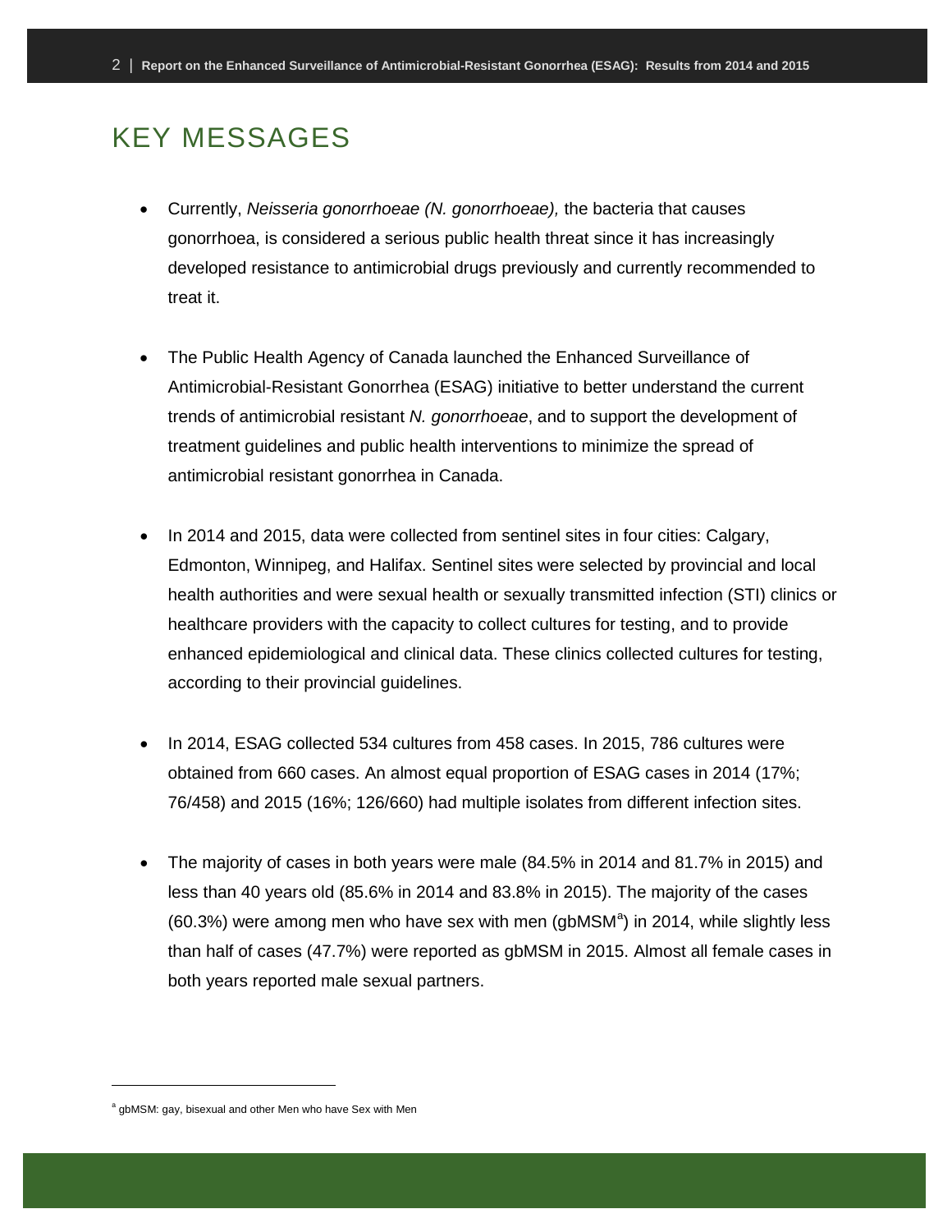# KEY MESSAGES

- Currently, *Neisseria gonorrhoeae (N. gonorrhoeae),* the bacteria that causes gonorrhoea, is considered a serious public health threat since it has increasingly developed resistance to antimicrobial drugs previously and currently recommended to treat it.

- The Public Health Agency of Canada launched the Enhanced Surveillance of Antimicrobial-Resistant Gonorrhea (ESAG) initiative to better understand the current trends of antimicrobial resistant *N. gonorrhoeae*, and to support the development of treatment guidelines and public health interventions to minimize the spread of antimicrobial resistant gonorrhea in Canada.

- In 2014 and 2015, data were collected from sentinel sites in four cities: Calgary, Edmonton, Winnipeg, and Halifax. Sentinel sites were selected by provincial and local health authorities and were sexual health or sexually transmitted infection (STI) clinics or healthcare providers with the capacity to collect cultures for testing, and to provide enhanced epidemiological and clinical data. These clinics collected cultures for testing, according to their provincial guidelines.

- In 2014, ESAG collected 534 cultures from 458 cases. In 2015, 786 cultures were obtained from 660 cases. An almost equal proportion of ESAG cases in 2014 (17%; 76/458) and 2015 (16%; 126/660) had multiple isolates from different infection sites.

- The majority of cases in both years were male (84.5% in 2014 and 81.7% in 2015) and less than 40 years old (85.6% in 2014 and 83.8% in 2015). The majority of the cases (60.3%) were among men who have sex with men (gbMSM[a]) in 2014, while slightly less than half of cases (47.7%) were reported as gbMSM in 2015. Almost all female cases in both years reported male sexual partners.

---

[a] gbMSM: gay, bisexual and other Men who have Sex with Men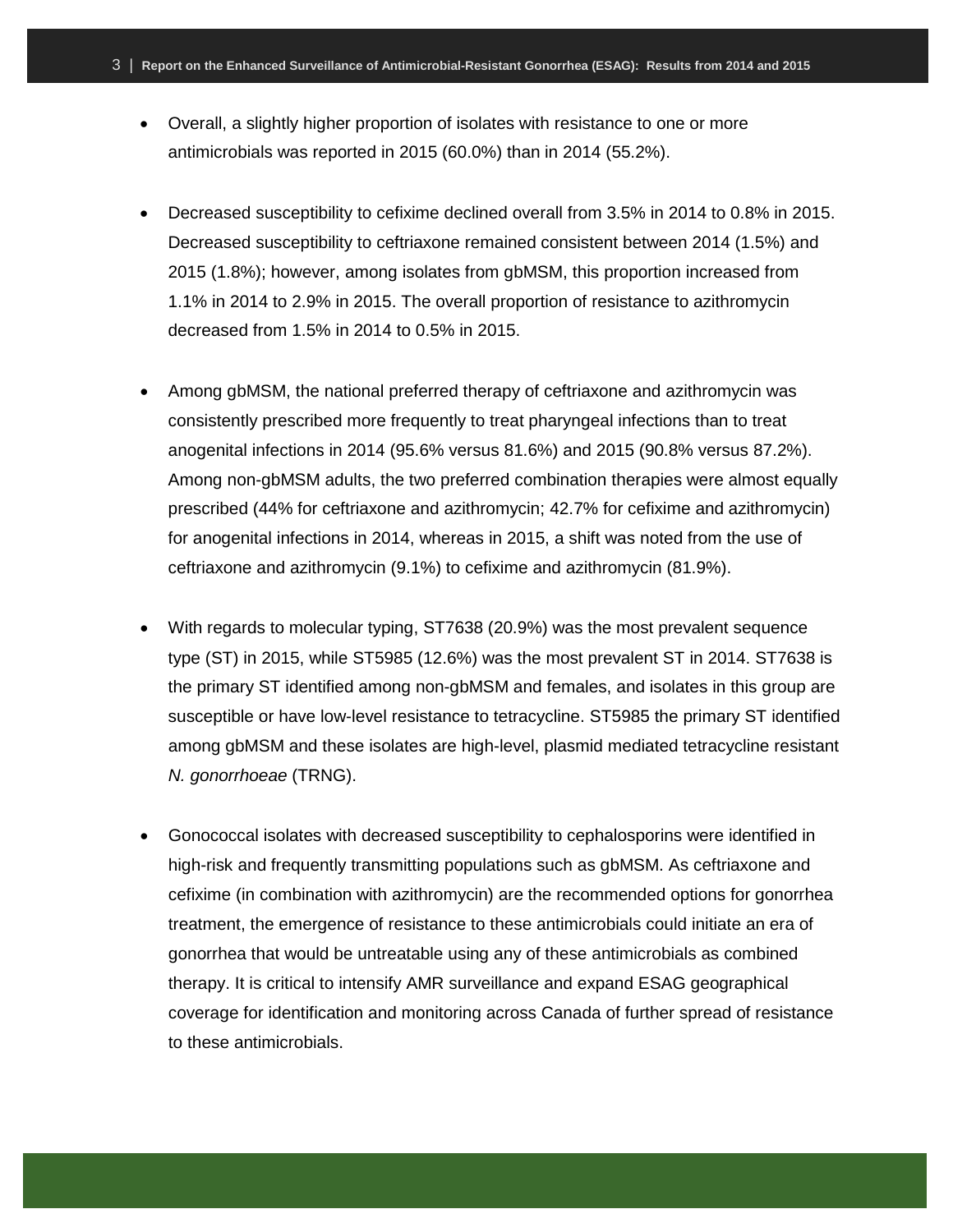- Overall, a slightly higher proportion of isolates with resistance to one or more antimicrobials was reported in 2015 (60.0%) than in 2014 (55.2%).

- Decreased susceptibility to cefixime declined overall from 3.5% in 2014 to 0.8% in 2015. Decreased susceptibility to ceftriaxone remained consistent between 2014 (1.5%) and 2015 (1.8%); however, among isolates from gbMSM, this proportion increased from 1.1% in 2014 to 2.9% in 2015. The overall proportion of resistance to azithromycin decreased from 1.5% in 2014 to 0.5% in 2015.

- Among gbMSM, the national preferred therapy of ceftriaxone and azithromycin was consistently prescribed more frequently to treat pharyngeal infections than to treat anogenital infections in 2014 (95.6% versus 81.6%) and 2015 (90.8% versus 87.2%). Among non-gbMSM adults, the two preferred combination therapies were almost equally prescribed (44% for ceftriaxone and azithromycin; 42.7% for cefixime and azithromycin) for anogenital infections in 2014, whereas in 2015, a shift was noted from the use of ceftriaxone and azithromycin (9.1%) to cefixime and azithromycin (81.9%).

- With regards to molecular typing, ST7638 (20.9%) was the most prevalent sequence type (ST) in 2015, while ST5985 (12.6%) was the most prevalent ST in 2014. ST7638 is the primary ST identified among non-gbMSM and females, and isolates in this group are susceptible or have low-level resistance to tetracycline. ST5985 the primary ST identified among gbMSM and these isolates are high-level, plasmid mediated tetracycline resistant *N. gonorrhoeae* (TRNG).

- Gonococcal isolates with decreased susceptibility to cephalosporins were identified in high-risk and frequently transmitting populations such as gbMSM. As ceftriaxone and cefixime (in combination with azithromycin) are the recommended options for gonorrhea treatment, the emergence of resistance to these antimicrobials could initiate an era of gonorrhea that would be untreatable using any of these antimicrobials as combined therapy. It is critical to intensify AMR surveillance and expand ESAG geographical coverage for identification and monitoring across Canada of further spread of resistance to these antimicrobials.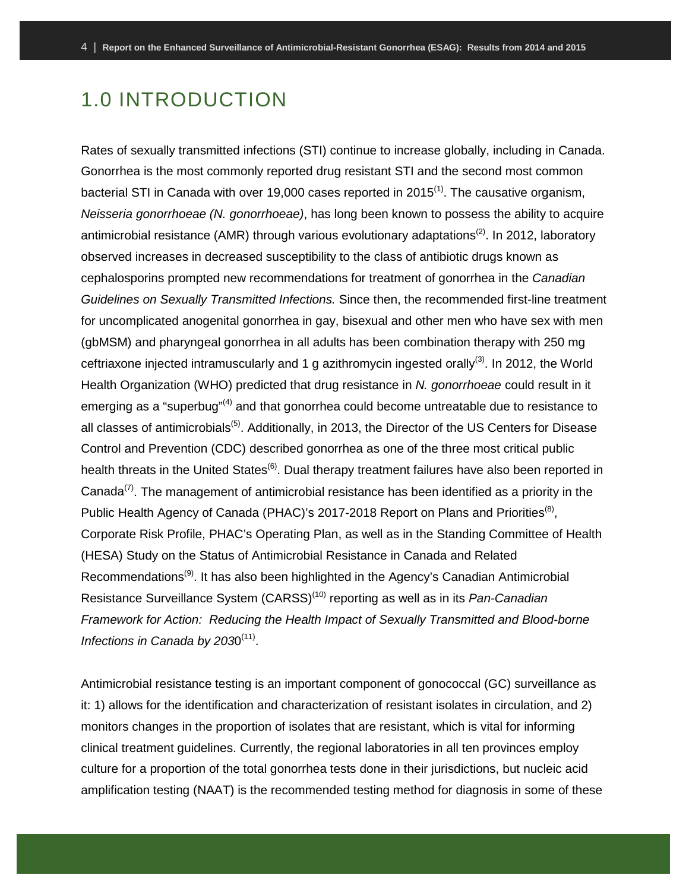# 1.0 INTRODUCTION

Rates of sexually transmitted infections (STI) continue to increase globally, including in Canada. Gonorrhea is the most commonly reported drug resistant STI and the second most common bacterial STI in Canada with over 19,000 cases reported in 2015[1]. The causative organism, *Neisseria gonorrhoeae (N. gonorrhoeae)*, has long been known to possess the ability to acquire antimicrobial resistance (AMR) through various evolutionary adaptations[2]. In 2012, laboratory observed increases in decreased susceptibility to the class of antibiotic drugs known as cephalosporins prompted new recommendations for treatment of gonorrhea in the *Canadian Guidelines on Sexually Transmitted Infections.* Since then, the recommended first-line treatment for uncomplicated anogenital gonorrhea in gay, bisexual and other men who have sex with men (gbMSM) and pharyngeal gonorrhea in all adults has been combination therapy with 250 mg ceftriaxone injected intramuscularly and 1 g azithromycin ingested orally[3]. In 2012, the World Health Organization (WHO) predicted that drug resistance in *N. gonorrhoeae* could result in it emerging as a "superbug"[4] and that gonorrhea could become untreatable due to resistance to all classes of antimicrobials[5]. Additionally, in 2013, the Director of the US Centers for Disease Control and Prevention (CDC) described gonorrhea as one of the three most critical public health threats in the United States[6]. Dual therapy treatment failures have also been reported in Canada[7]. The management of antimicrobial resistance has been identified as a priority in the Public Health Agency of Canada (PHAC)'s 2017-2018 Report on Plans and Priorities[8], Corporate Risk Profile, PHAC's Operating Plan, as well as in the Standing Committee of Health (HESA) Study on the Status of Antimicrobial Resistance in Canada and Related Recommendations[9]. It has also been highlighted in the Agency's Canadian Antimicrobial Resistance Surveillance System (CARSS)[10] reporting as well as in its *Pan-Canadian Framework for Action: Reducing the Health Impact of Sexually Transmitted and Blood-borne Infections in Canada by 2030*[11].

Antimicrobial resistance testing is an important component of gonococcal (GC) surveillance as it: 1) allows for the identification and characterization of resistant isolates in circulation, and 2) monitors changes in the proportion of isolates that are resistant, which is vital for informing clinical treatment guidelines. Currently, the regional laboratories in all ten provinces employ culture for a proportion of the total gonorrhea tests done in their jurisdictions, but nucleic acid amplification testing (NAAT) is the recommended testing method for diagnosis in some of these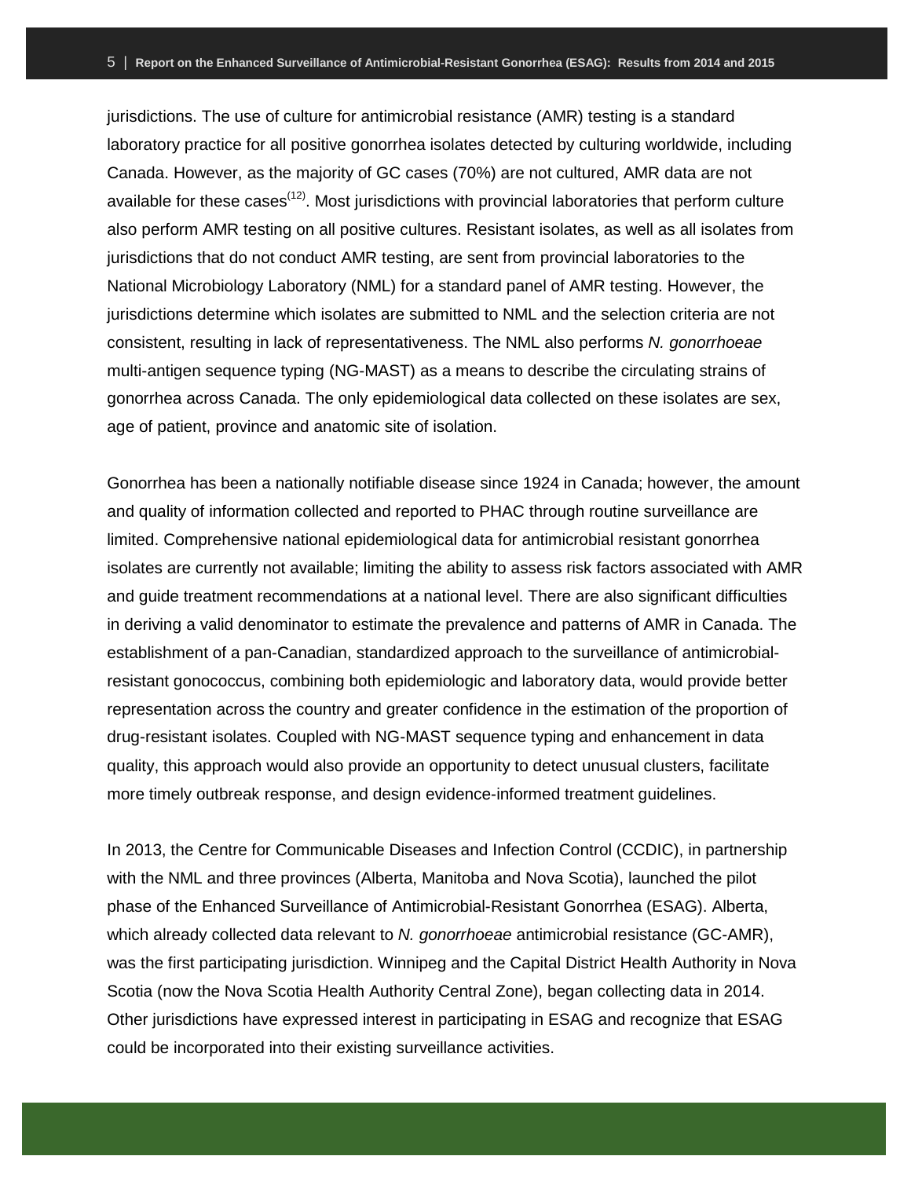jurisdictions. The use of culture for antimicrobial resistance (AMR) testing is a standard laboratory practice for all positive gonorrhea isolates detected by culturing worldwide, including Canada. However, as the majority of GC cases (70%) are not cultured, AMR data are not available for these cases[12]. Most jurisdictions with provincial laboratories that perform culture also perform AMR testing on all positive cultures. Resistant isolates, as well as all isolates from jurisdictions that do not conduct AMR testing, are sent from provincial laboratories to the National Microbiology Laboratory (NML) for a standard panel of AMR testing. However, the jurisdictions determine which isolates are submitted to NML and the selection criteria are not consistent, resulting in lack of representativeness. The NML also performs *N. gonorrhoeae* multi-antigen sequence typing (NG-MAST) as a means to describe the circulating strains of gonorrhea across Canada. The only epidemiological data collected on these isolates are sex, age of patient, province and anatomic site of isolation.

Gonorrhea has been a nationally notifiable disease since 1924 in Canada; however, the amount and quality of information collected and reported to PHAC through routine surveillance are limited. Comprehensive national epidemiological data for antimicrobial resistant gonorrhea isolates are currently not available; limiting the ability to assess risk factors associated with AMR and guide treatment recommendations at a national level. There are also significant difficulties in deriving a valid denominator to estimate the prevalence and patterns of AMR in Canada. The establishment of a pan-Canadian, standardized approach to the surveillance of antimicrobial-resistant gonococcus, combining both epidemiologic and laboratory data, would provide better representation across the country and greater confidence in the estimation of the proportion of drug-resistant isolates. Coupled with NG-MAST sequence typing and enhancement in data quality, this approach would also provide an opportunity to detect unusual clusters, facilitate more timely outbreak response, and design evidence-informed treatment guidelines.

In 2013, the Centre for Communicable Diseases and Infection Control (CCDIC), in partnership with the NML and three provinces (Alberta, Manitoba and Nova Scotia), launched the pilot phase of the Enhanced Surveillance of Antimicrobial-Resistant Gonorrhea (ESAG). Alberta, which already collected data relevant to *N. gonorrhoeae* antimicrobial resistance (GC-AMR), was the first participating jurisdiction. Winnipeg and the Capital District Health Authority in Nova Scotia (now the Nova Scotia Health Authority Central Zone), began collecting data in 2014. Other jurisdictions have expressed interest in participating in ESAG and recognize that ESAG could be incorporated into their existing surveillance activities.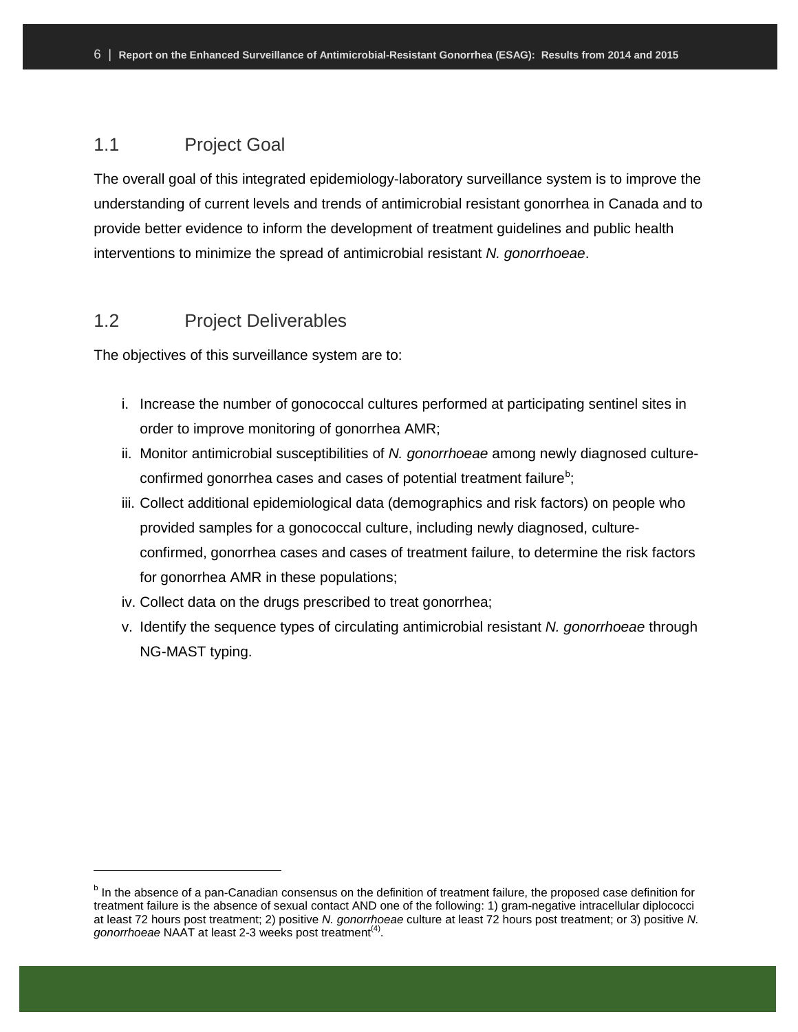## 1.1 Project Goal

The overall goal of this integrated epidemiology-laboratory surveillance system is to improve the understanding of current levels and trends of antimicrobial resistant gonorrhea in Canada and to provide better evidence to inform the development of treatment guidelines and public health interventions to minimize the spread of antimicrobial resistant *N. gonorrhoeae*.

## 1.2 Project Deliverables

The objectives of this surveillance system are to:

i. Increase the number of gonococcal cultures performed at participating sentinel sites in order to improve monitoring of gonorrhea AMR;
ii. Monitor antimicrobial susceptibilities of *N. gonorrhoeae* among newly diagnosed culture-confirmed gonorrhea cases and cases of potential treatment failure[b];
iii. Collect additional epidemiological data (demographics and risk factors) on people who provided samples for a gonococcal culture, including newly diagnosed, culture-confirmed, gonorrhea cases and cases of treatment failure, to determine the risk factors for gonorrhea AMR in these populations;
iv. Collect data on the drugs prescribed to treat gonorrhea;
v. Identify the sequence types of circulating antimicrobial resistant *N. gonorrhoeae* through NG-MAST typing.

---

[b] In the absence of a pan-Canadian consensus on the definition of treatment failure, the proposed case definition for treatment failure is the absence of sexual contact AND one of the following: 1) gram-negative intracellular diplococci at least 72 hours post treatment; 2) positive *N. gonorrhoeae* culture at least 72 hours post treatment; or 3) positive *N. gonorrhoeae* NAAT at least 2-3 weeks post treatment[4].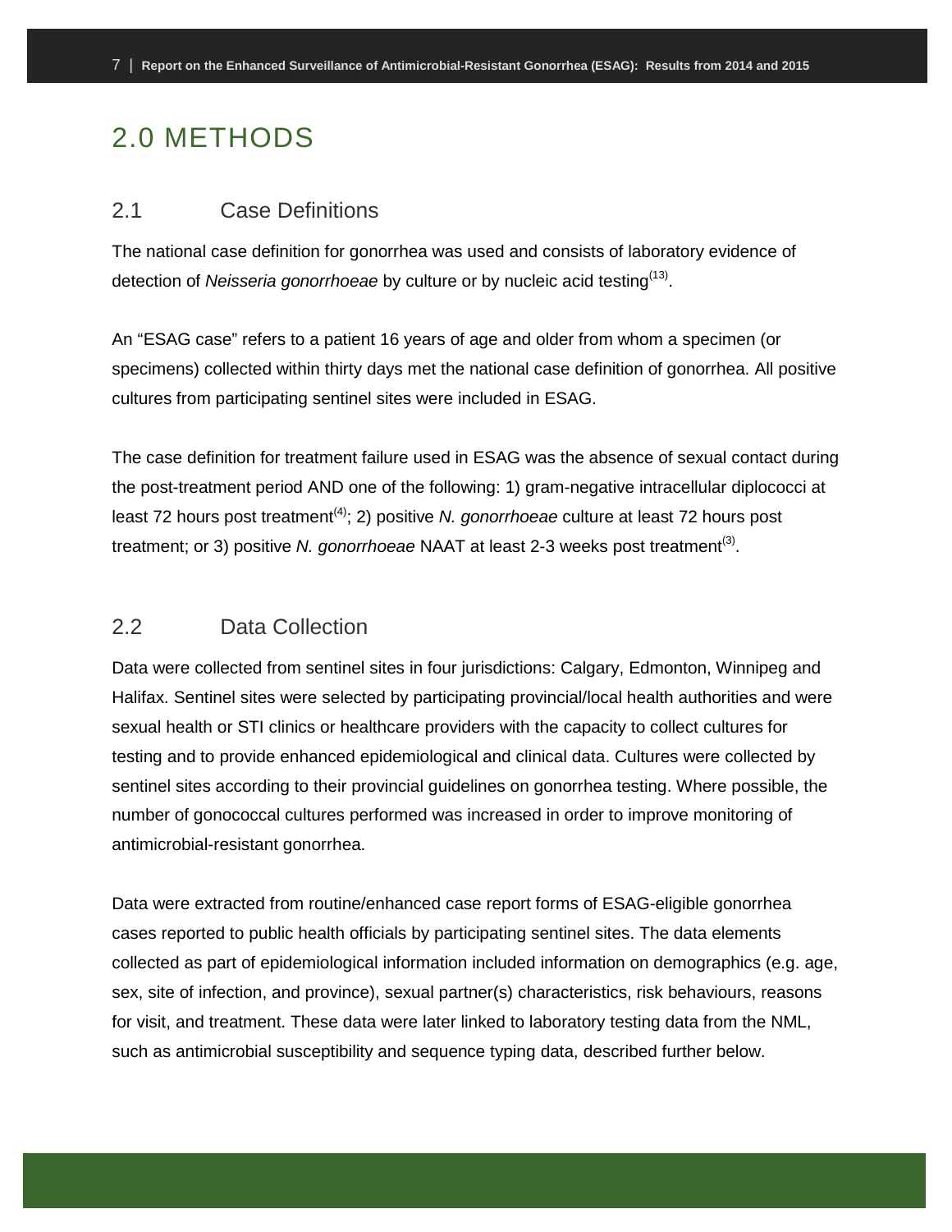# 2.0 METHODS

## 2.1 Case Definitions

The national case definition for gonorrhea was used and consists of laboratory evidence of detection of *Neisseria gonorrhoeae* by culture or by nucleic acid testing[13].

An "ESAG case" refers to a patient 16 years of age and older from whom a specimen (or specimens) collected within thirty days met the national case definition of gonorrhea. All positive cultures from participating sentinel sites were included in ESAG.

The case definition for treatment failure used in ESAG was the absence of sexual contact during the post-treatment period AND one of the following: 1) gram-negative intracellular diplococci at least 72 hours post treatment[4]; 2) positive *N. gonorrhoeae* culture at least 72 hours post treatment; or 3) positive *N. gonorrhoeae* NAAT at least 2-3 weeks post treatment[3].

## 2.2 Data Collection

Data were collected from sentinel sites in four jurisdictions: Calgary, Edmonton, Winnipeg and Halifax. Sentinel sites were selected by participating provincial/local health authorities and were sexual health or STI clinics or healthcare providers with the capacity to collect cultures for testing and to provide enhanced epidemiological and clinical data. Cultures were collected by sentinel sites according to their provincial guidelines on gonorrhea testing. Where possible, the number of gonococcal cultures performed was increased in order to improve monitoring of antimicrobial-resistant gonorrhea.

Data were extracted from routine/enhanced case report forms of ESAG-eligible gonorrhea cases reported to public health officials by participating sentinel sites. The data elements collected as part of epidemiological information included information on demographics (e.g. age, sex, site of infection, and province), sexual partner(s) characteristics, risk behaviours, reasons for visit, and treatment. These data were later linked to laboratory testing data from the NML, such as antimicrobial susceptibility and sequence typing data, described further below.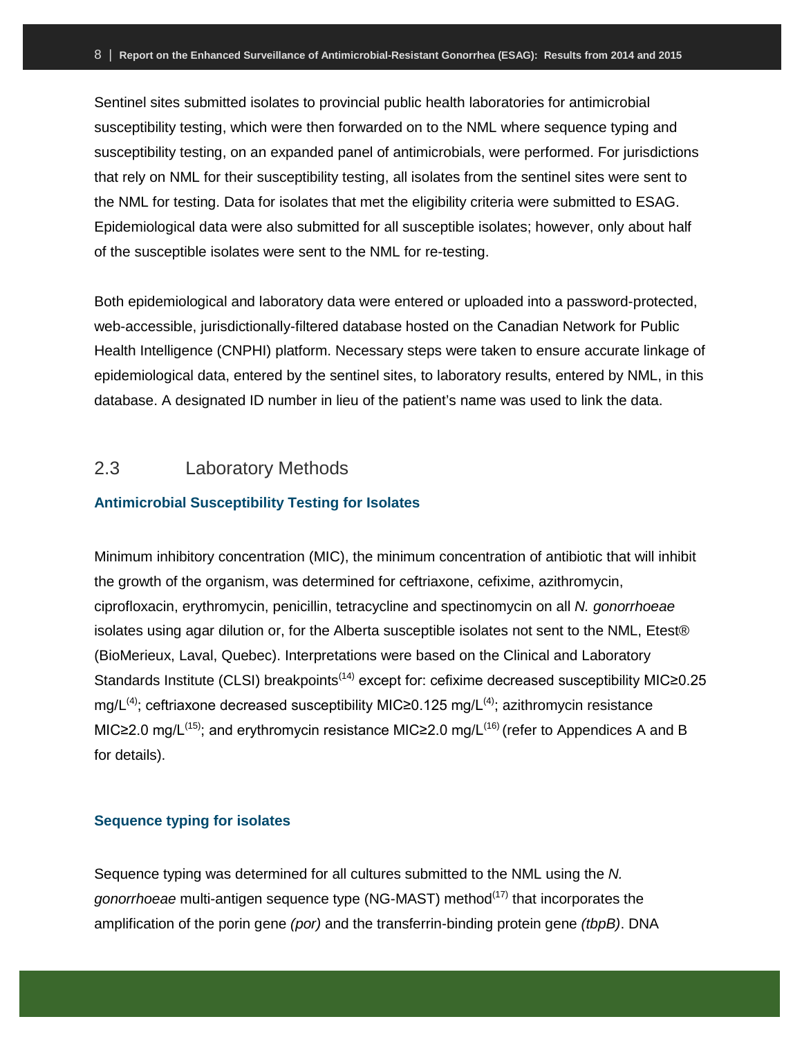Sentinel sites submitted isolates to provincial public health laboratories for antimicrobial susceptibility testing, which were then forwarded on to the NML where sequence typing and susceptibility testing, on an expanded panel of antimicrobials, were performed. For jurisdictions that rely on NML for their susceptibility testing, all isolates from the sentinel sites were sent to the NML for testing. Data for isolates that met the eligibility criteria were submitted to ESAG. Epidemiological data were also submitted for all susceptible isolates; however, only about half of the susceptible isolates were sent to the NML for re-testing.

Both epidemiological and laboratory data were entered or uploaded into a password-protected, web-accessible, jurisdictionally-filtered database hosted on the Canadian Network for Public Health Intelligence (CNPHI) platform. Necessary steps were taken to ensure accurate linkage of epidemiological data, entered by the sentinel sites, to laboratory results, entered by NML, in this database. A designated ID number in lieu of the patient's name was used to link the data.

## 2.3 Laboratory Methods

### Antimicrobial Susceptibility Testing for Isolates

Minimum inhibitory concentration (MIC), the minimum concentration of antibiotic that will inhibit the growth of the organism, was determined for ceftriaxone, cefixime, azithromycin, ciprofloxacin, erythromycin, penicillin, tetracycline and spectinomycin on all *N. gonorrhoeae* isolates using agar dilution or, for the Alberta susceptible isolates not sent to the NML, Etest® (BioMerieux, Laval, Quebec). Interpretations were based on the Clinical and Laboratory Standards Institute (CLSI) breakpoints[14] except for: cefixime decreased susceptibility MIC≥0.25 mg/L[4]; ceftriaxone decreased susceptibility MIC≥0.125 mg/L[4]; azithromycin resistance MIC≥2.0 mg/L[15]; and erythromycin resistance MIC≥2.0 mg/L[16] (refer to Appendices A and B for details).

### Sequence typing for isolates

Sequence typing was determined for all cultures submitted to the NML using the *N. gonorrhoeae* multi-antigen sequence type (NG-MAST) method[17] that incorporates the amplification of the porin gene *(por)* and the transferrin-binding protein gene *(tbpB)*. DNA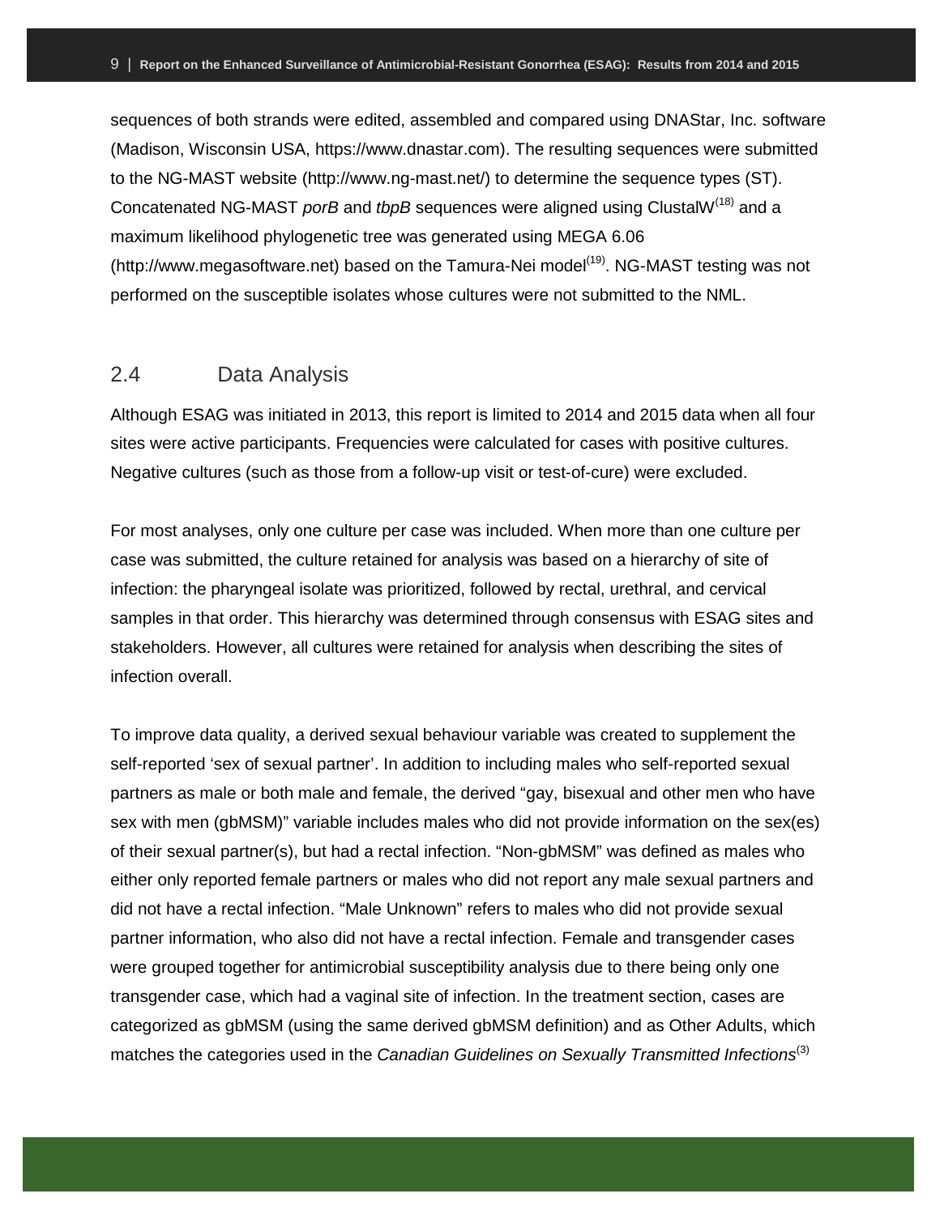sequences of both strands were edited, assembled and compared using DNAStar, Inc. software (Madison, Wisconsin USA, https://www.dnastar.com). The resulting sequences were submitted to the NG-MAST website (http://www.ng-mast.net/) to determine the sequence types (ST). Concatenated NG-MAST *porB* and *tbpB* sequences were aligned using ClustalW[18] and a maximum likelihood phylogenetic tree was generated using MEGA 6.06 (http://www.megasoftware.net) based on the Tamura-Nei model[19]. NG-MAST testing was not performed on the susceptible isolates whose cultures were not submitted to the NML.

## 2.4 Data Analysis

Although ESAG was initiated in 2013, this report is limited to 2014 and 2015 data when all four sites were active participants. Frequencies were calculated for cases with positive cultures. Negative cultures (such as those from a follow-up visit or test-of-cure) were excluded.

For most analyses, only one culture per case was included. When more than one culture per case was submitted, the culture retained for analysis was based on a hierarchy of site of infection: the pharyngeal isolate was prioritized, followed by rectal, urethral, and cervical samples in that order. This hierarchy was determined through consensus with ESAG sites and stakeholders. However, all cultures were retained for analysis when describing the sites of infection overall.

To improve data quality, a derived sexual behaviour variable was created to supplement the self-reported 'sex of sexual partner'. In addition to including males who self-reported sexual partners as male or both male and female, the derived "gay, bisexual and other men who have sex with men (gbMSM)" variable includes males who did not provide information on the sex(es) of their sexual partner(s), but had a rectal infection. "Non-gbMSM" was defined as males who either only reported female partners or males who did not report any male sexual partners and did not have a rectal infection. "Male Unknown" refers to males who did not provide sexual partner information, who also did not have a rectal infection. Female and transgender cases were grouped together for antimicrobial susceptibility analysis due to there being only one transgender case, which had a vaginal site of infection. In the treatment section, cases are categorized as gbMSM (using the same derived gbMSM definition) and as Other Adults, which matches the categories used in the *Canadian Guidelines on Sexually Transmitted Infections*[3]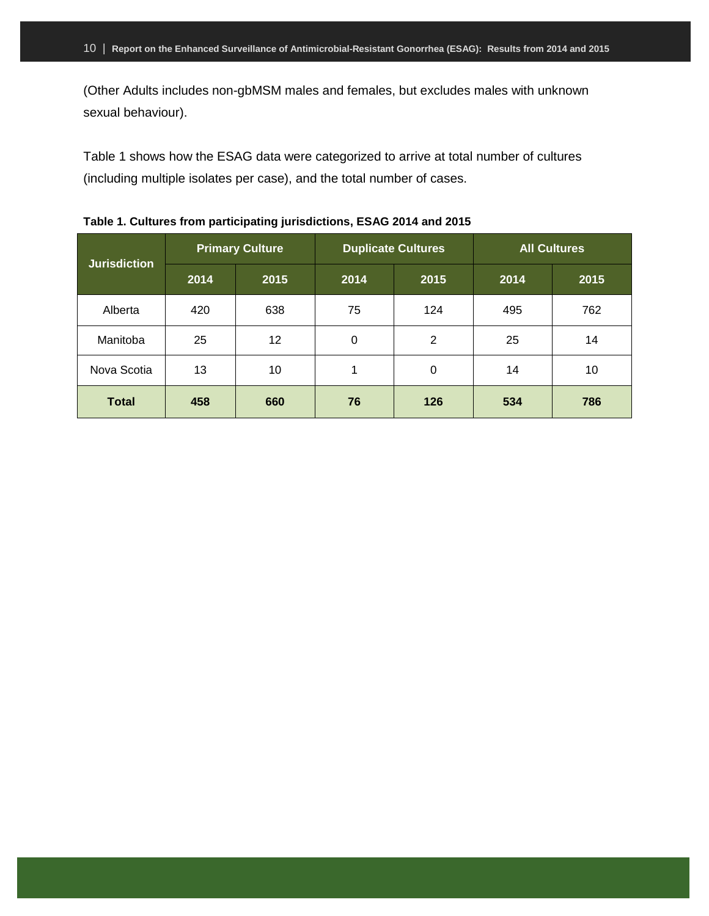(Other Adults includes non-gbMSM males and females, but excludes males with unknown sexual behaviour).

Table 1 shows how the ESAG data were categorized to arrive at total number of cultures (including multiple isolates per case), and the total number of cases.

**Table 1. Cultures from participating jurisdictions, ESAG 2014 and 2015**

| Jurisdiction | Primary Culture | | Duplicate Cultures | | All Cultures | |
|---|---|---|---|---|---|---|
| | 2014 | 2015 | 2014 | 2015 | 2014 | 2015 |
| Alberta | 420 | 638 | 75 | 124 | 495 | 762 |
| Manitoba | 25 | 12 | 0 | 2 | 25 | 14 |
| Nova Scotia | 13 | 10 | 1 | 0 | 14 | 10 |
| **Total** | **458** | **660** | **76** | **126** | **534** | **786** |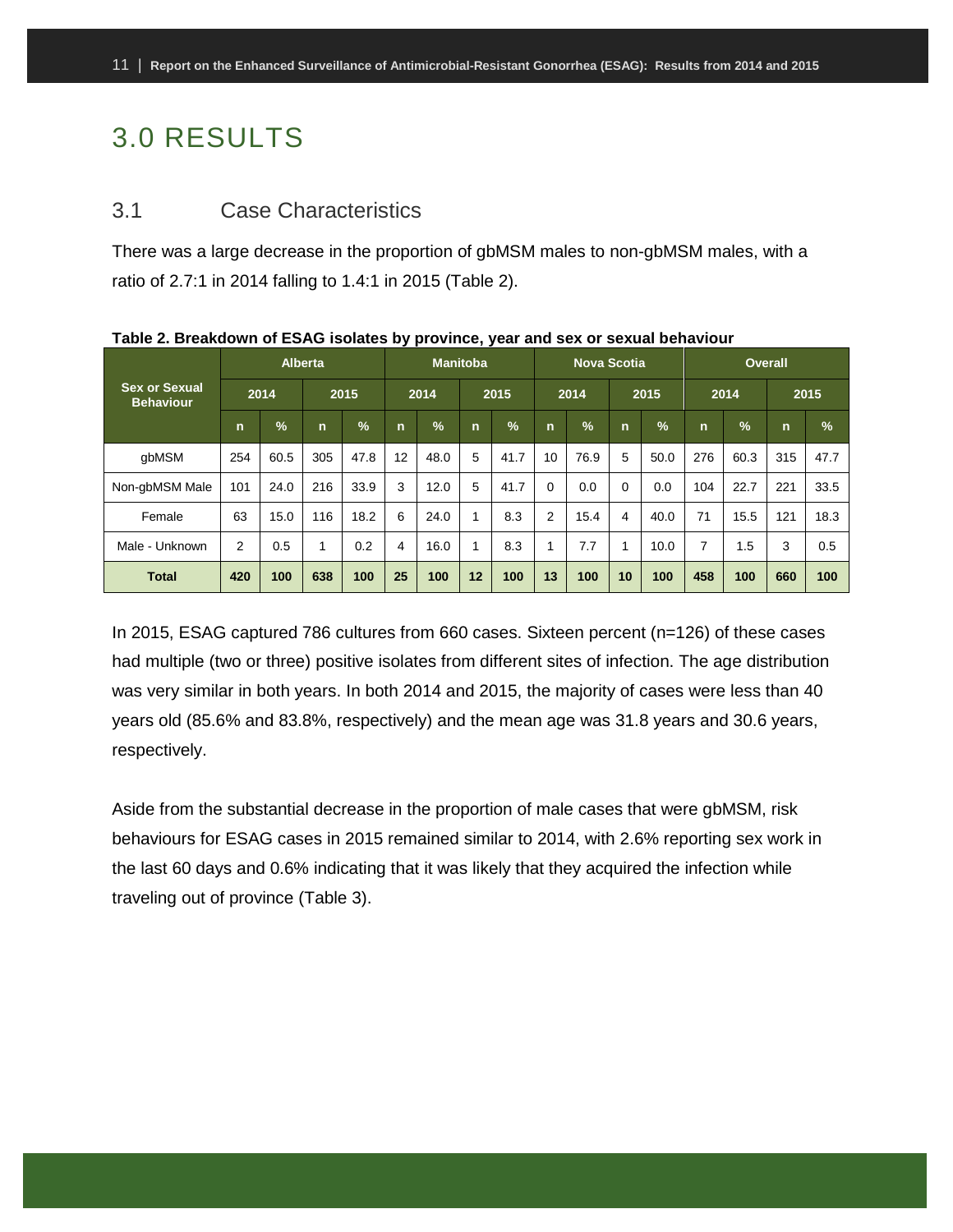# 3.0 RESULTS

## 3.1 Case Characteristics

There was a large decrease in the proportion of gbMSM males to non-gbMSM males, with a ratio of 2.7:1 in 2014 falling to 1.4:1 in 2015 (Table 2).

**Table 2. Breakdown of ESAG isolates by province, year and sex or sexual behaviour**

| Sex or Sexual Behaviour | Alberta | | | | Manitoba | | | | Nova Scotia | | | | Overall | | | |
|---|---|---|---|---|---|---|---|---|---|---|---|---|---|---|---|---|
| | 2014 | | 2015 | | 2014 | | 2015 | | 2014 | | 2015 | | 2014 | | 2015 | |
| | n | % | n | % | n | % | n | % | n | % | n | % | n | % | n | % |
| gbMSM | 254 | 60.5 | 305 | 47.8 | 12 | 48.0 | 5 | 41.7 | 10 | 76.9 | 5 | 50.0 | 276 | 60.3 | 315 | 47.7 |
| Non-gbMSM Male | 101 | 24.0 | 216 | 33.9 | 3 | 12.0 | 5 | 41.7 | 0 | 0.0 | 0 | 0.0 | 104 | 22.7 | 221 | 33.5 |
| Female | 63 | 15.0 | 116 | 18.2 | 6 | 24.0 | 1 | 8.3 | 2 | 15.4 | 4 | 40.0 | 71 | 15.5 | 121 | 18.3 |
| Male - Unknown | 2 | 0.5 | 1 | 0.2 | 4 | 16.0 | 1 | 8.3 | 1 | 7.7 | 1 | 10.0 | 7 | 1.5 | 3 | 0.5 |
| **Total** | **420** | **100** | **638** | **100** | **25** | **100** | **12** | **100** | **13** | **100** | **10** | **100** | **458** | **100** | **660** | **100** |

In 2015, ESAG captured 786 cultures from 660 cases. Sixteen percent (n=126) of these cases had multiple (two or three) positive isolates from different sites of infection. The age distribution was very similar in both years. In both 2014 and 2015, the majority of cases were less than 40 years old (85.6% and 83.8%, respectively) and the mean age was 31.8 years and 30.6 years, respectively.

Aside from the substantial decrease in the proportion of male cases that were gbMSM, risk behaviours for ESAG cases in 2015 remained similar to 2014, with 2.6% reporting sex work in the last 60 days and 0.6% indicating that it was likely that they acquired the infection while traveling out of province (Table 3).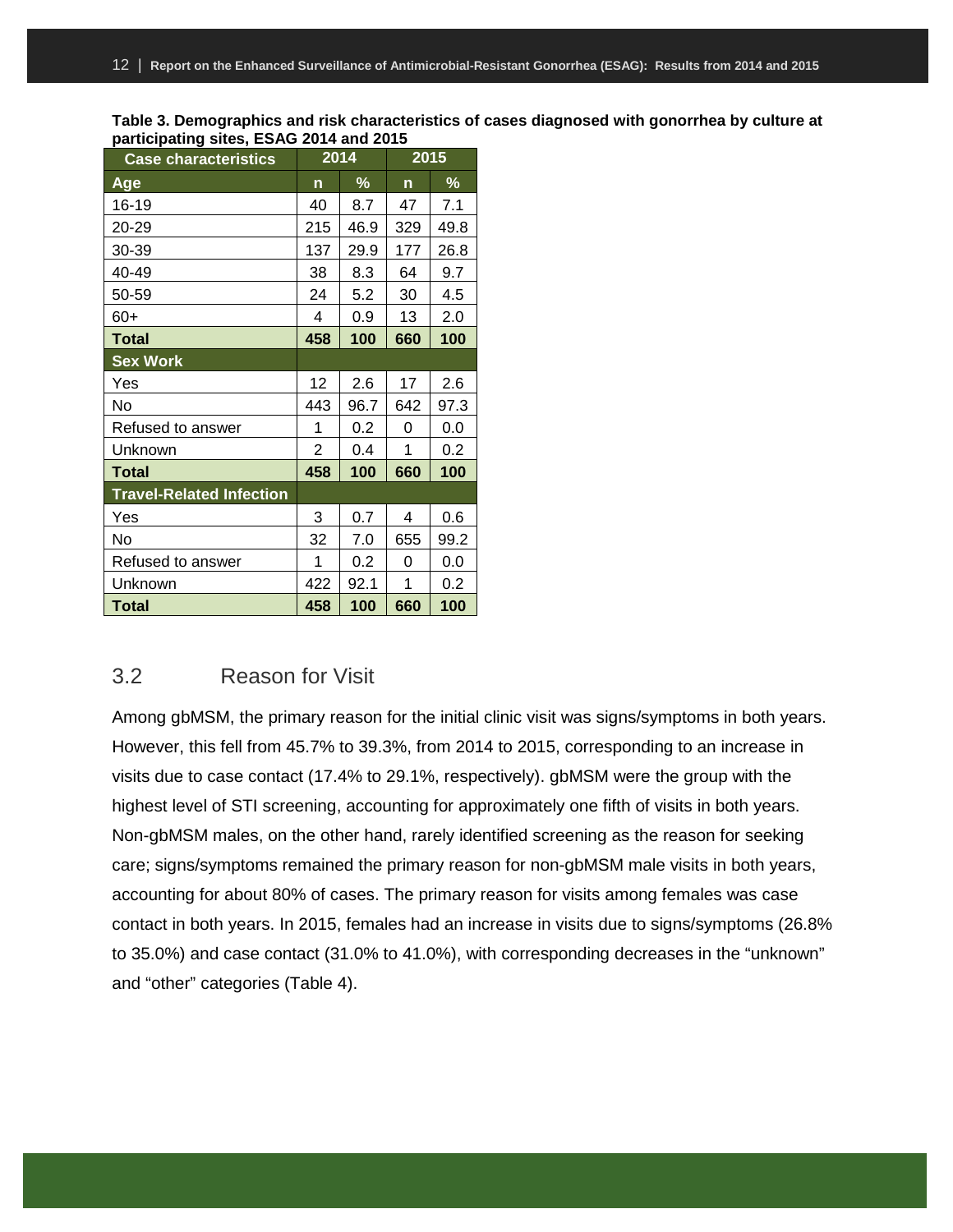**Table 3. Demographics and risk characteristics of cases diagnosed with gonorrhea by culture at participating sites, ESAG 2014 and 2015**

| Case characteristics | 2014 | | 2015 | |
|---|---|---|---|---|
| **Age** | **n** | **%** | **n** | **%** |
| 16-19 | 40 | 8.7 | 47 | 7.1 |
| 20-29 | 215 | 46.9 | 329 | 49.8 |
| 30-39 | 137 | 29.9 | 177 | 26.8 |
| 40-49 | 38 | 8.3 | 64 | 9.7 |
| 50-59 | 24 | 5.2 | 30 | 4.5 |
| 60+ | 4 | 0.9 | 13 | 2.0 |
| **Total** | **458** | **100** | **660** | **100** |
| **Sex Work** | | | | |
| Yes | 12 | 2.6 | 17 | 2.6 |
| No | 443 | 96.7 | 642 | 97.3 |
| Refused to answer | 1 | 0.2 | 0 | 0.0 |
| Unknown | 2 | 0.4 | 1 | 0.2 |
| **Total** | **458** | **100** | **660** | **100** |
| **Travel-Related Infection** | | | | |
| Yes | 3 | 0.7 | 4 | 0.6 |
| No | 32 | 7.0 | 655 | 99.2 |
| Refused to answer | 1 | 0.2 | 0 | 0.0 |
| Unknown | 422 | 92.1 | 1 | 0.2 |
| **Total** | **458** | **100** | **660** | **100** |

## 3.2 Reason for Visit

Among gbMSM, the primary reason for the initial clinic visit was signs/symptoms in both years. However, this fell from 45.7% to 39.3%, from 2014 to 2015, corresponding to an increase in visits due to case contact (17.4% to 29.1%, respectively). gbMSM were the group with the highest level of STI screening, accounting for approximately one fifth of visits in both years. Non-gbMSM males, on the other hand, rarely identified screening as the reason for seeking care; signs/symptoms remained the primary reason for non-gbMSM male visits in both years, accounting for about 80% of cases. The primary reason for visits among females was case contact in both years. In 2015, females had an increase in visits due to signs/symptoms (26.8% to 35.0%) and case contact (31.0% to 41.0%), with corresponding decreases in the "unknown" and "other" categories (Table 4).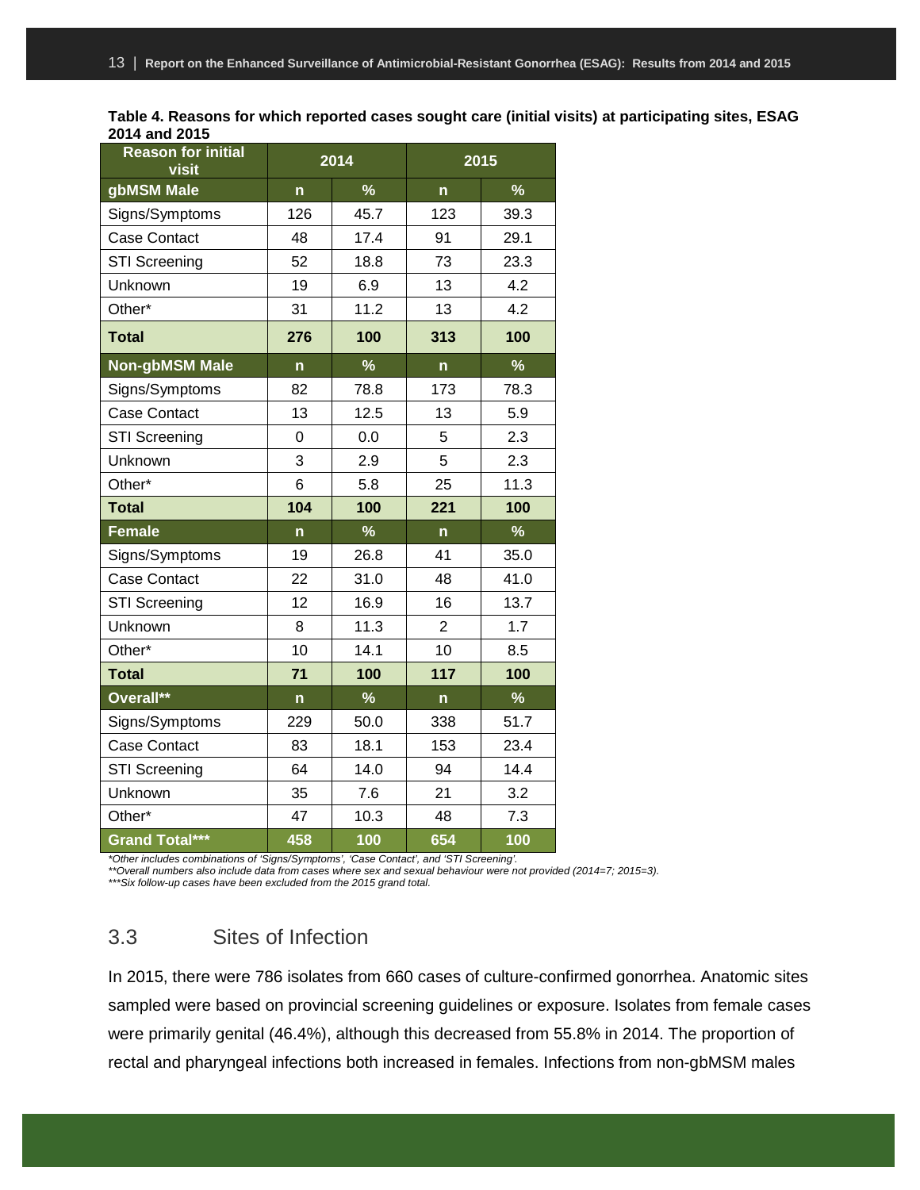**Table 4. Reasons for which reported cases sought care (initial visits) at participating sites, ESAG 2014 and 2015**

| Reason for initial visit | 2014 | | 2015 | |
|---|---|---|---|---|
| **gbMSM Male** | **n** | **%** | **n** | **%** |
| Signs/Symptoms | 126 | 45.7 | 123 | 39.3 |
| Case Contact | 48 | 17.4 | 91 | 29.1 |
| STI Screening | 52 | 18.8 | 73 | 23.3 |
| Unknown | 19 | 6.9 | 13 | 4.2 |
| Other* | 31 | 11.2 | 13 | 4.2 |
| **Total** | **276** | **100** | **313** | **100** |
| **Non-gbMSM Male** | **n** | **%** | **n** | **%** |
| Signs/Symptoms | 82 | 78.8 | 173 | 78.3 |
| Case Contact | 13 | 12.5 | 13 | 5.9 |
| STI Screening | 0 | 0.0 | 5 | 2.3 |
| Unknown | 3 | 2.9 | 5 | 2.3 |
| Other* | 6 | 5.8 | 25 | 11.3 |
| **Total** | **104** | **100** | **221** | **100** |
| **Female** | **n** | **%** | **n** | **%** |
| Signs/Symptoms | 19 | 26.8 | 41 | 35.0 |
| Case Contact | 22 | 31.0 | 48 | 41.0 |
| STI Screening | 12 | 16.9 | 16 | 13.7 |
| Unknown | 8 | 11.3 | 2 | 1.7 |
| Other* | 10 | 14.1 | 10 | 8.5 |
| **Total** | **71** | **100** | **117** | **100** |
| **Overall**** | **n** | **%** | **n** | **%** |
| Signs/Symptoms | 229 | 50.0 | 338 | 51.7 |
| Case Contact | 83 | 18.1 | 153 | 23.4 |
| STI Screening | 64 | 14.0 | 94 | 14.4 |
| Unknown | 35 | 7.6 | 21 | 3.2 |
| Other* | 47 | 10.3 | 48 | 7.3 |
| **Grand Total***** | **458** | **100** | **654** | **100** |

*\*Other includes combinations of 'Signs/Symptoms', 'Case Contact', and 'STI Screening'.*
*\*\*Overall numbers also include data from cases where sex and sexual behaviour were not provided (2014=7; 2015=3).*
*\*\*\*Six follow-up cases have been excluded from the 2015 grand total.*

## 3.3 Sites of Infection

In 2015, there were 786 isolates from 660 cases of culture-confirmed gonorrhea. Anatomic sites sampled were based on provincial screening guidelines or exposure. Isolates from female cases were primarily genital (46.4%), although this decreased from 55.8% in 2014. The proportion of rectal and pharyngeal infections both increased in females. Infections from non-gbMSM males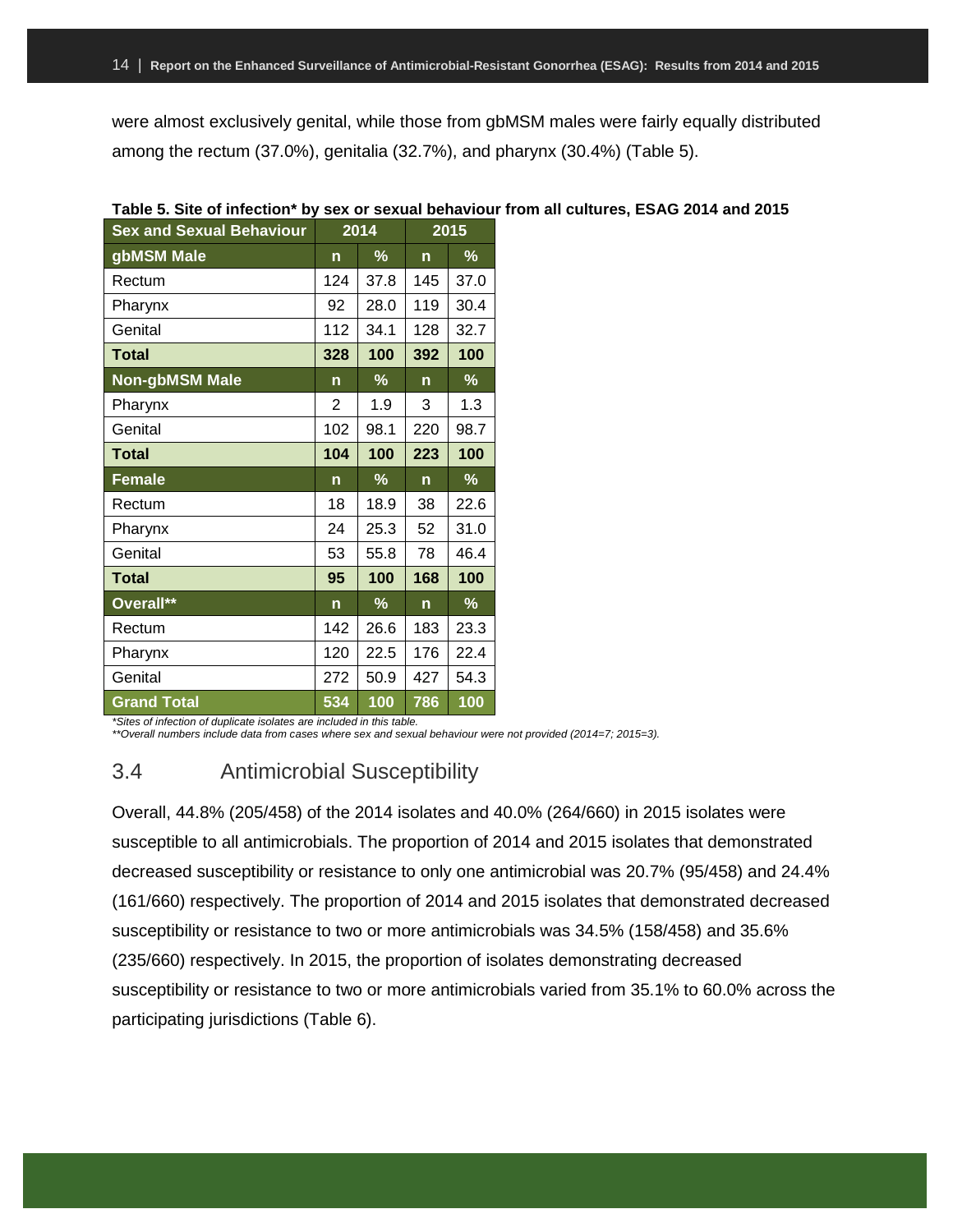were almost exclusively genital, while those from gbMSM males were fairly equally distributed among the rectum (37.0%), genitalia (32.7%), and pharynx (30.4%) (Table 5).

**Table 5. Site of infection* by sex or sexual behaviour from all cultures, ESAG 2014 and 2015**

| Sex and Sexual Behaviour | 2014 | | 2015 | |
|---|---|---|---|---|
| **gbMSM Male** | **n** | **%** | **n** | **%** |
| Rectum | 124 | 37.8 | 145 | 37.0 |
| Pharynx | 92 | 28.0 | 119 | 30.4 |
| Genital | 112 | 34.1 | 128 | 32.7 |
| **Total** | **328** | **100** | **392** | **100** |
| **Non-gbMSM Male** | **n** | **%** | **n** | **%** |
| Pharynx | 2 | 1.9 | 3 | 1.3 |
| Genital | 102 | 98.1 | 220 | 98.7 |
| **Total** | **104** | **100** | **223** | **100** |
| **Female** | **n** | **%** | **n** | **%** |
| Rectum | 18 | 18.9 | 38 | 22.6 |
| Pharynx | 24 | 25.3 | 52 | 31.0 |
| Genital | 53 | 55.8 | 78 | 46.4 |
| **Total** | **95** | **100** | **168** | **100** |
| **Overall**** | **n** | **%** | **n** | **%** |
| Rectum | 142 | 26.6 | 183 | 23.3 |
| Pharynx | 120 | 22.5 | 176 | 22.4 |
| Genital | 272 | 50.9 | 427 | 54.3 |
| **Grand Total** | **534** | **100** | **786** | **100** |

*Sites of infection of duplicate isolates are included in this table.*
*\*\*Overall numbers include data from cases where sex and sexual behaviour were not provided (2014=7; 2015=3).*

## 3.4 Antimicrobial Susceptibility

Overall, 44.8% (205/458) of the 2014 isolates and 40.0% (264/660) in 2015 isolates were susceptible to all antimicrobials. The proportion of 2014 and 2015 isolates that demonstrated decreased susceptibility or resistance to only one antimicrobial was 20.7% (95/458) and 24.4% (161/660) respectively. The proportion of 2014 and 2015 isolates that demonstrated decreased susceptibility or resistance to two or more antimicrobials was 34.5% (158/458) and 35.6% (235/660) respectively. In 2015, the proportion of isolates demonstrating decreased susceptibility or resistance to two or more antimicrobials varied from 35.1% to 60.0% across the participating jurisdictions (Table 6).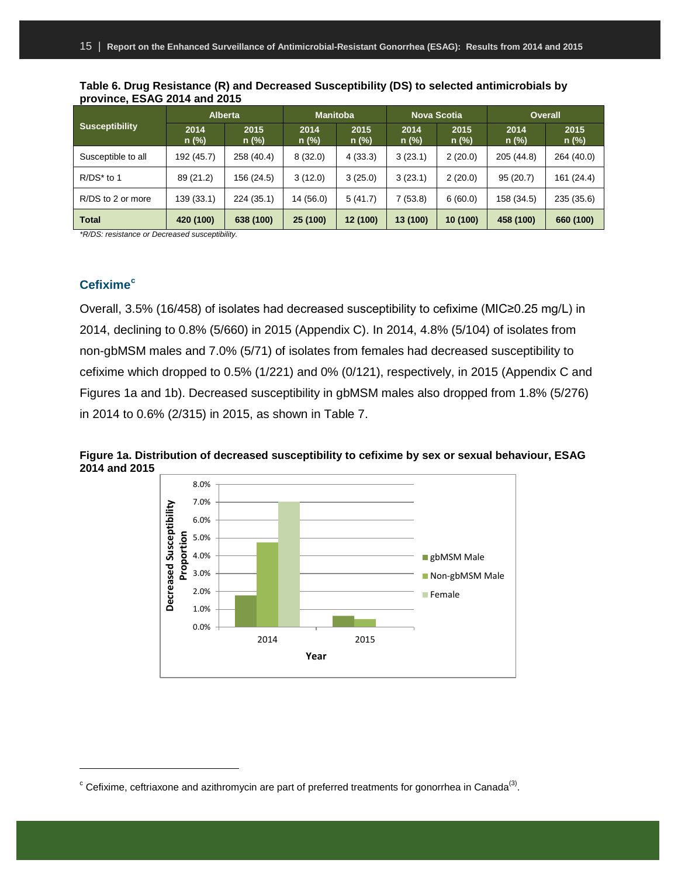**Table 6. Drug Resistance (R) and Decreased Susceptibility (DS) to selected antimicrobials by province, ESAG 2014 and 2015**

| Susceptibility | Alberta | | Manitoba | | Nova Scotia | | Overall | |
|---|---|---|---|---|---|---|---|---|
| | 2014 n (%) | 2015 n (%) | 2014 n (%) | 2015 n (%) | 2014 n (%) | 2015 n (%) | 2014 n (%) | 2015 n (%) |
| Susceptible to all | 192 (45.7) | 258 (40.4) | 8 (32.0) | 4 (33.3) | 3 (23.1) | 2 (20.0) | 205 (44.8) | 264 (40.0) |
| R/DS* to 1 | 89 (21.2) | 156 (24.5) | 3 (12.0) | 3 (25.0) | 3 (23.1) | 2 (20.0) | 95 (20.7) | 161 (24.4) |
| R/DS to 2 or more | 139 (33.1) | 224 (35.1) | 14 (56.0) | 5 (41.7) | 7 (53.8) | 6 (60.0) | 158 (34.5) | 235 (35.6) |
| **Total** | **420 (100)** | **638 (100)** | **25 (100)** | **12 (100)** | **13 (100)** | **10 (100)** | **458 (100)** | **660 (100)** |

*\*R/DS: resistance or Decreased susceptibility.*

## Cefixime[c]

Overall, 3.5% (16/458) of isolates had decreased susceptibility to cefixime (MIC≥0.25 mg/L) in 2014, declining to 0.8% (5/660) in 2015 (Appendix C). In 2014, 4.8% (5/104) of isolates from non-gbMSM males and 7.0% (5/71) of isolates from females had decreased susceptibility to cefixime which dropped to 0.5% (1/221) and 0% (0/121), respectively, in 2015 (Appendix C and Figures 1a and 1b). Decreased susceptibility in gbMSM males also dropped from 1.8% (5/276) in 2014 to 0.6% (2/315) in 2015, as shown in Table 7.

**Figure 1a. Distribution of decreased susceptibility to cefixime by sex or sexual behaviour, ESAG 2014 and 2015**

[c] Cefixime, ceftriaxone and azithromycin are part of preferred treatments for gonorrhea in Canada[3].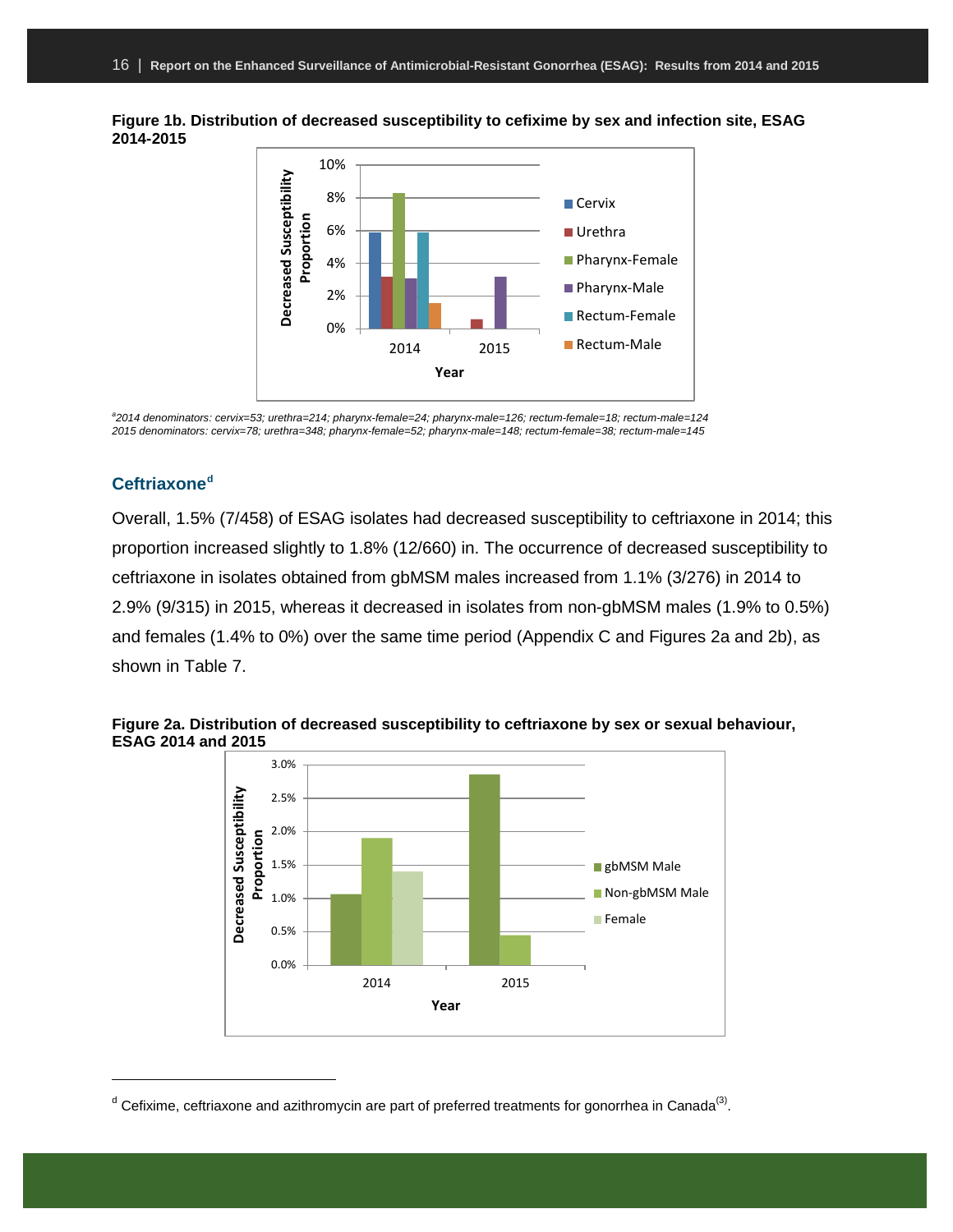**Figure 1b. Distribution of decreased susceptibility to cefixime by sex and infection site, ESAG 2014-2015**

[a]2014 denominators: cervix=53; urethra=214; pharynx-female=24; pharynx-male=126; rectum-female=18; rectum-male=124
2015 denominators: cervix=78; urethra=348; pharynx-female=52; pharynx-male=148; rectum-female=38; rectum-male=145

## Ceftriaxone[d]

Overall, 1.5% (7/458) of ESAG isolates had decreased susceptibility to ceftriaxone in 2014; this proportion increased slightly to 1.8% (12/660) in. The occurrence of decreased susceptibility to ceftriaxone in isolates obtained from gbMSM males increased from 1.1% (3/276) in 2014 to 2.9% (9/315) in 2015, whereas it decreased in isolates from non-gbMSM males (1.9% to 0.5%) and females (1.4% to 0%) over the same time period (Appendix C and Figures 2a and 2b), as shown in Table 7.

**Figure 2a. Distribution of decreased susceptibility to ceftriaxone by sex or sexual behaviour, ESAG 2014 and 2015**

[d] Cefixime, ceftriaxone and azithromycin are part of preferred treatments for gonorrhea in Canada[3].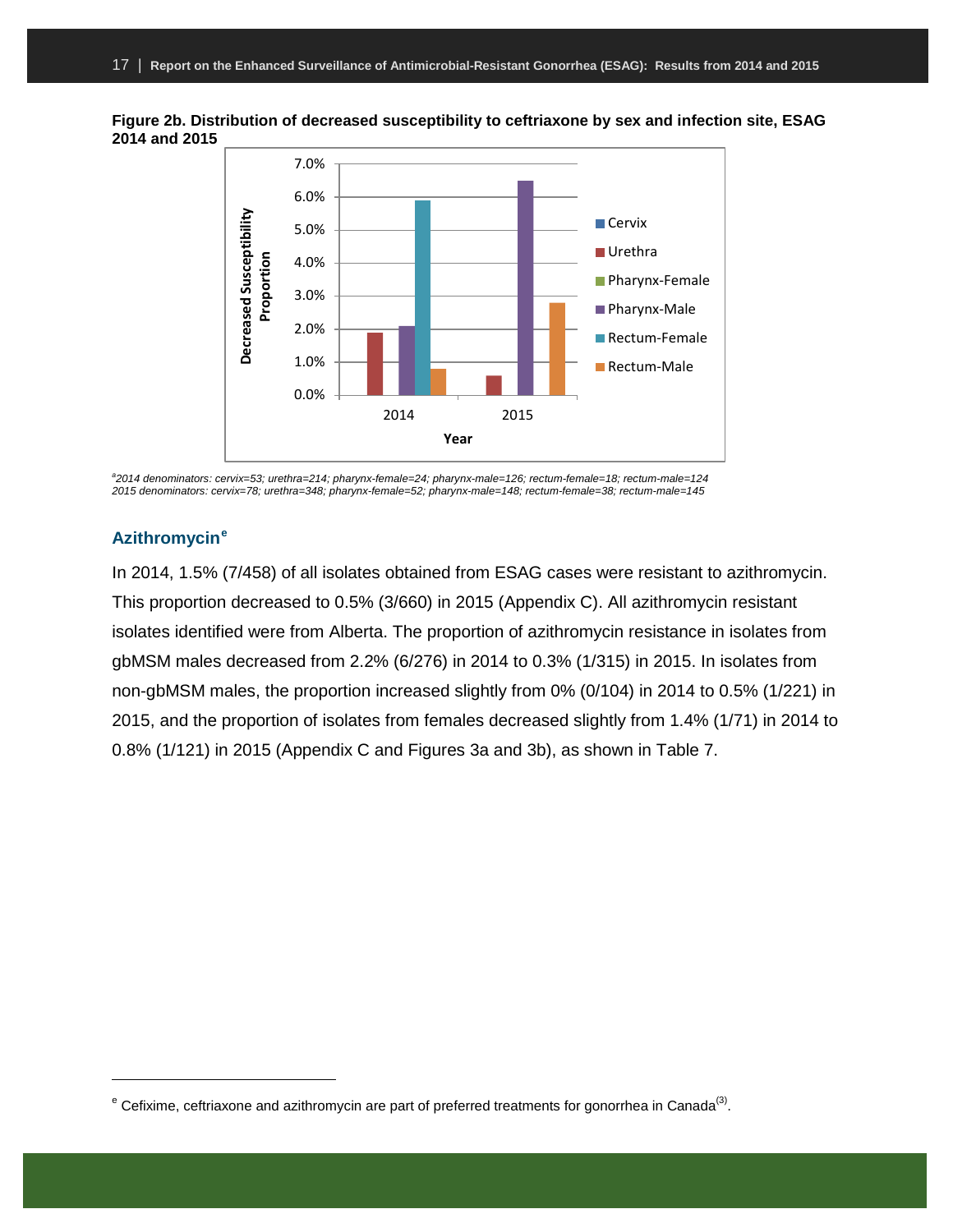**Figure 2b. Distribution of decreased susceptibility to ceftriaxone by sex and infection site, ESAG 2014 and 2015**

*[a]2014 denominators: cervix=53; urethra=214; pharynx-female=24; pharynx-male=126; rectum-female=18; rectum-male=124*
*2015 denominators: cervix=78; urethra=348; pharynx-female=52; pharynx-male=148; rectum-female=38; rectum-male=145*

### Azithromycin[e]

In 2014, 1.5% (7/458) of all isolates obtained from ESAG cases were resistant to azithromycin. This proportion decreased to 0.5% (3/660) in 2015 (Appendix C). All azithromycin resistant isolates identified were from Alberta. The proportion of azithromycin resistance in isolates from gbMSM males decreased from 2.2% (6/276) in 2014 to 0.3% (1/315) in 2015. In isolates from non-gbMSM males, the proportion increased slightly from 0% (0/104) in 2014 to 0.5% (1/221) in 2015, and the proportion of isolates from females decreased slightly from 1.4% (1/71) in 2014 to 0.8% (1/121) in 2015 (Appendix C and Figures 3a and 3b), as shown in Table 7.

---

[e] Cefixime, ceftriaxone and azithromycin are part of preferred treatments for gonorrhea in Canada[3].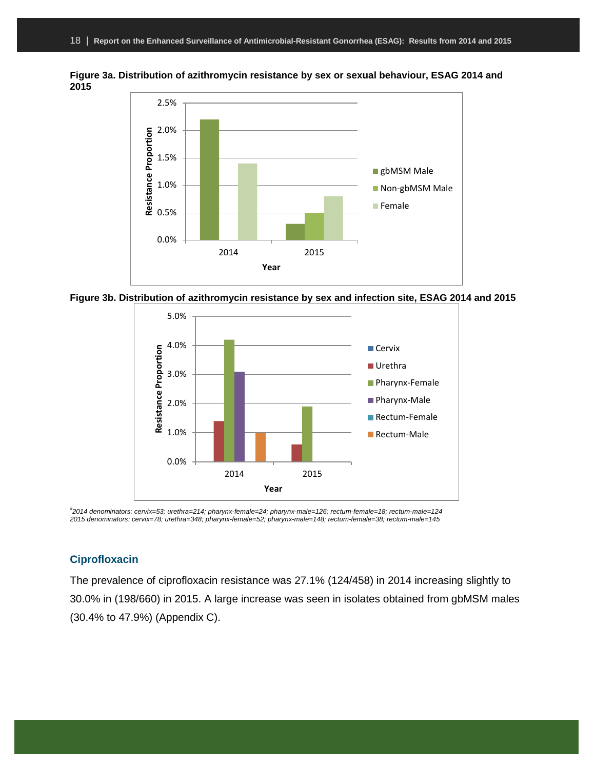**Figure 3a. Distribution of azithromycin resistance by sex or sexual behaviour, ESAG 2014 and 2015**

**Figure 3b. Distribution of azithromycin resistance by sex and infection site, ESAG 2014 and 2015**

*[a]2014 denominators: cervix=53; urethra=214; pharynx-female=24; pharynx-male=126; rectum-female=18; rectum-male=124*
*2015 denominators: cervix=78; urethra=348; pharynx-female=52; pharynx-male=148; rectum-female=38; rectum-male=145*

## Ciprofloxacin

The prevalence of ciprofloxacin resistance was 27.1% (124/458) in 2014 increasing slightly to 30.0% in (198/660) in 2015. A large increase was seen in isolates obtained from gbMSM males (30.4% to 47.9%) (Appendix C).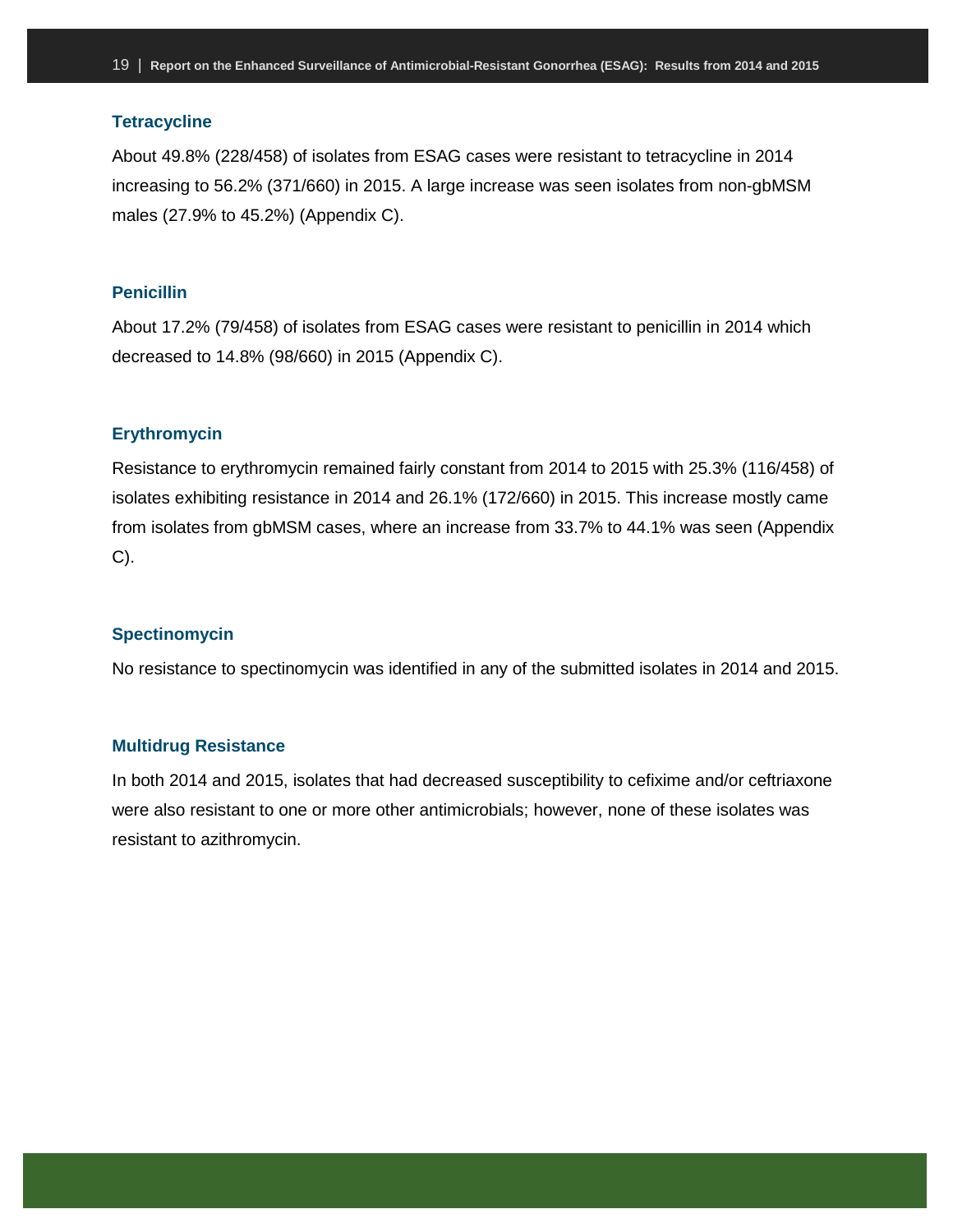### Tetracycline

About 49.8% (228/458) of isolates from ESAG cases were resistant to tetracycline in 2014 increasing to 56.2% (371/660) in 2015. A large increase was seen isolates from non-gbMSM males (27.9% to 45.2%) (Appendix C).

### Penicillin

About 17.2% (79/458) of isolates from ESAG cases were resistant to penicillin in 2014 which decreased to 14.8% (98/660) in 2015 (Appendix C).

### Erythromycin

Resistance to erythromycin remained fairly constant from 2014 to 2015 with 25.3% (116/458) of isolates exhibiting resistance in 2014 and 26.1% (172/660) in 2015. This increase mostly came from isolates from gbMSM cases, where an increase from 33.7% to 44.1% was seen (Appendix C).

### Spectinomycin

No resistance to spectinomycin was identified in any of the submitted isolates in 2014 and 2015.

### Multidrug Resistance

In both 2014 and 2015, isolates that had decreased susceptibility to cefixime and/or ceftriaxone were also resistant to one or more other antimicrobials; however, none of these isolates was resistant to azithromycin.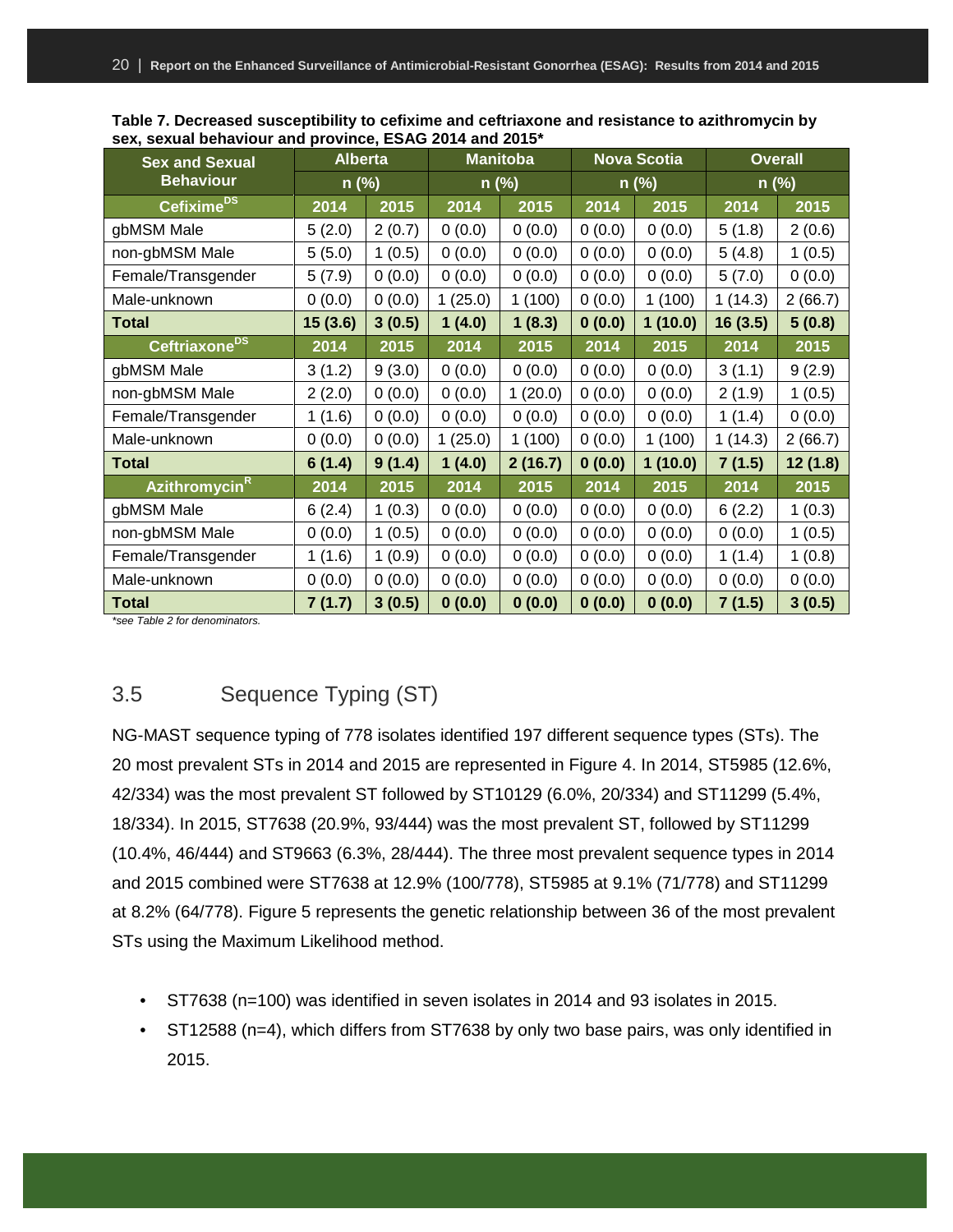**Table 7. Decreased susceptibility to cefixime and ceftriaxone and resistance to azithromycin by sex, sexual behaviour and province, ESAG 2014 and 2015***

| Sex and Sexual Behaviour | Alberta | | Manitoba | | Nova Scotia | | Overall | |
|---|---|---|---|---|---|---|---|---|
| | n (%) | | n (%) | | n (%) | | n (%) | |
| **Cefixime[DS]** | **2014** | **2015** | **2014** | **2015** | **2014** | **2015** | **2014** | **2015** |
| gbMSM Male | 5 (2.0) | 2 (0.7) | 0 (0.0) | 0 (0.0) | 0 (0.0) | 0 (0.0) | 5 (1.8) | 2 (0.6) |
| non-gbMSM Male | 5 (5.0) | 1 (0.5) | 0 (0.0) | 0 (0.0) | 0 (0.0) | 0 (0.0) | 5 (4.8) | 1 (0.5) |
| Female/Transgender | 5 (7.9) | 0 (0.0) | 0 (0.0) | 0 (0.0) | 0 (0.0) | 0 (0.0) | 5 (7.0) | 0 (0.0) |
| Male-unknown | 0 (0.0) | 0 (0.0) | 1 (25.0) | 1 (100) | 0 (0.0) | 1 (100) | 1 (14.3) | 2 (66.7) |
| **Total** | **15 (3.6)** | **3 (0.5)** | **1 (4.0)** | **1 (8.3)** | **0 (0.0)** | **1 (10.0)** | **16 (3.5)** | **5 (0.8)** |
| **Ceftriaxone[DS]** | **2014** | **2015** | **2014** | **2015** | **2014** | **2015** | **2014** | **2015** |
| gbMSM Male | 3 (1.2) | 9 (3.0) | 0 (0.0) | 0 (0.0) | 0 (0.0) | 0 (0.0) | 3 (1.1) | 9 (2.9) |
| non-gbMSM Male | 2 (2.0) | 0 (0.0) | 0 (0.0) | 1 (20.0) | 0 (0.0) | 0 (0.0) | 2 (1.9) | 1 (0.5) |
| Female/Transgender | 1 (1.6) | 0 (0.0) | 0 (0.0) | 0 (0.0) | 0 (0.0) | 0 (0.0) | 1 (1.4) | 0 (0.0) |
| Male-unknown | 0 (0.0) | 0 (0.0) | 1 (25.0) | 1 (100) | 0 (0.0) | 1 (100) | 1 (14.3) | 2 (66.7) |
| **Total** | **6 (1.4)** | **9 (1.4)** | **1 (4.0)** | **2 (16.7)** | **0 (0.0)** | **1 (10.0)** | **7 (1.5)** | **12 (1.8)** |
| **Azithromycin[R]** | **2014** | **2015** | **2014** | **2015** | **2014** | **2015** | **2014** | **2015** |
| gbMSM Male | 6 (2.4) | 1 (0.3) | 0 (0.0) | 0 (0.0) | 0 (0.0) | 0 (0.0) | 6 (2.2) | 1 (0.3) |
| non-gbMSM Male | 0 (0.0) | 1 (0.5) | 0 (0.0) | 0 (0.0) | 0 (0.0) | 0 (0.0) | 0 (0.0) | 1 (0.5) |
| Female/Transgender | 1 (1.6) | 1 (0.9) | 0 (0.0) | 0 (0.0) | 0 (0.0) | 0 (0.0) | 1 (1.4) | 1 (0.8) |
| Male-unknown | 0 (0.0) | 0 (0.0) | 0 (0.0) | 0 (0.0) | 0 (0.0) | 0 (0.0) | 0 (0.0) | 0 (0.0) |
| **Total** | **7 (1.7)** | **3 (0.5)** | **0 (0.0)** | **0 (0.0)** | **0 (0.0)** | **0 (0.0)** | **7 (1.5)** | **3 (0.5)** |

*\*see Table 2 for denominators.*

## 3.5 Sequence Typing (ST)

NG-MAST sequence typing of 778 isolates identified 197 different sequence types (STs). The 20 most prevalent STs in 2014 and 2015 are represented in Figure 4. In 2014, ST5985 (12.6%, 42/334) was the most prevalent ST followed by ST10129 (6.0%, 20/334) and ST11299 (5.4%, 18/334). In 2015, ST7638 (20.9%, 93/444) was the most prevalent ST, followed by ST11299 (10.4%, 46/444) and ST9663 (6.3%, 28/444). The three most prevalent sequence types in 2014 and 2015 combined were ST7638 at 12.9% (100/778), ST5985 at 9.1% (71/778) and ST11299 at 8.2% (64/778). Figure 5 represents the genetic relationship between 36 of the most prevalent STs using the Maximum Likelihood method.

- ST7638 (n=100) was identified in seven isolates in 2014 and 93 isolates in 2015.
- ST12588 (n=4), which differs from ST7638 by only two base pairs, was only identified in 2015.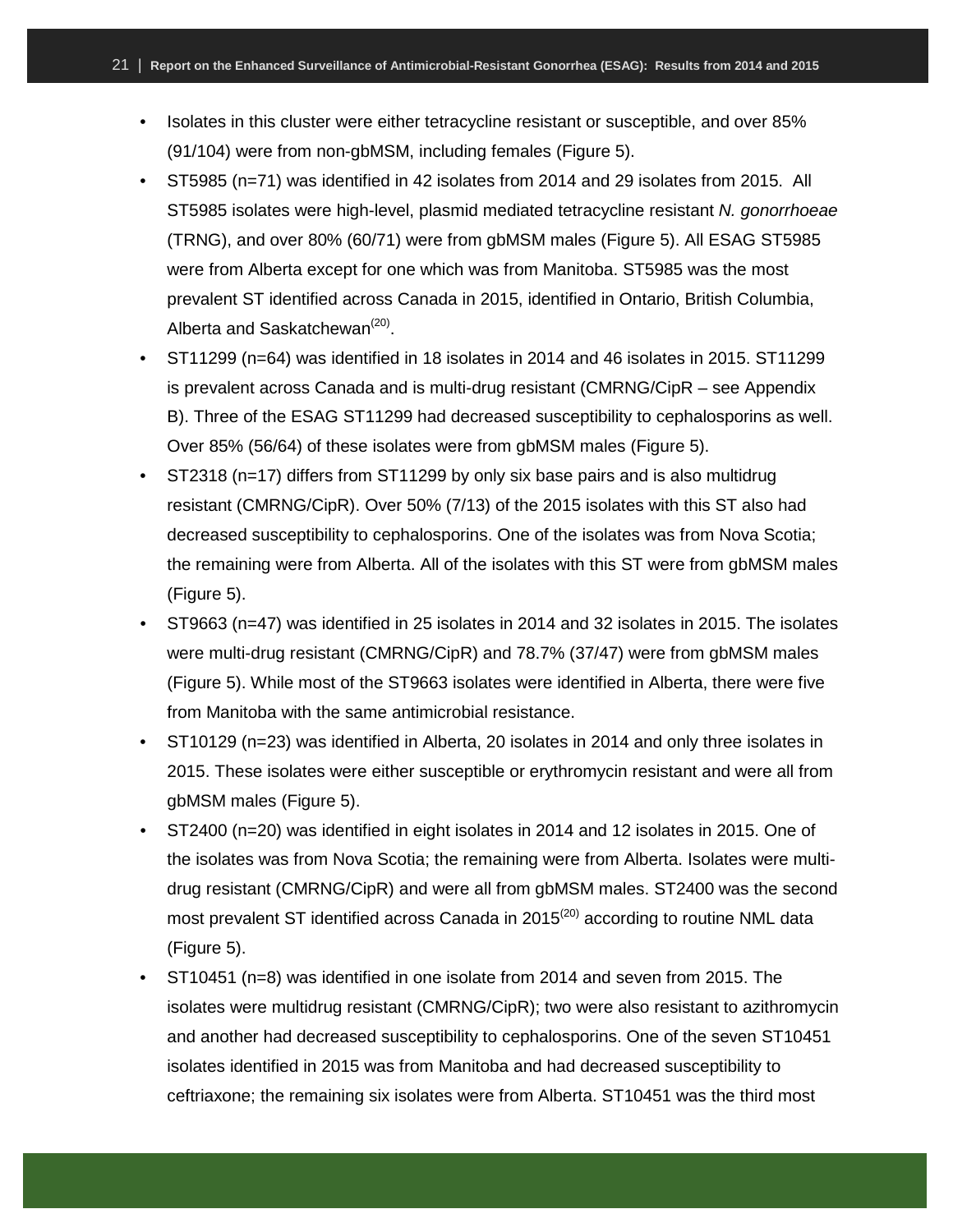- Isolates in this cluster were either tetracycline resistant or susceptible, and over 85% (91/104) were from non-gbMSM, including females (Figure 5).
- ST5985 (n=71) was identified in 42 isolates from 2014 and 29 isolates from 2015. All ST5985 isolates were high-level, plasmid mediated tetracycline resistant *N. gonorrhoeae* (TRNG), and over 80% (60/71) were from gbMSM males (Figure 5). All ESAG ST5985 were from Alberta except for one which was from Manitoba. ST5985 was the most prevalent ST identified across Canada in 2015, identified in Ontario, British Columbia, Alberta and Saskatchewan[20].
- ST11299 (n=64) was identified in 18 isolates in 2014 and 46 isolates in 2015. ST11299 is prevalent across Canada and is multi-drug resistant (CMRNG/CipR – see Appendix B). Three of the ESAG ST11299 had decreased susceptibility to cephalosporins as well. Over 85% (56/64) of these isolates were from gbMSM males (Figure 5).
- ST2318 (n=17) differs from ST11299 by only six base pairs and is also multidrug resistant (CMRNG/CipR). Over 50% (7/13) of the 2015 isolates with this ST also had decreased susceptibility to cephalosporins. One of the isolates was from Nova Scotia; the remaining were from Alberta. All of the isolates with this ST were from gbMSM males (Figure 5).
- ST9663 (n=47) was identified in 25 isolates in 2014 and 32 isolates in 2015. The isolates were multi-drug resistant (CMRNG/CipR) and 78.7% (37/47) were from gbMSM males (Figure 5). While most of the ST9663 isolates were identified in Alberta, there were five from Manitoba with the same antimicrobial resistance.
- ST10129 (n=23) was identified in Alberta, 20 isolates in 2014 and only three isolates in 2015. These isolates were either susceptible or erythromycin resistant and were all from gbMSM males (Figure 5).
- ST2400 (n=20) was identified in eight isolates in 2014 and 12 isolates in 2015. One of the isolates was from Nova Scotia; the remaining were from Alberta. Isolates were multi-drug resistant (CMRNG/CipR) and were all from gbMSM males. ST2400 was the second most prevalent ST identified across Canada in 2015[20] according to routine NML data (Figure 5).
- ST10451 (n=8) was identified in one isolate from 2014 and seven from 2015. The isolates were multidrug resistant (CMRNG/CipR); two were also resistant to azithromycin and another had decreased susceptibility to cephalosporins. One of the seven ST10451 isolates identified in 2015 was from Manitoba and had decreased susceptibility to ceftriaxone; the remaining six isolates were from Alberta. ST10451 was the third most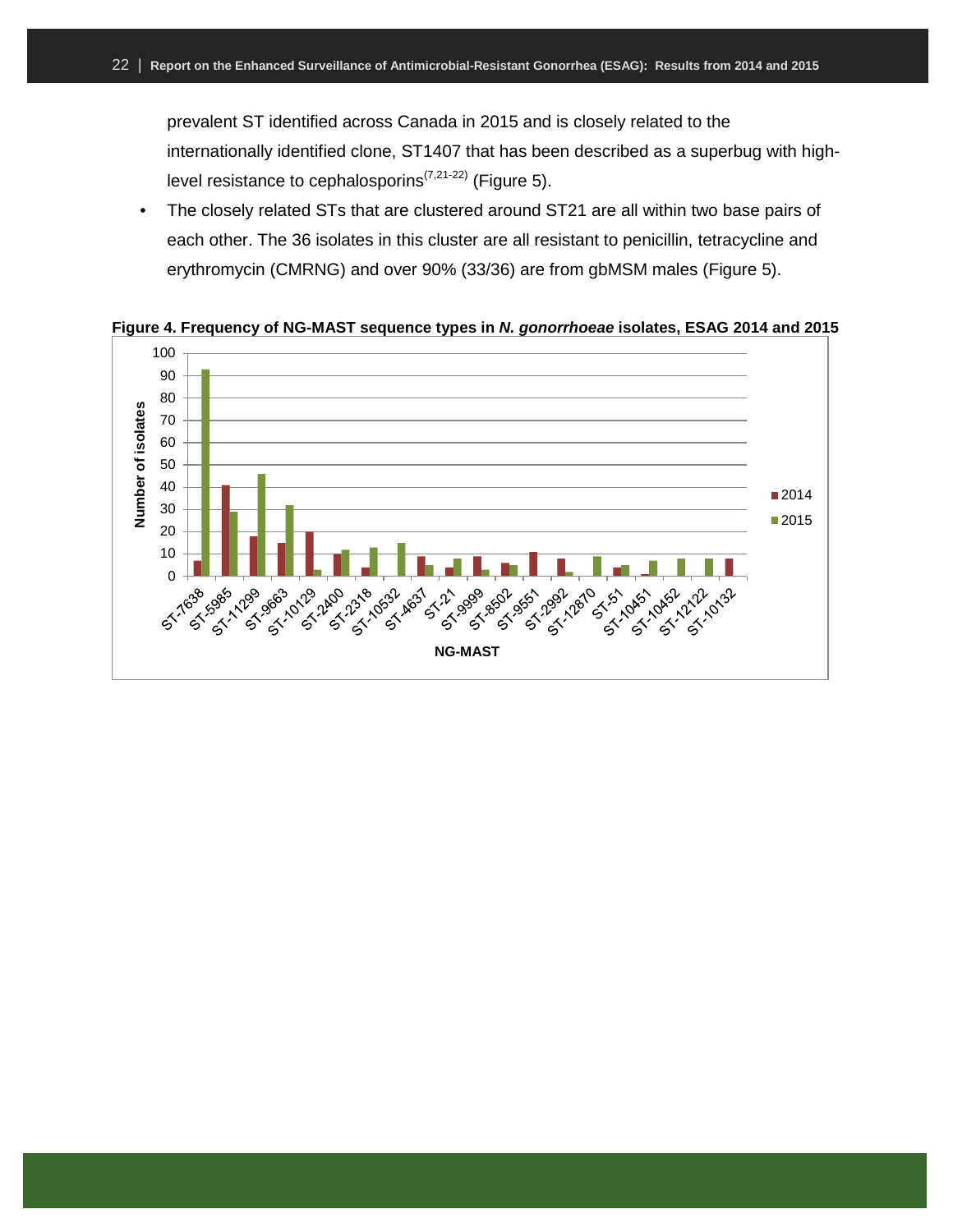prevalent ST identified across Canada in 2015 and is closely related to the internationally identified clone, ST1407 that has been described as a superbug with high-level resistance to cephalosporins[7,21-22] (Figure 5).

- The closely related STs that are clustered around ST21 are all within two base pairs of each other. The 36 isolates in this cluster are all resistant to penicillin, tetracycline and erythromycin (CMRNG) and over 90% (33/36) are from gbMSM males (Figure 5).

**Figure 4. Frequency of NG-MAST sequence types in *N. gonorrhoeae* isolates, ESAG 2014 and 2015**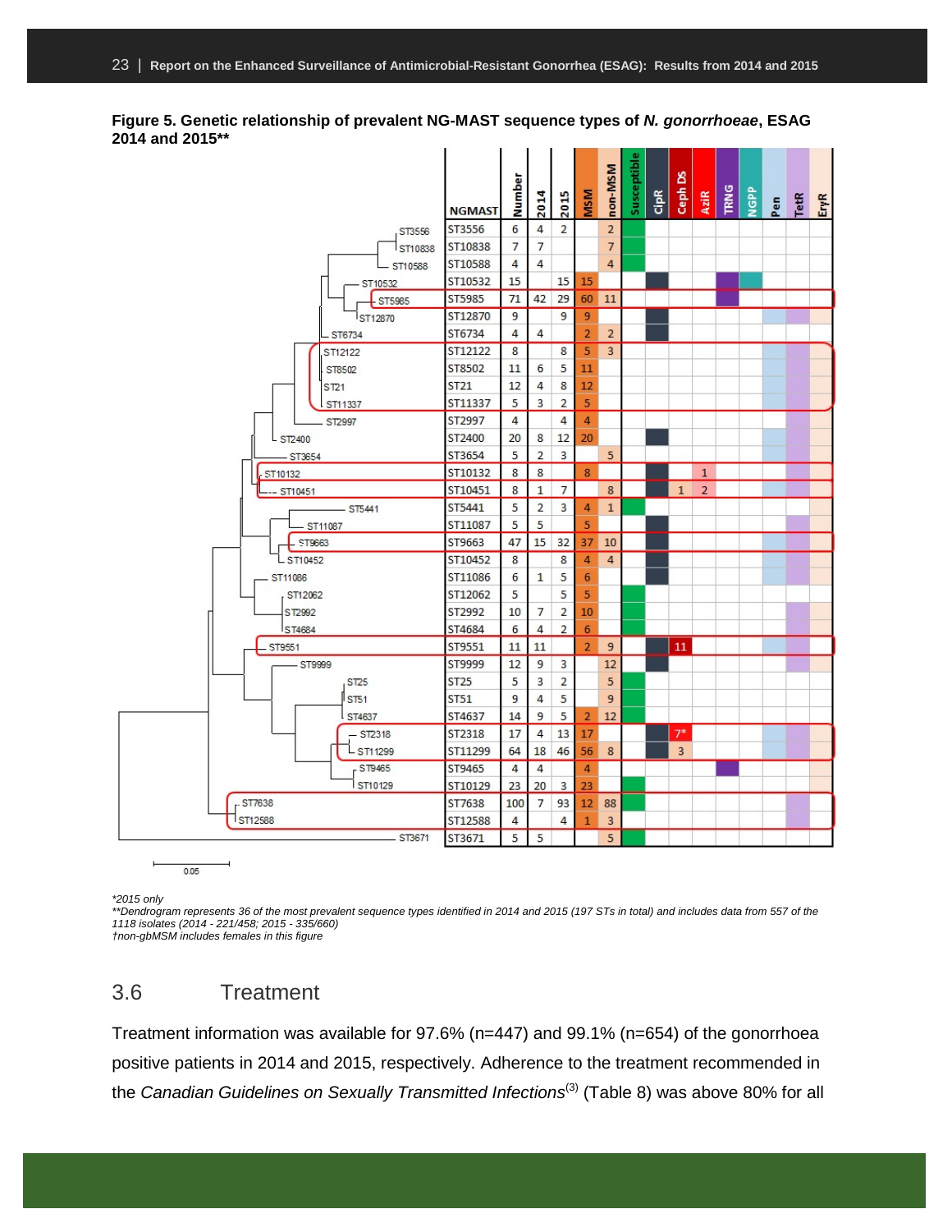**Figure 5. Genetic relationship of prevalent NG-MAST sequence types of *N. gonorrhoeae*, ESAG 2014 and 2015\*\***

| NGMAST | Number | 2014 | 2015 | MSM | non-MSM | Susceptible | CipR | Ceph DS | AziR | TRNG | NGPP | Pen | TetR | EryR |
|---|---|---|---|---|---|---|---|---|---|---|---|---|---|---|
| ST3556 | 6 | 4 | 2 | | 2 | | | | | | | | | |
| ST10838 | 7 | 7 | | | 7 | | | | | | | | | |
| ST10588 | 4 | 4 | | | 4 | | | | | | | | | |
| ST10532 | 15 | | 15 | 15 | | | | | | | | | | |
| ST5985 | 71 | 42 | 29 | 60 | 11 | | | | | | | | | |
| ST12870 | 9 | | 9 | 9 | | | | | | | | | | |
| ST6734 | 4 | 4 | | 2 | 2 | | | | | | | | | |
| ST12122 | 8 | | 8 | 5 | 3 | | | | | | | | | |
| ST8502 | 11 | 6 | 5 | 11 | | | | | | | | | | |
| ST21 | 12 | 4 | 8 | 12 | | | | | | | | | | |
| ST11337 | 5 | 3 | 2 | 5 | | | | | | | | | | |
| ST2997 | 4 | | 4 | 4 | | | | | | | | | | |
| ST2400 | 20 | 8 | 12 | 20 | | | | | | | | | | |
| ST3654 | 5 | 2 | 3 | | 5 | | | | | | | | | |
| ST10132 | 8 | 8 | | 8 | | | | | 1 | | | | | |
| ST10451 | 8 | 1 | 7 | | 8 | | | 1 | 2 | | | | | |
| ST5441 | 5 | 2 | 3 | 4 | 1 | | | | | | | | | |
| ST11087 | 5 | 5 | | 5 | | | | | | | | | | |
| ST9663 | 47 | 15 | 32 | 37 | 10 | | | | | | | | | |
| ST10452 | 8 | | 8 | 4 | 4 | | | | | | | | | |
| ST11086 | 6 | 1 | 5 | 6 | | | | | | | | | | |
| ST12062 | 5 | | 5 | 5 | | | | | | | | | | |
| ST2992 | 10 | 7 | 2 | 10 | | | | | | | | | | |
| ST4684 | 6 | 4 | 2 | 6 | | | | | | | | | | |
| ST9551 | 11 | 11 | | 2 | 9 | | | 11 | | | | | | |
| ST9999 | 12 | 9 | 3 | | 12 | | | | | | | | | |
| ST25 | 5 | 3 | 2 | | 5 | | | | | | | | | |
| ST51 | 9 | 4 | 5 | | 9 | | | | | | | | | |
| ST4637 | 14 | 9 | 5 | 2 | 12 | | | | | | | | | |
| ST2318 | 17 | 4 | 13 | 17 | | | | 7* | | | | | | |
| ST11299 | 64 | 18 | 46 | 56 | 8 | | | 3 | | | | | | |
| ST9465 | 4 | 4 | | 4 | | | | | | | | | | |
| ST10129 | 23 | 20 | 3 | 23 | | | | | | | | | | |
| ST7638 | 100 | 7 | 93 | 12 | 88 | | | | | | | | | |
| ST12588 | 4 | | 4 | 1 | 3 | | | | | | | | | |
| ST3671 | 5 | 5 | | | 5 | | | | | | | | | |

0.05

*\*2015 only*
*\*\*Dendrogram represents 36 of the most prevalent sequence types identified in 2014 and 2015 (197 STs in total) and includes data from 557 of the 1118 isolates (2014 - 221/458; 2015 - 335/660)*
*†non-gbMSM includes females in this figure*

## 3.6 Treatment

Treatment information was available for 97.6% (n=447) and 99.1% (n=654) of the gonorrhoea positive patients in 2014 and 2015, respectively. Adherence to the treatment recommended in the *Canadian Guidelines on Sexually Transmitted Infections*(3) (Table 8) was above 80% for all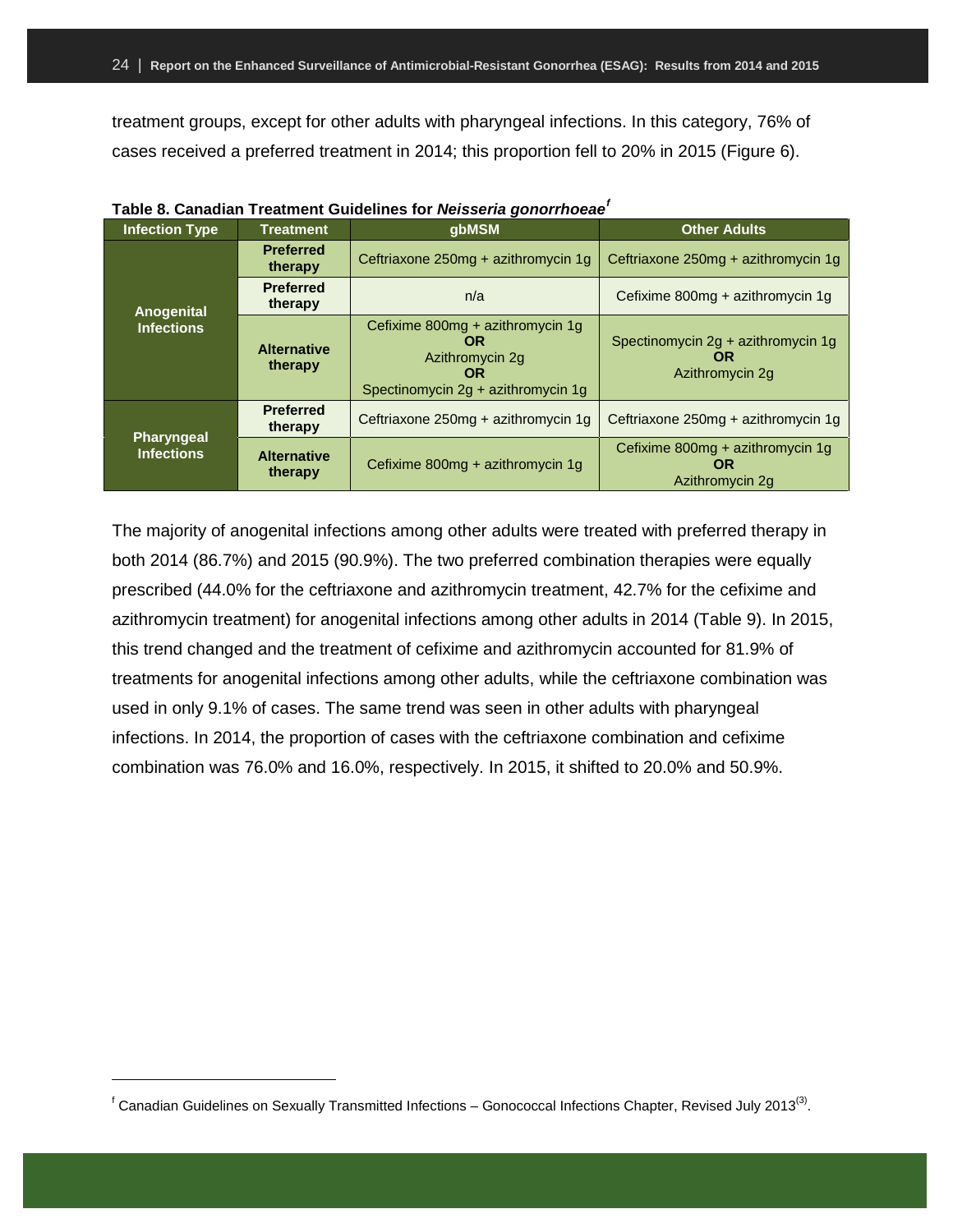treatment groups, except for other adults with pharyngeal infections. In this category, 76% of cases received a preferred treatment in 2014; this proportion fell to 20% in 2015 (Figure 6).

**Table 8. Canadian Treatment Guidelines for *Neisseria gonorrhoeae*[f]**

| Infection Type | Treatment | gbMSM | Other Adults |
|---|---|---|---|
| Anogenital Infections | Preferred therapy | Ceftriaxone 250mg + azithromycin 1g | Ceftriaxone 250mg + azithromycin 1g |
| | Preferred therapy | n/a | Cefixime 800mg + azithromycin 1g |
| | Alternative therapy | Cefixime 800mg + azithromycin 1g **OR** Azithromycin 2g **OR** Spectinomycin 2g + azithromycin 1g | Spectinomycin 2g + azithromycin 1g **OR** Azithromycin 2g |
| Pharyngeal Infections | Preferred therapy | Ceftriaxone 250mg + azithromycin 1g | Ceftriaxone 250mg + azithromycin 1g |
| | Alternative therapy | Cefixime 800mg + azithromycin 1g | Cefixime 800mg + azithromycin 1g **OR** Azithromycin 2g |

The majority of anogenital infections among other adults were treated with preferred therapy in both 2014 (86.7%) and 2015 (90.9%). The two preferred combination therapies were equally prescribed (44.0% for the ceftriaxone and azithromycin treatment, 42.7% for the cefixime and azithromycin treatment) for anogenital infections among other adults in 2014 (Table 9). In 2015, this trend changed and the treatment of cefixime and azithromycin accounted for 81.9% of treatments for anogenital infections among other adults, while the ceftriaxone combination was used in only 9.1% of cases. The same trend was seen in other adults with pharyngeal infections. In 2014, the proportion of cases with the ceftriaxone combination and cefixime combination was 76.0% and 16.0%, respectively. In 2015, it shifted to 20.0% and 50.9%.

[f] Canadian Guidelines on Sexually Transmitted Infections – Gonococcal Infections Chapter, Revised July 2013[3].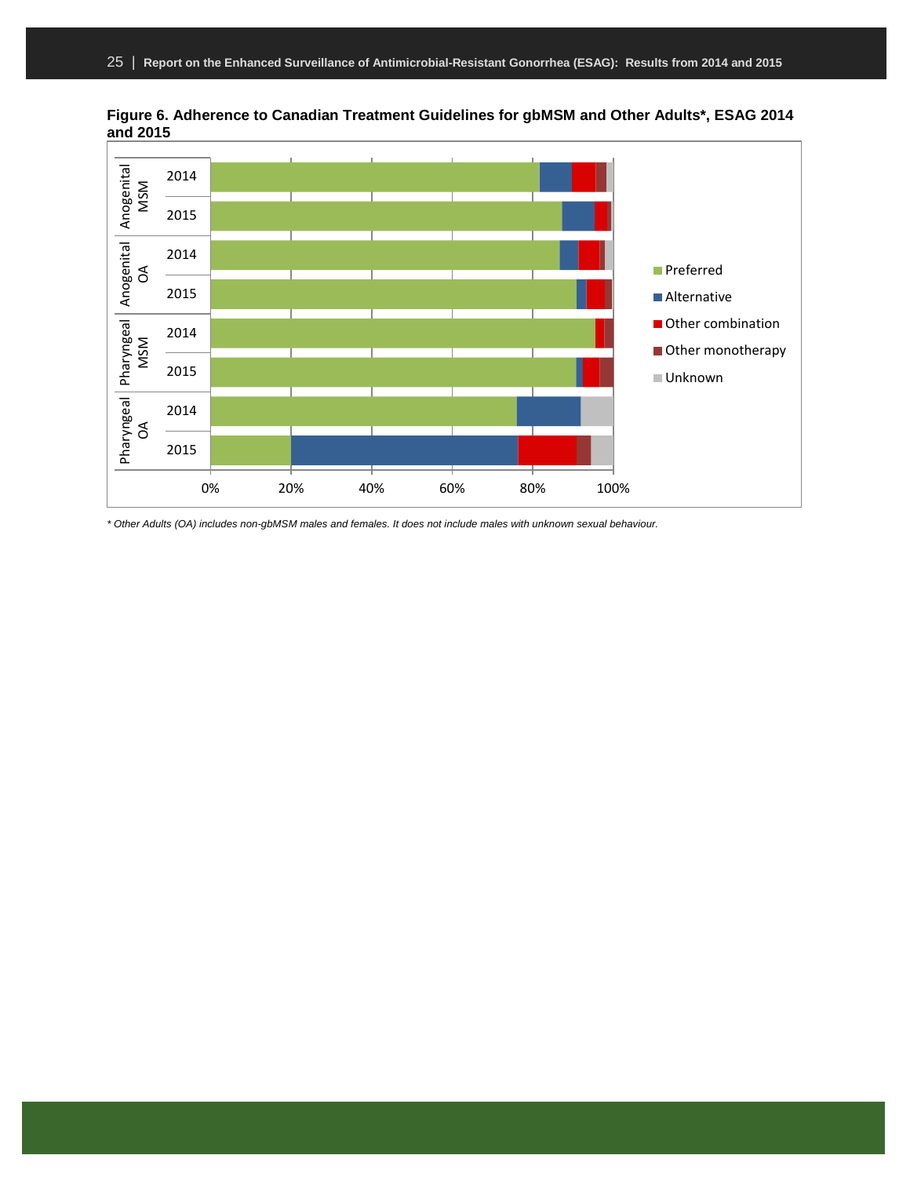**Figure 6. Adherence to Canadian Treatment Guidelines for gbMSM and Other Adults*, ESAG 2014 and 2015**

*\* Other Adults (OA) includes non-gbMSM males and females. It does not include males with unknown sexual behaviour.*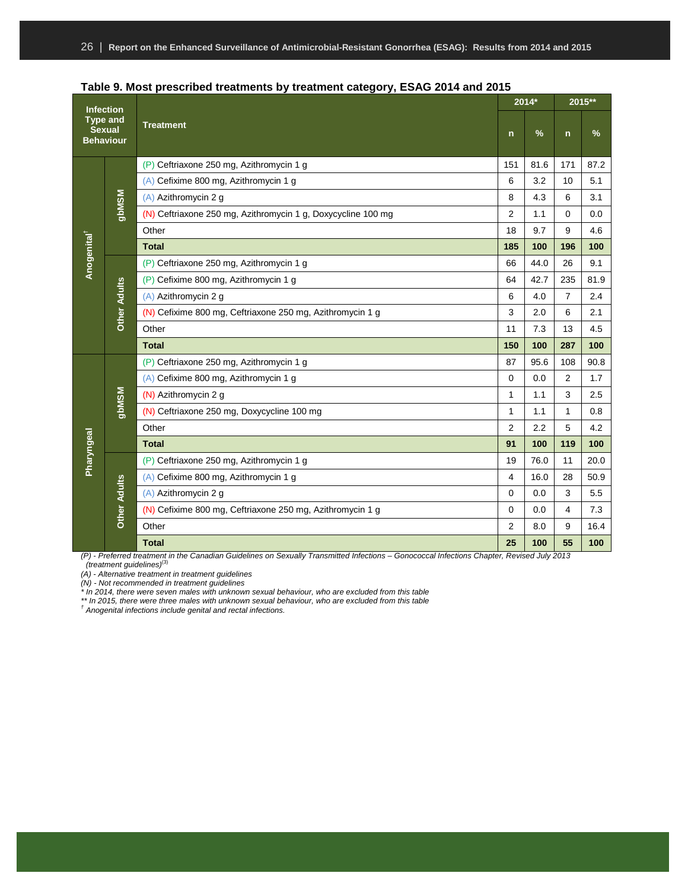**Table 9. Most prescribed treatments by treatment category, ESAG 2014 and 2015**

| Infection Type and Sexual Behaviour | | Treatment | 2014* | | 2015** | |
|---|---|---|---|---|---|---|
| | | | n | % | n | % |
| Anogenital† | gbMSM | (P) Ceftriaxone 250 mg, Azithromycin 1 g | 151 | 81.6 | 171 | 87.2 |
| | | (A) Cefixime 800 mg, Azithromycin 1 g | 6 | 3.2 | 10 | 5.1 |
| | | (A) Azithromycin 2 g | 8 | 4.3 | 6 | 3.1 |
| | | (N) Ceftriaxone 250 mg, Azithromycin 1 g, Doxycycline 100 mg | 2 | 1.1 | 0 | 0.0 |
| | | Other | 18 | 9.7 | 9 | 4.6 |
| | | **Total** | **185** | **100** | **196** | **100** |
| | Other Adults | (P) Ceftriaxone 250 mg, Azithromycin 1 g | 66 | 44.0 | 26 | 9.1 |
| | | (P) Cefixime 800 mg, Azithromycin 1 g | 64 | 42.7 | 235 | 81.9 |
| | | (A) Azithromycin 2 g | 6 | 4.0 | 7 | 2.4 |
| | | (N) Cefixime 800 mg, Ceftriaxone 250 mg, Azithromycin 1 g | 3 | 2.0 | 6 | 2.1 |
| | | Other | 11 | 7.3 | 13 | 4.5 |
| | | **Total** | **150** | **100** | **287** | **100** |
| Pharyngeal | gbMSM | (P) Ceftriaxone 250 mg, Azithromycin 1 g | 87 | 95.6 | 108 | 90.8 |
| | | (A) Cefixime 800 mg, Azithromycin 1 g | 0 | 0.0 | 2 | 1.7 |
| | | (N) Azithromycin 2 g | 1 | 1.1 | 3 | 2.5 |
| | | (N) Ceftriaxone 250 mg, Doxycycline 100 mg | 1 | 1.1 | 1 | 0.8 |
| | | Other | 2 | 2.2 | 5 | 4.2 |
| | | **Total** | **91** | **100** | **119** | **100** |
| | Other Adults | (P) Ceftriaxone 250 mg, Azithromycin 1 g | 19 | 76.0 | 11 | 20.0 |
| | | (A) Cefixime 800 mg, Azithromycin 1 g | 4 | 16.0 | 28 | 50.9 |
| | | (A) Azithromycin 2 g | 0 | 0.0 | 3 | 5.5 |
| | | (N) Cefixime 800 mg, Ceftriaxone 250 mg, Azithromycin 1 g | 0 | 0.0 | 4 | 7.3 |
| | | Other | 2 | 8.0 | 9 | 16.4 |
| | | **Total** | **25** | **100** | **55** | **100** |

*(P) - Preferred treatment in the Canadian Guidelines on Sexually Transmitted Infections – Gonococcal Infections Chapter, Revised July 2013 (treatment guidelines)[3]*
*(A) - Alternative treatment in treatment guidelines*
*(N) - Not recommended in treatment guidelines*
*\* In 2014, there were seven males with unknown sexual behaviour, who are excluded from this table*
*\*\* In 2015, there were three males with unknown sexual behaviour, who are excluded from this table*
*† Anogenital infections include genital and rectal infections.*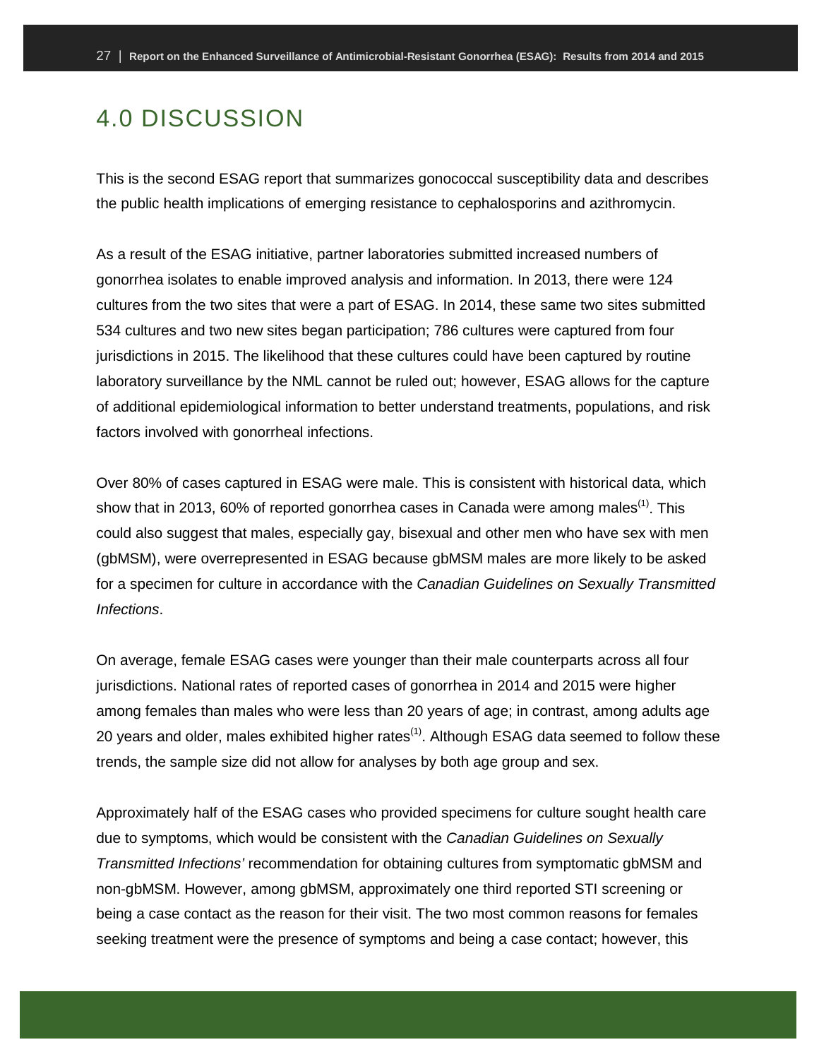# 4.0 DISCUSSION

This is the second ESAG report that summarizes gonococcal susceptibility data and describes the public health implications of emerging resistance to cephalosporins and azithromycin.

As a result of the ESAG initiative, partner laboratories submitted increased numbers of gonorrhea isolates to enable improved analysis and information. In 2013, there were 124 cultures from the two sites that were a part of ESAG. In 2014, these same two sites submitted 534 cultures and two new sites began participation; 786 cultures were captured from four jurisdictions in 2015. The likelihood that these cultures could have been captured by routine laboratory surveillance by the NML cannot be ruled out; however, ESAG allows for the capture of additional epidemiological information to better understand treatments, populations, and risk factors involved with gonorrheal infections.

Over 80% of cases captured in ESAG were male. This is consistent with historical data, which show that in 2013, 60% of reported gonorrhea cases in Canada were among males[(1)]. This could also suggest that males, especially gay, bisexual and other men who have sex with men (gbMSM), were overrepresented in ESAG because gbMSM males are more likely to be asked for a specimen for culture in accordance with the *Canadian Guidelines on Sexually Transmitted Infections*.

On average, female ESAG cases were younger than their male counterparts across all four jurisdictions. National rates of reported cases of gonorrhea in 2014 and 2015 were higher among females than males who were less than 20 years of age; in contrast, among adults age 20 years and older, males exhibited higher rates[(1)]. Although ESAG data seemed to follow these trends, the sample size did not allow for analyses by both age group and sex.

Approximately half of the ESAG cases who provided specimens for culture sought health care due to symptoms, which would be consistent with the *Canadian Guidelines on Sexually Transmitted Infections'* recommendation for obtaining cultures from symptomatic gbMSM and non-gbMSM. However, among gbMSM, approximately one third reported STI screening or being a case contact as the reason for their visit. The two most common reasons for females seeking treatment were the presence of symptoms and being a case contact; however, this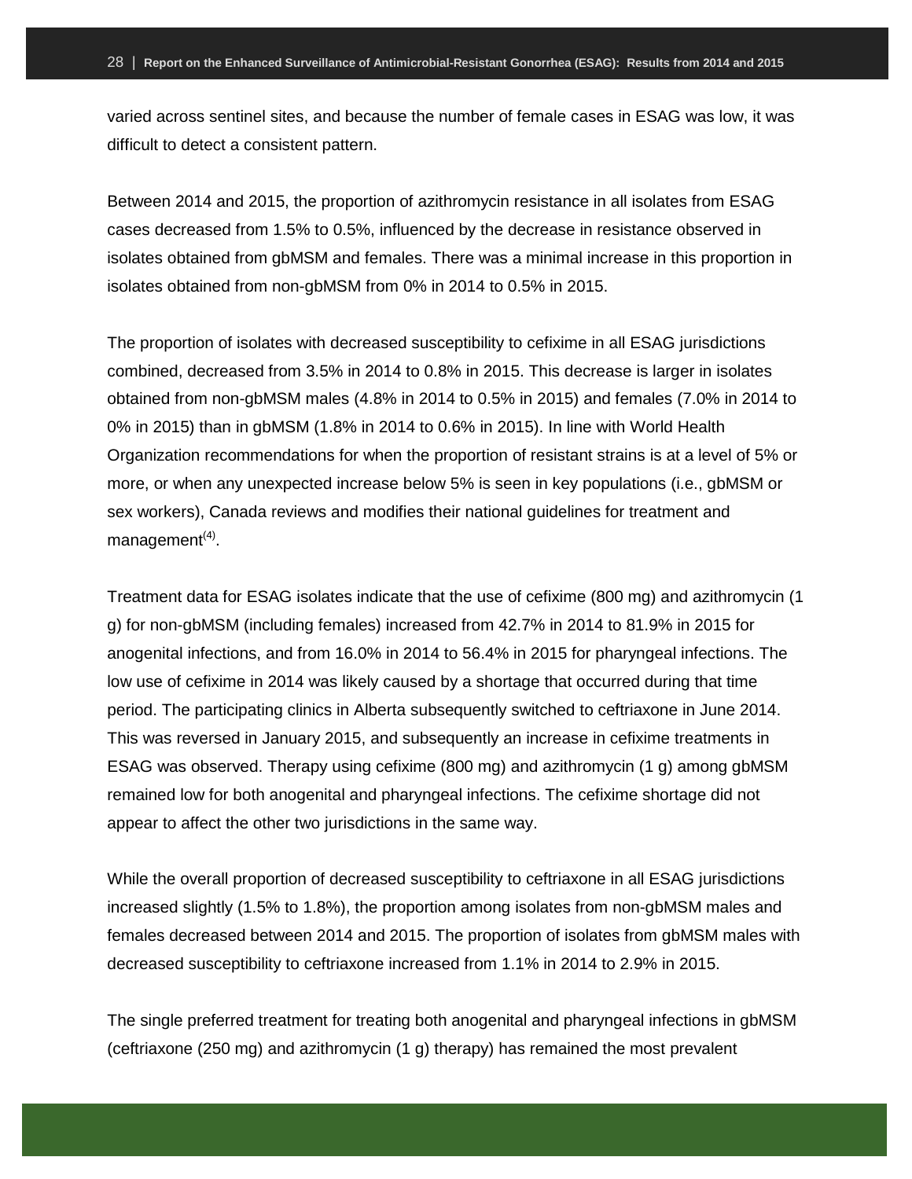varied across sentinel sites, and because the number of female cases in ESAG was low, it was difficult to detect a consistent pattern.

Between 2014 and 2015, the proportion of azithromycin resistance in all isolates from ESAG cases decreased from 1.5% to 0.5%, influenced by the decrease in resistance observed in isolates obtained from gbMSM and females. There was a minimal increase in this proportion in isolates obtained from non-gbMSM from 0% in 2014 to 0.5% in 2015.

The proportion of isolates with decreased susceptibility to cefixime in all ESAG jurisdictions combined, decreased from 3.5% in 2014 to 0.8% in 2015. This decrease is larger in isolates obtained from non-gbMSM males (4.8% in 2014 to 0.5% in 2015) and females (7.0% in 2014 to 0% in 2015) than in gbMSM (1.8% in 2014 to 0.6% in 2015). In line with World Health Organization recommendations for when the proportion of resistant strains is at a level of 5% or more, or when any unexpected increase below 5% is seen in key populations (i.e., gbMSM or sex workers), Canada reviews and modifies their national guidelines for treatment and management[4].

Treatment data for ESAG isolates indicate that the use of cefixime (800 mg) and azithromycin (1 g) for non-gbMSM (including females) increased from 42.7% in 2014 to 81.9% in 2015 for anogenital infections, and from 16.0% in 2014 to 56.4% in 2015 for pharyngeal infections. The low use of cefixime in 2014 was likely caused by a shortage that occurred during that time period. The participating clinics in Alberta subsequently switched to ceftriaxone in June 2014. This was reversed in January 2015, and subsequently an increase in cefixime treatments in ESAG was observed. Therapy using cefixime (800 mg) and azithromycin (1 g) among gbMSM remained low for both anogenital and pharyngeal infections. The cefixime shortage did not appear to affect the other two jurisdictions in the same way.

While the overall proportion of decreased susceptibility to ceftriaxone in all ESAG jurisdictions increased slightly (1.5% to 1.8%), the proportion among isolates from non-gbMSM males and females decreased between 2014 and 2015. The proportion of isolates from gbMSM males with decreased susceptibility to ceftriaxone increased from 1.1% in 2014 to 2.9% in 2015.

The single preferred treatment for treating both anogenital and pharyngeal infections in gbMSM (ceftriaxone (250 mg) and azithromycin (1 g) therapy) has remained the most prevalent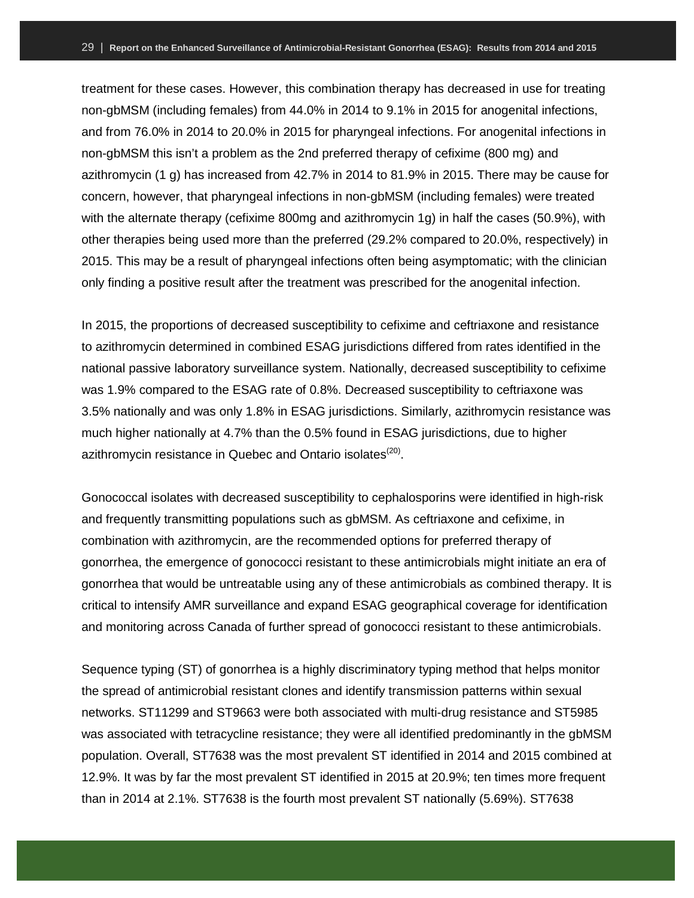treatment for these cases. However, this combination therapy has decreased in use for treating non-gbMSM (including females) from 44.0% in 2014 to 9.1% in 2015 for anogenital infections, and from 76.0% in 2014 to 20.0% in 2015 for pharyngeal infections. For anogenital infections in non-gbMSM this isn't a problem as the 2nd preferred therapy of cefixime (800 mg) and azithromycin (1 g) has increased from 42.7% in 2014 to 81.9% in 2015. There may be cause for concern, however, that pharyngeal infections in non-gbMSM (including females) were treated with the alternate therapy (cefixime 800mg and azithromycin 1g) in half the cases (50.9%), with other therapies being used more than the preferred (29.2% compared to 20.0%, respectively) in 2015. This may be a result of pharyngeal infections often being asymptomatic; with the clinician only finding a positive result after the treatment was prescribed for the anogenital infection.

In 2015, the proportions of decreased susceptibility to cefixime and ceftriaxone and resistance to azithromycin determined in combined ESAG jurisdictions differed from rates identified in the national passive laboratory surveillance system. Nationally, decreased susceptibility to cefixime was 1.9% compared to the ESAG rate of 0.8%. Decreased susceptibility to ceftriaxone was 3.5% nationally and was only 1.8% in ESAG jurisdictions. Similarly, azithromycin resistance was much higher nationally at 4.7% than the 0.5% found in ESAG jurisdictions, due to higher azithromycin resistance in Quebec and Ontario isolates[20].

Gonococcal isolates with decreased susceptibility to cephalosporins were identified in high-risk and frequently transmitting populations such as gbMSM. As ceftriaxone and cefixime, in combination with azithromycin, are the recommended options for preferred therapy of gonorrhea, the emergence of gonococci resistant to these antimicrobials might initiate an era of gonorrhea that would be untreatable using any of these antimicrobials as combined therapy. It is critical to intensify AMR surveillance and expand ESAG geographical coverage for identification and monitoring across Canada of further spread of gonococci resistant to these antimicrobials.

Sequence typing (ST) of gonorrhea is a highly discriminatory typing method that helps monitor the spread of antimicrobial resistant clones and identify transmission patterns within sexual networks. ST11299 and ST9663 were both associated with multi-drug resistance and ST5985 was associated with tetracycline resistance; they were all identified predominantly in the gbMSM population. Overall, ST7638 was the most prevalent ST identified in 2014 and 2015 combined at 12.9%. It was by far the most prevalent ST identified in 2015 at 20.9%; ten times more frequent than in 2014 at 2.1%. ST7638 is the fourth most prevalent ST nationally (5.69%). ST7638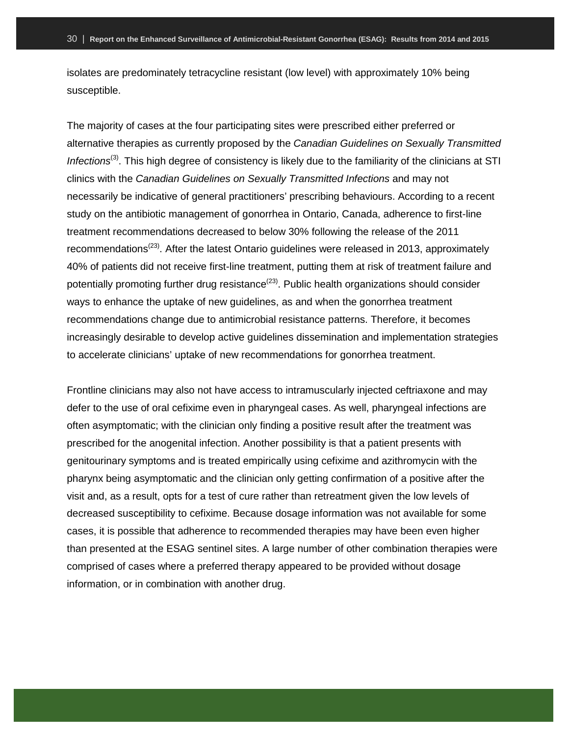isolates are predominately tetracycline resistant (low level) with approximately 10% being susceptible.

The majority of cases at the four participating sites were prescribed either preferred or alternative therapies as currently proposed by the *Canadian Guidelines on Sexually Transmitted Infections*[3]. This high degree of consistency is likely due to the familiarity of the clinicians at STI clinics with the *Canadian Guidelines on Sexually Transmitted Infections* and may not necessarily be indicative of general practitioners' prescribing behaviours. According to a recent study on the antibiotic management of gonorrhea in Ontario, Canada, adherence to first-line treatment recommendations decreased to below 30% following the release of the 2011 recommendations[23]. After the latest Ontario guidelines were released in 2013, approximately 40% of patients did not receive first-line treatment, putting them at risk of treatment failure and potentially promoting further drug resistance[23]. Public health organizations should consider ways to enhance the uptake of new guidelines, as and when the gonorrhea treatment recommendations change due to antimicrobial resistance patterns. Therefore, it becomes increasingly desirable to develop active guidelines dissemination and implementation strategies to accelerate clinicians' uptake of new recommendations for gonorrhea treatment.

Frontline clinicians may also not have access to intramuscularly injected ceftriaxone and may defer to the use of oral cefixime even in pharyngeal cases. As well, pharyngeal infections are often asymptomatic; with the clinician only finding a positive result after the treatment was prescribed for the anogenital infection. Another possibility is that a patient presents with genitourinary symptoms and is treated empirically using cefixime and azithromycin with the pharynx being asymptomatic and the clinician only getting confirmation of a positive after the visit and, as a result, opts for a test of cure rather than retreatment given the low levels of decreased susceptibility to cefixime. Because dosage information was not available for some cases, it is possible that adherence to recommended therapies may have been even higher than presented at the ESAG sentinel sites. A large number of other combination therapies were comprised of cases where a preferred therapy appeared to be provided without dosage information, or in combination with another drug.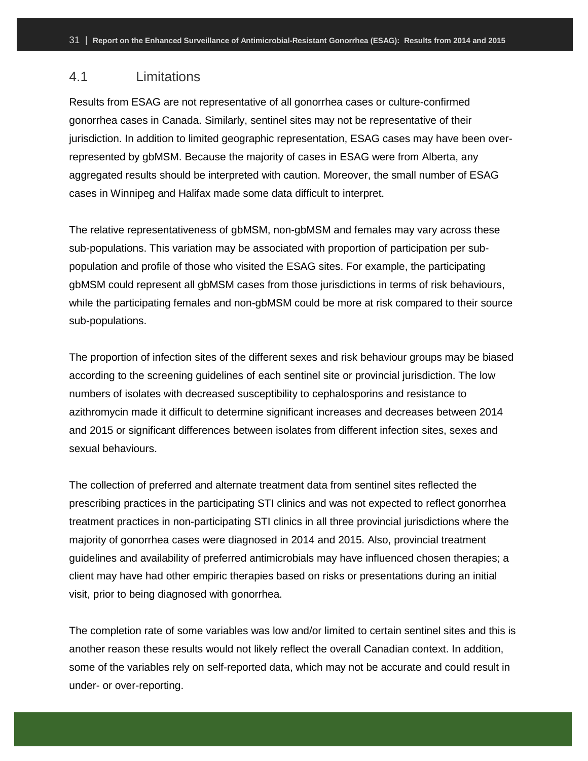## 4.1 Limitations

Results from ESAG are not representative of all gonorrhea cases or culture-confirmed gonorrhea cases in Canada. Similarly, sentinel sites may not be representative of their jurisdiction. In addition to limited geographic representation, ESAG cases may have been over-represented by gbMSM. Because the majority of cases in ESAG were from Alberta, any aggregated results should be interpreted with caution. Moreover, the small number of ESAG cases in Winnipeg and Halifax made some data difficult to interpret.

The relative representativeness of gbMSM, non-gbMSM and females may vary across these sub-populations. This variation may be associated with proportion of participation per sub-population and profile of those who visited the ESAG sites. For example, the participating gbMSM could represent all gbMSM cases from those jurisdictions in terms of risk behaviours, while the participating females and non-gbMSM could be more at risk compared to their source sub-populations.

The proportion of infection sites of the different sexes and risk behaviour groups may be biased according to the screening guidelines of each sentinel site or provincial jurisdiction. The low numbers of isolates with decreased susceptibility to cephalosporins and resistance to azithromycin made it difficult to determine significant increases and decreases between 2014 and 2015 or significant differences between isolates from different infection sites, sexes and sexual behaviours.

The collection of preferred and alternate treatment data from sentinel sites reflected the prescribing practices in the participating STI clinics and was not expected to reflect gonorrhea treatment practices in non-participating STI clinics in all three provincial jurisdictions where the majority of gonorrhea cases were diagnosed in 2014 and 2015. Also, provincial treatment guidelines and availability of preferred antimicrobials may have influenced chosen therapies; a client may have had other empiric therapies based on risks or presentations during an initial visit, prior to being diagnosed with gonorrhea.

The completion rate of some variables was low and/or limited to certain sentinel sites and this is another reason these results would not likely reflect the overall Canadian context. In addition, some of the variables rely on self-reported data, which may not be accurate and could result in under- or over-reporting.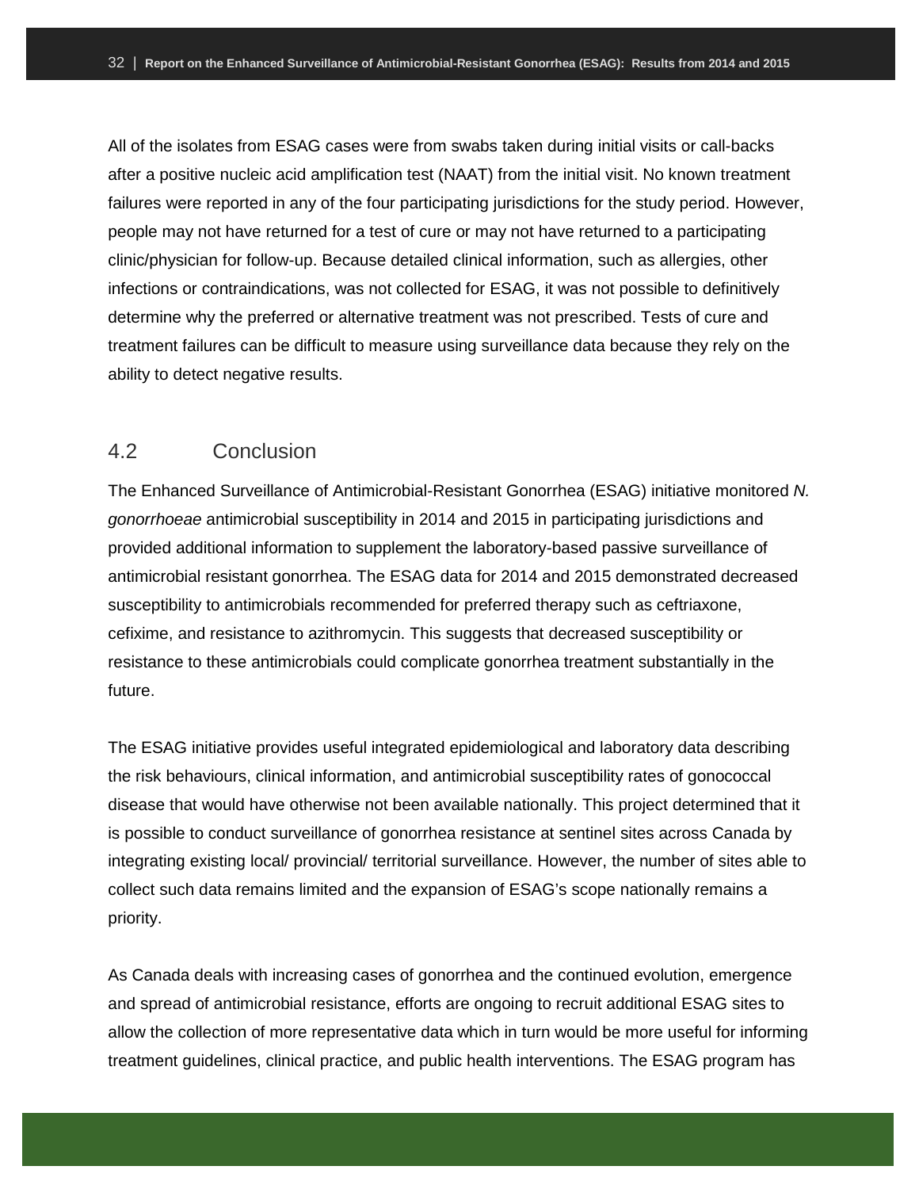All of the isolates from ESAG cases were from swabs taken during initial visits or call-backs after a positive nucleic acid amplification test (NAAT) from the initial visit. No known treatment failures were reported in any of the four participating jurisdictions for the study period. However, people may not have returned for a test of cure or may not have returned to a participating clinic/physician for follow-up. Because detailed clinical information, such as allergies, other infections or contraindications, was not collected for ESAG, it was not possible to definitively determine why the preferred or alternative treatment was not prescribed. Tests of cure and treatment failures can be difficult to measure using surveillance data because they rely on the ability to detect negative results.

## 4.2 Conclusion

The Enhanced Surveillance of Antimicrobial-Resistant Gonorrhea (ESAG) initiative monitored *N. gonorrhoeae* antimicrobial susceptibility in 2014 and 2015 in participating jurisdictions and provided additional information to supplement the laboratory-based passive surveillance of antimicrobial resistant gonorrhea. The ESAG data for 2014 and 2015 demonstrated decreased susceptibility to antimicrobials recommended for preferred therapy such as ceftriaxone, cefixime, and resistance to azithromycin. This suggests that decreased susceptibility or resistance to these antimicrobials could complicate gonorrhea treatment substantially in the future.

The ESAG initiative provides useful integrated epidemiological and laboratory data describing the risk behaviours, clinical information, and antimicrobial susceptibility rates of gonococcal disease that would have otherwise not been available nationally. This project determined that it is possible to conduct surveillance of gonorrhea resistance at sentinel sites across Canada by integrating existing local/ provincial/ territorial surveillance. However, the number of sites able to collect such data remains limited and the expansion of ESAG's scope nationally remains a priority.

As Canada deals with increasing cases of gonorrhea and the continued evolution, emergence and spread of antimicrobial resistance, efforts are ongoing to recruit additional ESAG sites to allow the collection of more representative data which in turn would be more useful for informing treatment guidelines, clinical practice, and public health interventions. The ESAG program has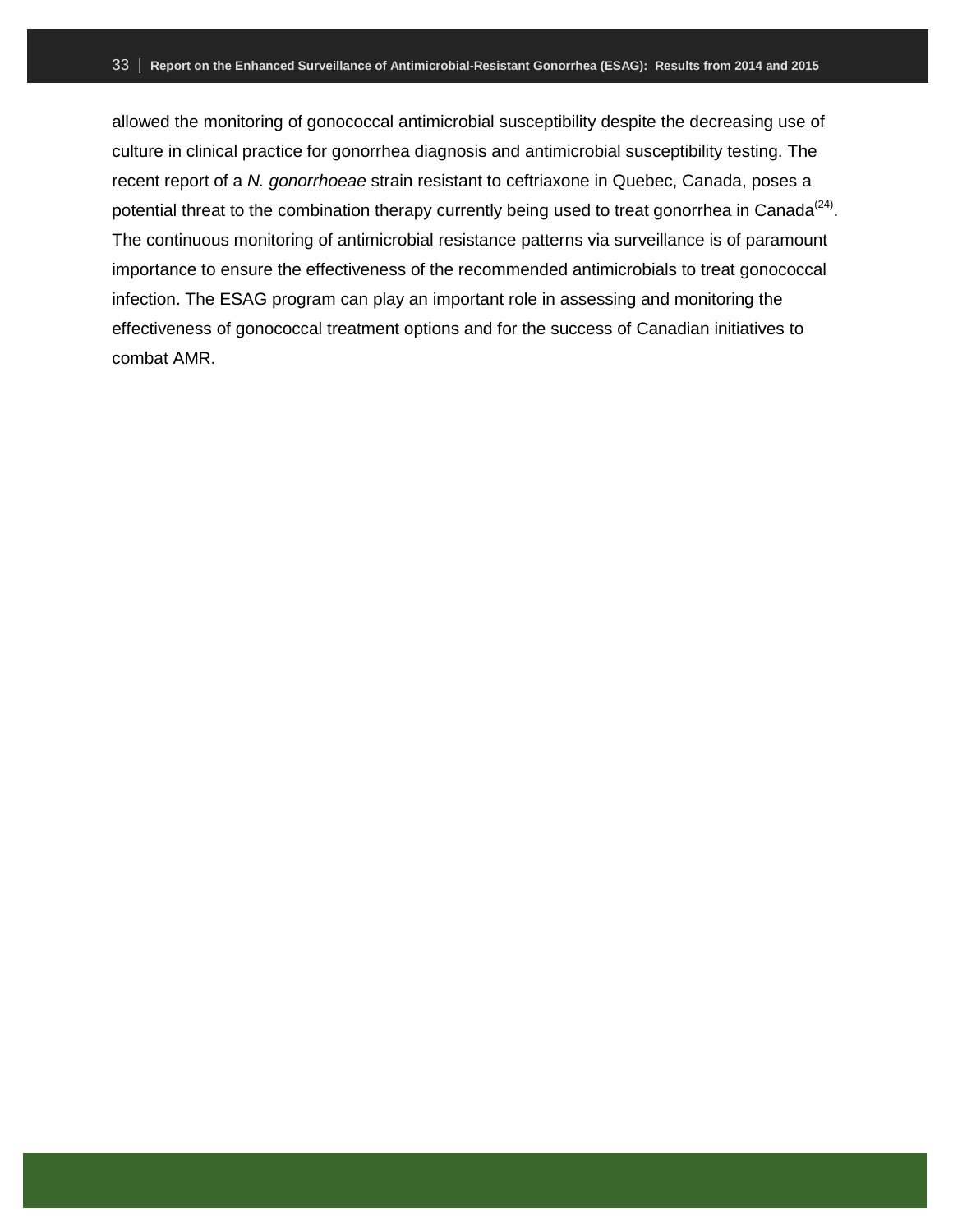allowed the monitoring of gonococcal antimicrobial susceptibility despite the decreasing use of culture in clinical practice for gonorrhea diagnosis and antimicrobial susceptibility testing. The recent report of a *N. gonorrhoeae* strain resistant to ceftriaxone in Quebec, Canada, poses a potential threat to the combination therapy currently being used to treat gonorrhea in Canada[(24)]. The continuous monitoring of antimicrobial resistance patterns via surveillance is of paramount importance to ensure the effectiveness of the recommended antimicrobials to treat gonococcal infection. The ESAG program can play an important role in assessing and monitoring the effectiveness of gonococcal treatment options and for the success of Canadian initiatives to combat AMR.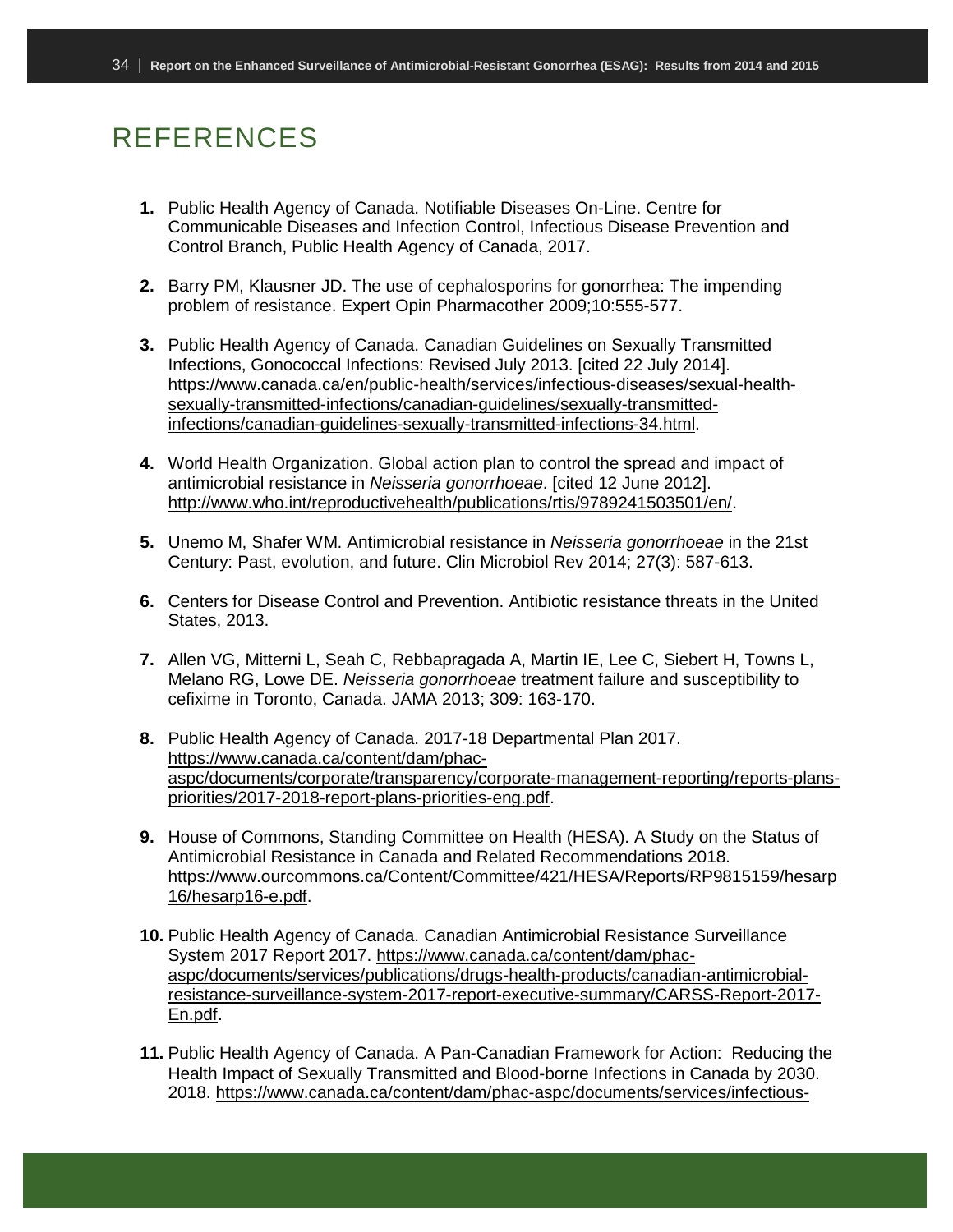# REFERENCES

1. Public Health Agency of Canada. Notifiable Diseases On-Line. Centre for Communicable Diseases and Infection Control, Infectious Disease Prevention and Control Branch, Public Health Agency of Canada, 2017.

2. Barry PM, Klausner JD. The use of cephalosporins for gonorrhea: The impending problem of resistance. Expert Opin Pharmacother 2009;10:555-577.

3. Public Health Agency of Canada. Canadian Guidelines on Sexually Transmitted Infections, Gonococcal Infections: Revised July 2013. [cited 22 July 2014]. https://www.canada.ca/en/public-health/services/infectious-diseases/sexual-health-sexually-transmitted-infections/canadian-guidelines/sexually-transmitted-infections/canadian-guidelines-sexually-transmitted-infections-34.html.

4. World Health Organization. Global action plan to control the spread and impact of antimicrobial resistance in *Neisseria gonorrhoeae*. [cited 12 June 2012]. http://www.who.int/reproductivehealth/publications/rtis/9789241503501/en/.

5. Unemo M, Shafer WM. Antimicrobial resistance in *Neisseria gonorrhoeae* in the 21st Century: Past, evolution, and future. Clin Microbiol Rev 2014; 27(3): 587-613.

6. Centers for Disease Control and Prevention. Antibiotic resistance threats in the United States, 2013.

7. Allen VG, Mitterni L, Seah C, Rebbapragada A, Martin IE, Lee C, Siebert H, Towns L, Melano RG, Lowe DE. *Neisseria gonorrhoeae* treatment failure and susceptibility to cefixime in Toronto, Canada. JAMA 2013; 309: 163-170.

8. Public Health Agency of Canada. 2017-18 Departmental Plan 2017. https://www.canada.ca/content/dam/phac-aspc/documents/corporate/transparency/corporate-management-reporting/reports-plans-priorities/2017-2018-report-plans-priorities-eng.pdf.

9. House of Commons, Standing Committee on Health (HESA). A Study on the Status of Antimicrobial Resistance in Canada and Related Recommendations 2018. https://www.ourcommons.ca/Content/Committee/421/HESA/Reports/RP9815159/hesarp16/hesarp16-e.pdf.

10. Public Health Agency of Canada. Canadian Antimicrobial Resistance Surveillance System 2017 Report 2017. https://www.canada.ca/content/dam/phac-aspc/documents/services/publications/drugs-health-products/canadian-antimicrobial-resistance-surveillance-system-2017-report-executive-summary/CARSS-Report-2017-En.pdf.

11. Public Health Agency of Canada. A Pan-Canadian Framework for Action: Reducing the Health Impact of Sexually Transmitted and Blood-borne Infections in Canada by 2030. 2018. https://www.canada.ca/content/dam/phac-aspc/documents/services/infectious-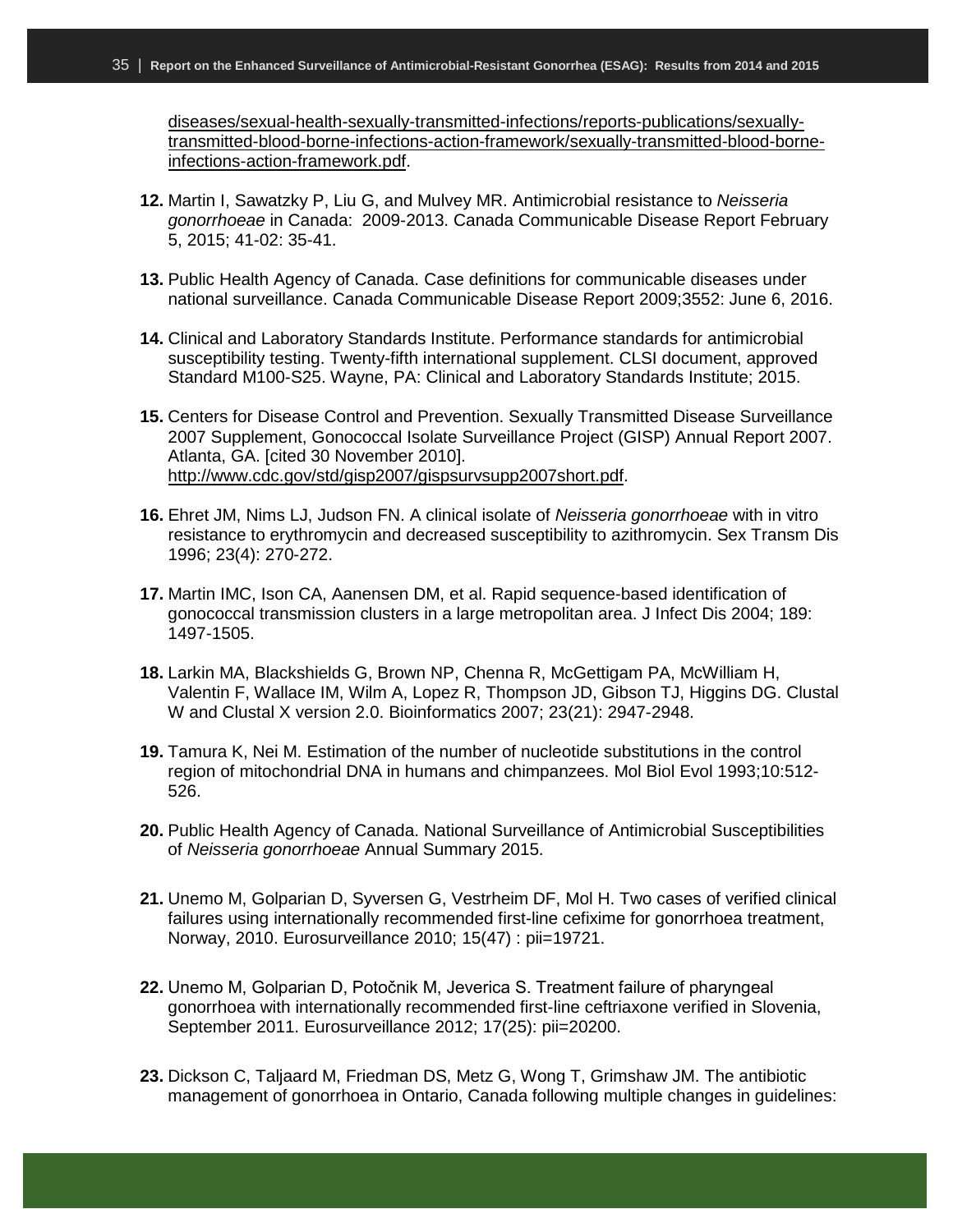diseases/sexual-health-sexually-transmitted-infections/reports-publications/sexually-transmitted-blood-borne-infections-action-framework/sexually-transmitted-blood-borne-infections-action-framework.pdf.

**12.** Martin I, Sawatzky P, Liu G, and Mulvey MR. Antimicrobial resistance to *Neisseria gonorrhoeae* in Canada: 2009-2013. Canada Communicable Disease Report February 5, 2015; 41-02: 35-41.

**13.** Public Health Agency of Canada. Case definitions for communicable diseases under national surveillance. Canada Communicable Disease Report 2009;3552: June 6, 2016.

**14.** Clinical and Laboratory Standards Institute. Performance standards for antimicrobial susceptibility testing. Twenty-fifth international supplement. CLSI document, approved Standard M100-S25. Wayne, PA: Clinical and Laboratory Standards Institute; 2015.

**15.** Centers for Disease Control and Prevention. Sexually Transmitted Disease Surveillance 2007 Supplement, Gonococcal Isolate Surveillance Project (GISP) Annual Report 2007. Atlanta, GA. [cited 30 November 2010]. http://www.cdc.gov/std/gisp2007/gispsurvsupp2007short.pdf.

**16.** Ehret JM, Nims LJ, Judson FN. A clinical isolate of *Neisseria gonorrhoeae* with in vitro resistance to erythromycin and decreased susceptibility to azithromycin. Sex Transm Dis 1996; 23(4): 270-272.

**17.** Martin IMC, Ison CA, Aanensen DM, et al. Rapid sequence-based identification of gonococcal transmission clusters in a large metropolitan area. J Infect Dis 2004; 189: 1497-1505.

**18.** Larkin MA, Blackshields G, Brown NP, Chenna R, McGettigam PA, McWilliam H, Valentin F, Wallace IM, Wilm A, Lopez R, Thompson JD, Gibson TJ, Higgins DG. Clustal W and Clustal X version 2.0. Bioinformatics 2007; 23(21): 2947-2948.

**19.** Tamura K, Nei M. Estimation of the number of nucleotide substitutions in the control region of mitochondrial DNA in humans and chimpanzees. Mol Biol Evol 1993;10:512-526.

**20.** Public Health Agency of Canada. National Surveillance of Antimicrobial Susceptibilities of *Neisseria gonorrhoeae* Annual Summary 2015.

**21.** Unemo M, Golparian D, Syversen G, Vestrheim DF, Mol H. Two cases of verified clinical failures using internationally recommended first-line cefixime for gonorrhoea treatment, Norway, 2010. Eurosurveillance 2010; 15(47) : pii=19721.

**22.** Unemo M, Golparian D, Potočnik M, Jeverica S. Treatment failure of pharyngeal gonorrhoea with internationally recommended first-line ceftriaxone verified in Slovenia, September 2011. Eurosurveillance 2012; 17(25): pii=20200.

**23.** Dickson C, Taljaard M, Friedman DS, Metz G, Wong T, Grimshaw JM. The antibiotic management of gonorrhoea in Ontario, Canada following multiple changes in guidelines: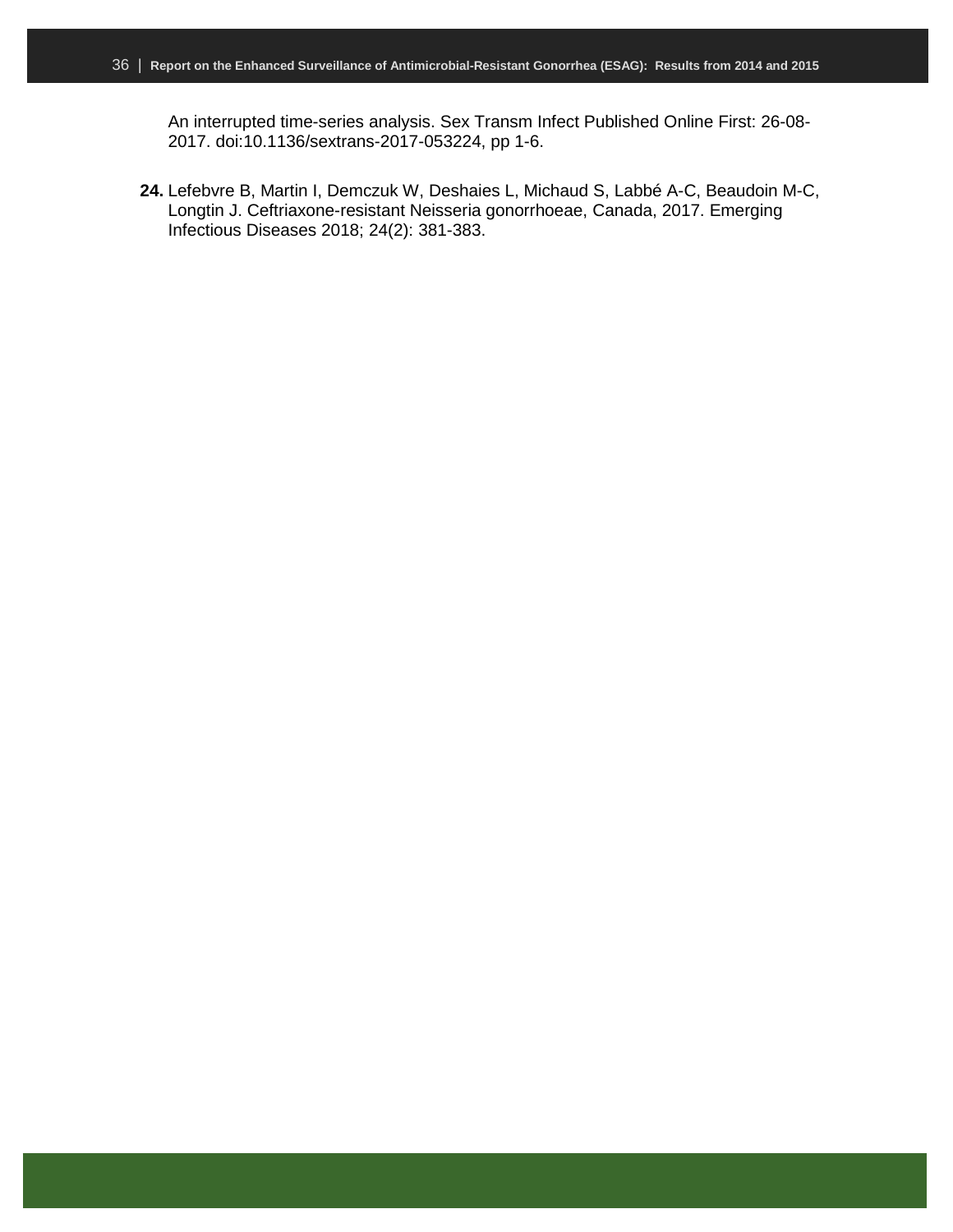An interrupted time-series analysis. Sex Transm Infect Published Online First: 26-08-2017. doi:10.1136/sextrans-2017-053224, pp 1-6.

**24.** Lefebvre B, Martin I, Demczuk W, Deshaies L, Michaud S, Labbé A-C, Beaudoin M-C, Longtin J. Ceftriaxone-resistant Neisseria gonorrhoeae, Canada, 2017. Emerging Infectious Diseases 2018; 24(2): 381-383.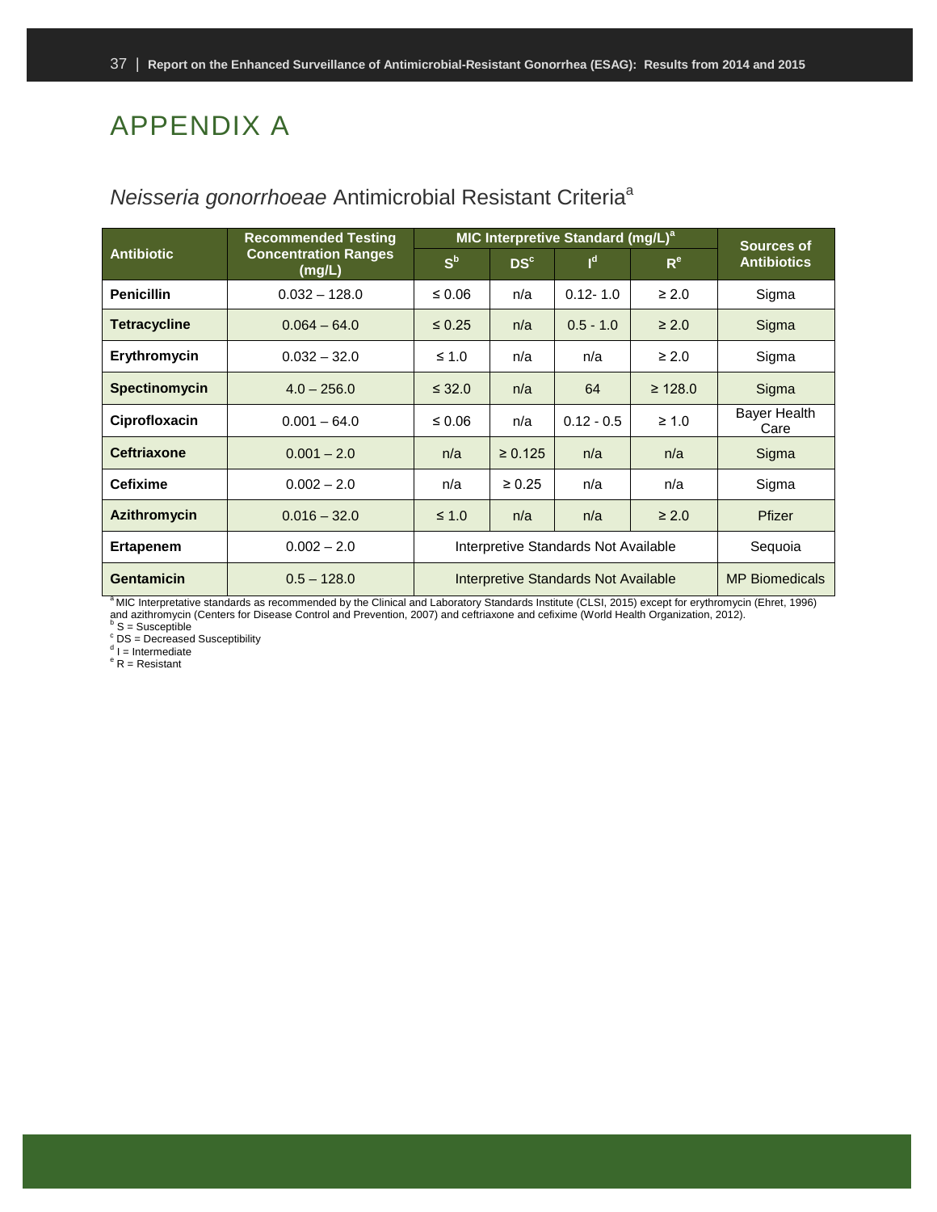# APPENDIX A

## *Neisseria gonorrhoeae* Antimicrobial Resistant Criteria[a]

| Antibiotic | Recommended Testing Concentration Ranges (mg/L) | MIC Interpretive Standard (mg/L)[a] | | | | Sources of Antibiotics |
|---|---|---|---|---|---|---|
| | | S[b] | DS[c] | I[d] | R[e] | |
| **Penicillin** | 0.032 – 128.0 | ≤ 0.06 | n/a | 0.12- 1.0 | ≥ 2.0 | Sigma |
| **Tetracycline** | 0.064 – 64.0 | ≤ 0.25 | n/a | 0.5 - 1.0 | ≥ 2.0 | Sigma |
| **Erythromycin** | 0.032 – 32.0 | ≤ 1.0 | n/a | n/a | ≥ 2.0 | Sigma |
| **Spectinomycin** | 4.0 – 256.0 | ≤ 32.0 | n/a | 64 | ≥ 128.0 | Sigma |
| **Ciprofloxacin** | 0.001 – 64.0 | ≤ 0.06 | n/a | 0.12 - 0.5 | ≥ 1.0 | Bayer Health Care |
| **Ceftriaxone** | 0.001 – 2.0 | n/a | ≥ 0.125 | n/a | n/a | Sigma |
| **Cefixime** | 0.002 – 2.0 | n/a | ≥ 0.25 | n/a | n/a | Sigma |
| **Azithromycin** | 0.016 – 32.0 | ≤ 1.0 | n/a | n/a | ≥ 2.0 | Pfizer |
| **Ertapenem** | 0.002 – 2.0 | Interpretive Standards Not Available | | | | Sequoia |
| **Gentamicin** | 0.5 – 128.0 | Interpretive Standards Not Available | | | | MP Biomedicals |

[a] MIC Interpretative standards as recommended by the Clinical and Laboratory Standards Institute (CLSI, 2015) except for erythromycin (Ehret, 1996) and azithromycin (Centers for Disease Control and Prevention, 2007) and ceftriaxone and cefixime (World Health Organization, 2012).
[b] S = Susceptible
[c] DS = Decreased Susceptibility
[d] I = Intermediate
[e] R = Resistant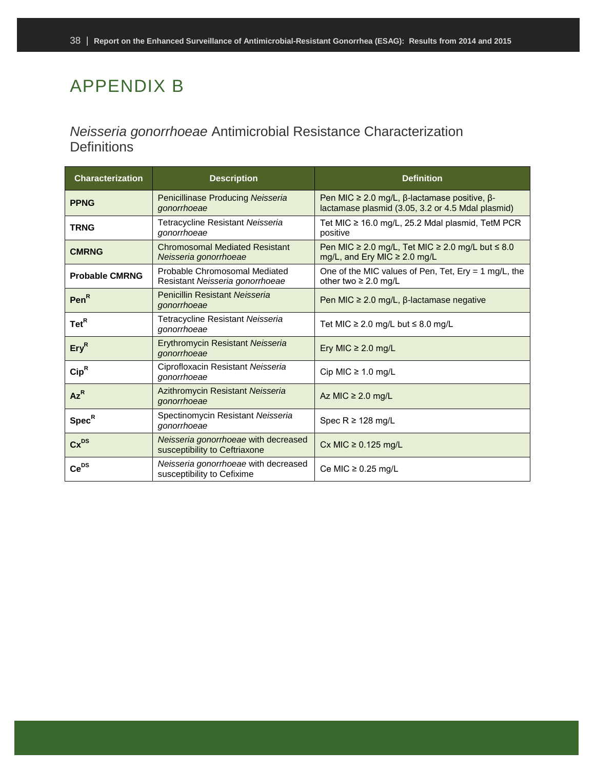# APPENDIX B

## *Neisseria gonorrhoeae* Antimicrobial Resistance Characterization Definitions

| Characterization | Description | Definition |
| --- | --- | --- |
| **PPNG** | Penicillinase Producing *Neisseria gonorrhoeae* | Pen MIC ≥ 2.0 mg/L, β-lactamase positive, β-lactamase plasmid (3.05, 3.2 or 4.5 Mdal plasmid) |
| **TRNG** | Tetracycline Resistant *Neisseria gonorrhoeae* | Tet MIC ≥ 16.0 mg/L, 25.2 Mdal plasmid, TetM PCR positive |
| **CMRNG** | Chromosomal Mediated Resistant *Neisseria gonorrhoeae* | Pen MIC ≥ 2.0 mg/L, Tet MIC ≥ 2.0 mg/L but ≤ 8.0 mg/L, and Ery MIC ≥ 2.0 mg/L |
| **Probable CMRNG** | Probable Chromosomal Mediated Resistant *Neisseria gonorrhoeae* | One of the MIC values of Pen, Tet, Ery = 1 mg/L, the other two ≥ 2.0 mg/L |
| **$Pen^{R}$** | Penicillin Resistant *Neisseria gonorrhoeae* | Pen MIC ≥ 2.0 mg/L, β-lactamase negative |
| **$Tet^{R}$** | Tetracycline Resistant *Neisseria gonorrhoeae* | Tet MIC ≥ 2.0 mg/L but ≤ 8.0 mg/L |
| **$Ery^{R}$** | Erythromycin Resistant *Neisseria gonorrhoeae* | Ery MIC ≥ 2.0 mg/L |
| **$Cip^{R}$** | Ciprofloxacin Resistant *Neisseria gonorrhoeae* | Cip MIC ≥ 1.0 mg/L |
| **$Az^{R}$** | Azithromycin Resistant *Neisseria gonorrhoeae* | Az MIC ≥ 2.0 mg/L |
| **$Spec^{R}$** | Spectinomycin Resistant *Neisseria gonorrhoeae* | Spec R ≥ 128 mg/L |
| **$Cx^{DS}$** | *Neisseria gonorrhoeae* with decreased susceptibility to Ceftriaxone | Cx MIC ≥ 0.125 mg/L |
| **$Ce^{DS}$** | *Neisseria gonorrhoeae* with decreased susceptibility to Cefixime | Ce MIC ≥ 0.25 mg/L |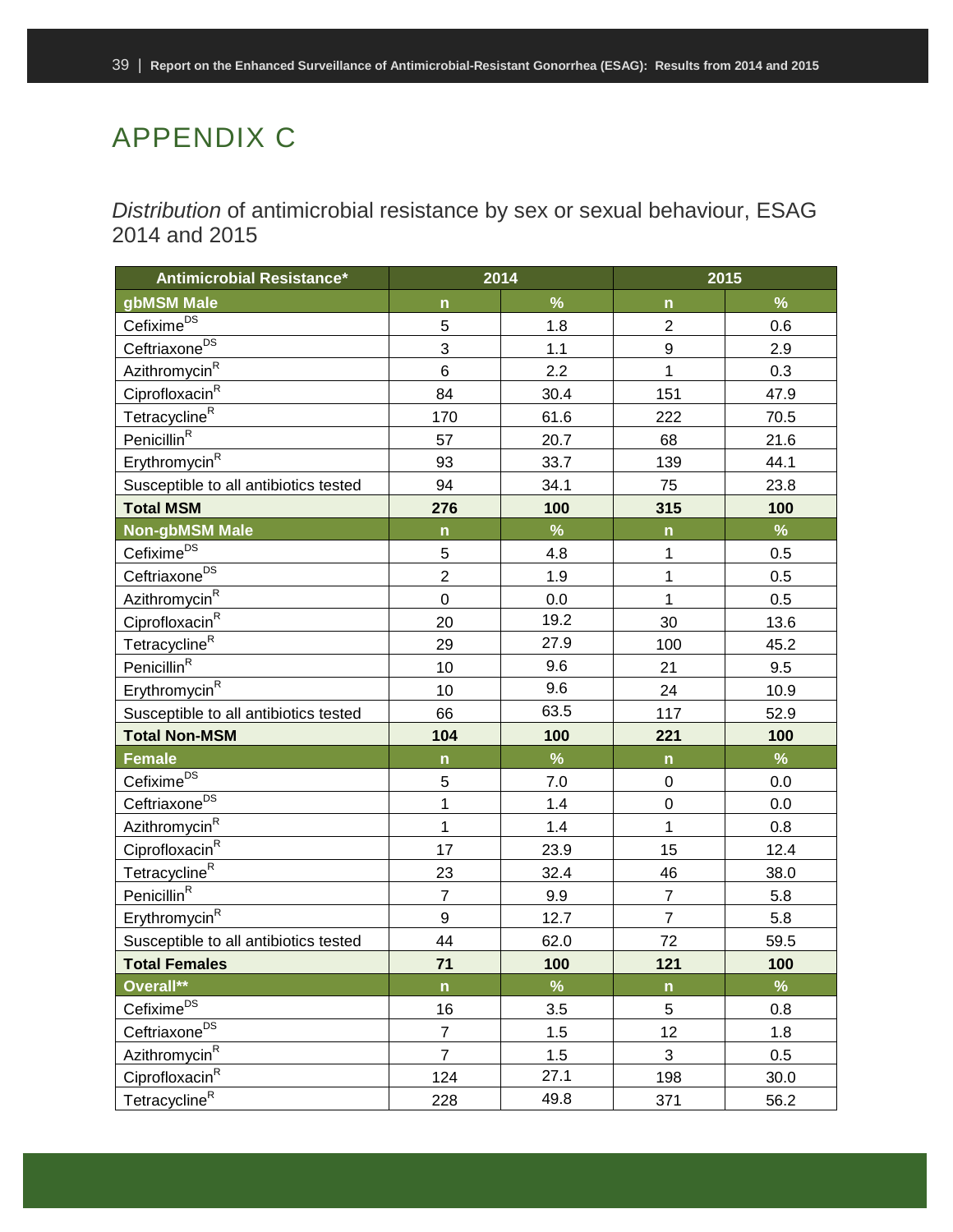# APPENDIX C

*Distribution* of antimicrobial resistance by sex or sexual behaviour, ESAG 2014 and 2015

| Antimicrobial Resistance* | 2014 | | 2015 | |
|---|---|---|---|---|
| **gbMSM Male** | **n** | **%** | **n** | **%** |
| Cefixime[DS] | 5 | 1.8 | 2 | 0.6 |
| Ceftriaxone[DS] | 3 | 1.1 | 9 | 2.9 |
| Azithromycin[R] | 6 | 2.2 | 1 | 0.3 |
| Ciprofloxacin[R] | 84 | 30.4 | 151 | 47.9 |
| Tetracycline[R] | 170 | 61.6 | 222 | 70.5 |
| Penicillin[R] | 57 | 20.7 | 68 | 21.6 |
| Erythromycin[R] | 93 | 33.7 | 139 | 44.1 |
| Susceptible to all antibiotics tested | 94 | 34.1 | 75 | 23.8 |
| **Total MSM** | **276** | **100** | **315** | **100** |
| **Non-gbMSM Male** | **n** | **%** | **n** | **%** |
| Cefixime[DS] | 5 | 4.8 | 1 | 0.5 |
| Ceftriaxone[DS] | 2 | 1.9 | 1 | 0.5 |
| Azithromycin[R] | 0 | 0.0 | 1 | 0.5 |
| Ciprofloxacin[R] | 20 | 19.2 | 30 | 13.6 |
| Tetracycline[R] | 29 | 27.9 | 100 | 45.2 |
| Penicillin[R] | 10 | 9.6 | 21 | 9.5 |
| Erythromycin[R] | 10 | 9.6 | 24 | 10.9 |
| Susceptible to all antibiotics tested | 66 | 63.5 | 117 | 52.9 |
| **Total Non-MSM** | **104** | **100** | **221** | **100** |
| **Female** | **n** | **%** | **n** | **%** |
| Cefixime[DS] | 5 | 7.0 | 0 | 0.0 |
| Ceftriaxone[DS] | 1 | 1.4 | 0 | 0.0 |
| Azithromycin[R] | 1 | 1.4 | 1 | 0.8 |
| Ciprofloxacin[R] | 17 | 23.9 | 15 | 12.4 |
| Tetracycline[R] | 23 | 32.4 | 46 | 38.0 |
| Penicillin[R] | 7 | 9.9 | 7 | 5.8 |
| Erythromycin[R] | 9 | 12.7 | 7 | 5.8 |
| Susceptible to all antibiotics tested | 44 | 62.0 | 72 | 59.5 |
| **Total Females** | **71** | **100** | **121** | **100** |
| **Overall**** | **n** | **%** | **n** | **%** |
| Cefixime[DS] | 16 | 3.5 | 5 | 0.8 |
| Ceftriaxone[DS] | 7 | 1.5 | 12 | 1.8 |
| Azithromycin[R] | 7 | 1.5 | 3 | 0.5 |
| Ciprofloxacin[R] | 124 | 27.1 | 198 | 30.0 |
| Tetracycline[R] | 228 | 49.8 | 371 | 56.2 |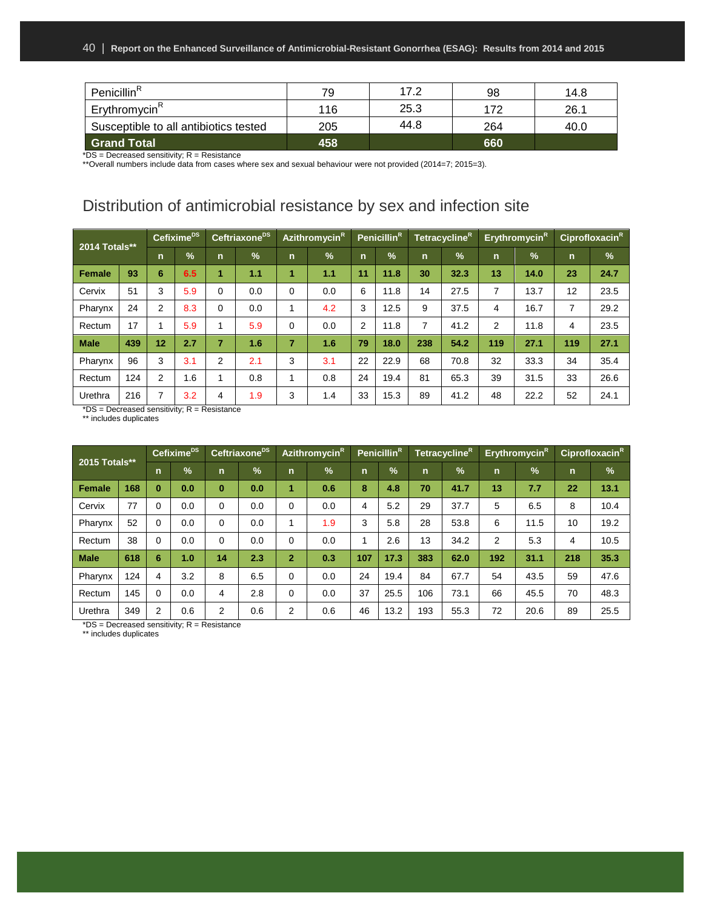| Penicillin[R] | 79 | 17.2 | 98 | 14.8 |
|---|---|---|---|---|
| Erythromycin[R] | 116 | 25.3 | 172 | 26.1 |
| Susceptible to all antibiotics tested | 205 | 44.8 | 264 | 40.0 |
| **Grand Total** | **458** | | **660** | |

*DS = Decreased sensitivity; R = Resistance
**Overall numbers include data from cases where sex and sexual behaviour were not provided (2014=7; 2015=3).

## Distribution of antimicrobial resistance by sex and infection site

| 2014 Totals** | | Cefixime[DS] | | Ceftriaxone[DS] | | Azithromycin[R] | | Penicillin[R] | | Tetracycline[R] | | Erythromycin[R] | | Ciprofloxacin[R] | |
|---|---|---|---|---|---|---|---|---|---|---|---|---|---|---|---|
| | | n | % | n | % | n | % | n | % | n | % | n | % | n | % |
| **Female** | **93** | **6** | **6.5** | **1** | **1.1** | **1** | **1.1** | **11** | **11.8** | **30** | **32.3** | **13** | **14.0** | **23** | **24.7** |
| Cervix | 51 | 3 | 5.9 | 0 | 0.0 | 0 | 0.0 | 6 | 11.8 | 14 | 27.5 | 7 | 13.7 | 12 | 23.5 |
| Pharynx | 24 | 2 | 8.3 | 0 | 0.0 | 1 | 4.2 | 3 | 12.5 | 9 | 37.5 | 4 | 16.7 | 7 | 29.2 |
| Rectum | 17 | 1 | 5.9 | 1 | 5.9 | 0 | 0.0 | 2 | 11.8 | 7 | 41.2 | 2 | 11.8 | 4 | 23.5 |
| **Male** | **439** | **12** | **2.7** | **7** | **1.6** | **7** | **1.6** | **79** | **18.0** | **238** | **54.2** | **119** | **27.1** | **119** | **27.1** |
| Pharynx | 96 | 3 | 3.1 | 2 | 2.1 | 3 | 3.1 | 22 | 22.9 | 68 | 70.8 | 32 | 33.3 | 34 | 35.4 |
| Rectum | 124 | 2 | 1.6 | 1 | 0.8 | 1 | 0.8 | 24 | 19.4 | 81 | 65.3 | 39 | 31.5 | 33 | 26.6 |
| Urethra | 216 | 7 | 3.2 | 4 | 1.9 | 3 | 1.4 | 33 | 15.3 | 89 | 41.2 | 48 | 22.2 | 52 | 24.1 |

*DS = Decreased sensitivity; R = Resistance
** includes duplicates

| 2015 Totals** | | Cefixime[DS] | | Ceftriaxone[DS] | | Azithromycin[R] | | Penicillin[R] | | Tetracycline[R] | | Erythromycin[R] | | Ciprofloxacin[R] | |
|---|---|---|---|---|---|---|---|---|---|---|---|---|---|---|---|
| | | n | % | n | % | n | % | n | % | n | % | n | % | n | % |
| **Female** | **168** | **0** | **0.0** | **0** | **0.0** | **1** | **0.6** | **8** | **4.8** | **70** | **41.7** | **13** | **7.7** | **22** | **13.1** |
| Cervix | 77 | 0 | 0.0 | 0 | 0.0 | 0 | 0.0 | 4 | 5.2 | 29 | 37.7 | 5 | 6.5 | 8 | 10.4 |
| Pharynx | 52 | 0 | 0.0 | 0 | 0.0 | 1 | 1.9 | 3 | 5.8 | 28 | 53.8 | 6 | 11.5 | 10 | 19.2 |
| Rectum | 38 | 0 | 0.0 | 0 | 0.0 | 0 | 0.0 | 1 | 2.6 | 13 | 34.2 | 2 | 5.3 | 4 | 10.5 |
| **Male** | **618** | **6** | **1.0** | **14** | **2.3** | **2** | **0.3** | **107** | **17.3** | **383** | **62.0** | **192** | **31.1** | **218** | **35.3** |
| Pharynx | 124 | 4 | 3.2 | 8 | 6.5 | 0 | 0.0 | 24 | 19.4 | 84 | 67.7 | 54 | 43.5 | 59 | 47.6 |
| Rectum | 145 | 0 | 0.0 | 4 | 2.8 | 0 | 0.0 | 37 | 25.5 | 106 | 73.1 | 66 | 45.5 | 70 | 48.3 |
| Urethra | 349 | 2 | 0.6 | 2 | 0.6 | 2 | 0.6 | 46 | 13.2 | 193 | 55.3 | 72 | 20.6 | 89 | 25.5 |

*DS = Decreased sensitivity; R = Resistance
** includes duplicates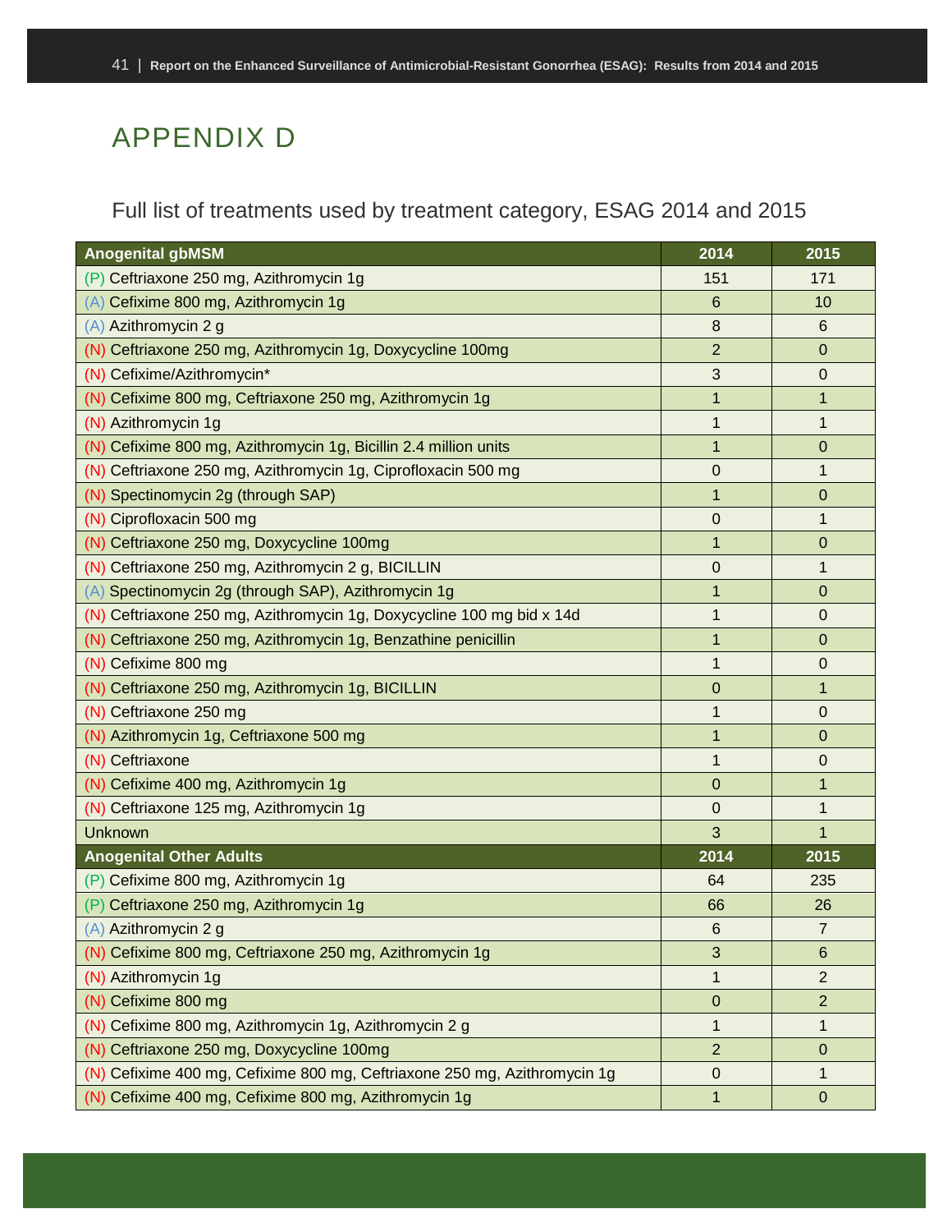# APPENDIX D

Full list of treatments used by treatment category, ESAG 2014 and 2015

| Anogenital gbMSM | 2014 | 2015 |
|---|---|---|
| (P) Ceftriaxone 250 mg, Azithromycin 1g | 151 | 171 |
| (A) Cefixime 800 mg, Azithromycin 1g | 6 | 10 |
| (A) Azithromycin 2 g | 8 | 6 |
| (N) Ceftriaxone 250 mg, Azithromycin 1g, Doxycycline 100mg | 2 | 0 |
| (N) Cefixime/Azithromycin* | 3 | 0 |
| (N) Cefixime 800 mg, Ceftriaxone 250 mg, Azithromycin 1g | 1 | 1 |
| (N) Azithromycin 1g | 1 | 1 |
| (N) Cefixime 800 mg, Azithromycin 1g, Bicillin 2.4 million units | 1 | 0 |
| (N) Ceftriaxone 250 mg, Azithromycin 1g, Ciprofloxacin 500 mg | 0 | 1 |
| (N) Spectinomycin 2g (through SAP) | 1 | 0 |
| (N) Ciprofloxacin 500 mg | 0 | 1 |
| (N) Ceftriaxone 250 mg, Doxycycline 100mg | 1 | 0 |
| (N) Ceftriaxone 250 mg, Azithromycin 2 g, BICILLIN | 0 | 1 |
| (A) Spectinomycin 2g (through SAP), Azithromycin 1g | 1 | 0 |
| (N) Ceftriaxone 250 mg, Azithromycin 1g, Doxycycline 100 mg bid x 14d | 1 | 0 |
| (N) Ceftriaxone 250 mg, Azithromycin 1g, Benzathine penicillin | 1 | 0 |
| (N) Cefixime 800 mg | 1 | 0 |
| (N) Ceftriaxone 250 mg, Azithromycin 1g, BICILLIN | 0 | 1 |
| (N) Ceftriaxone 250 mg | 1 | 0 |
| (N) Azithromycin 1g, Ceftriaxone 500 mg | 1 | 0 |
| (N) Ceftriaxone | 1 | 0 |
| (N) Cefixime 400 mg, Azithromycin 1g | 0 | 1 |
| (N) Ceftriaxone 125 mg, Azithromycin 1g | 0 | 1 |
| Unknown | 3 | 1 |
| **Anogenital Other Adults** | **2014** | **2015** |
| (P) Cefixime 800 mg, Azithromycin 1g | 64 | 235 |
| (P) Ceftriaxone 250 mg, Azithromycin 1g | 66 | 26 |
| (A) Azithromycin 2 g | 6 | 7 |
| (N) Cefixime 800 mg, Ceftriaxone 250 mg, Azithromycin 1g | 3 | 6 |
| (N) Azithromycin 1g | 1 | 2 |
| (N) Cefixime 800 mg | 0 | 2 |
| (N) Cefixime 800 mg, Azithromycin 1g, Azithromycin 2 g | 1 | 1 |
| (N) Ceftriaxone 250 mg, Doxycycline 100mg | 2 | 0 |
| (N) Cefixime 400 mg, Cefixime 800 mg, Ceftriaxone 250 mg, Azithromycin 1g | 0 | 1 |
| (N) Cefixime 400 mg, Cefixime 800 mg, Azithromycin 1g | 1 | 0 |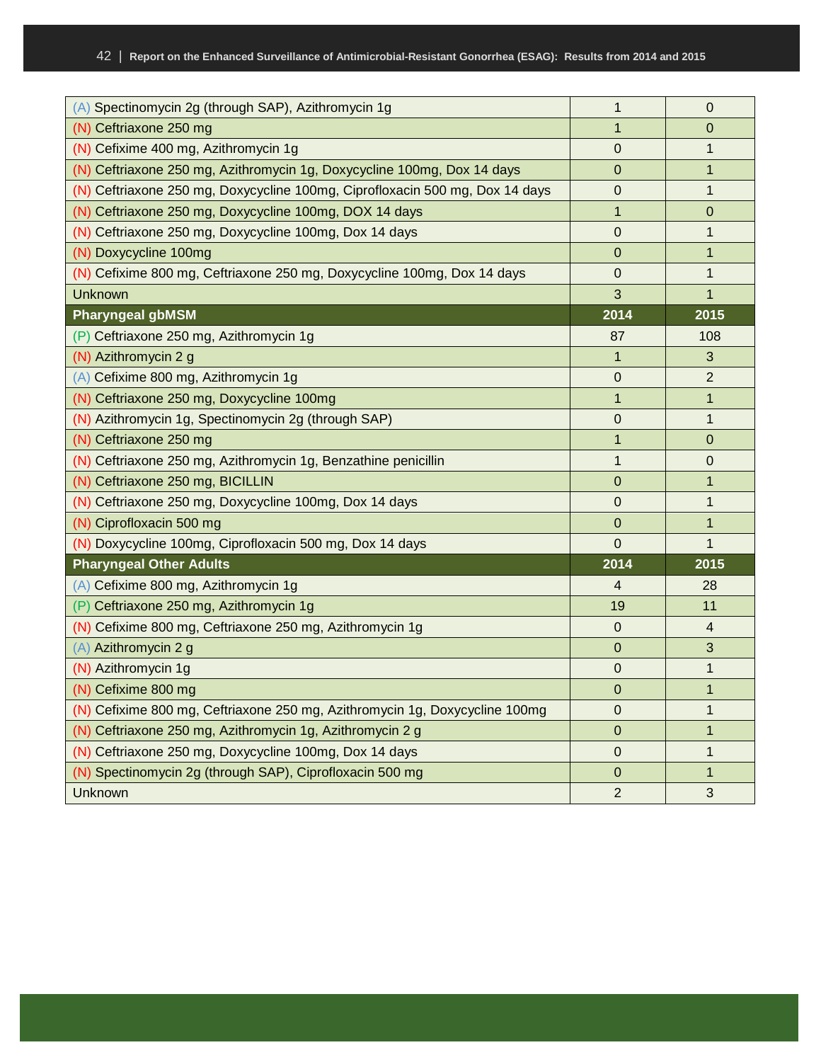| | | |
|---|---|---|
| (A) Spectinomycin 2g (through SAP), Azithromycin 1g | 1 | 0 |
| (N) Ceftriaxone 250 mg | 1 | 0 |
| (N) Cefixime 400 mg, Azithromycin 1g | 0 | 1 |
| (N) Ceftriaxone 250 mg, Azithromycin 1g, Doxycycline 100mg, Dox 14 days | 0 | 1 |
| (N) Ceftriaxone 250 mg, Doxycycline 100mg, Ciprofloxacin 500 mg, Dox 14 days | 0 | 1 |
| (N) Ceftriaxone 250 mg, Doxycycline 100mg, DOX 14 days | 1 | 0 |
| (N) Ceftriaxone 250 mg, Doxycycline 100mg, Dox 14 days | 0 | 1 |
| (N) Doxycycline 100mg | 0 | 1 |
| (N) Cefixime 800 mg, Ceftriaxone 250 mg, Doxycycline 100mg, Dox 14 days | 0 | 1 |
| Unknown | 3 | 1 |
| **Pharyngeal gbMSM** | **2014** | **2015** |
| (P) Ceftriaxone 250 mg, Azithromycin 1g | 87 | 108 |
| (N) Azithromycin 2 g | 1 | 3 |
| (A) Cefixime 800 mg, Azithromycin 1g | 0 | 2 |
| (N) Ceftriaxone 250 mg, Doxycycline 100mg | 1 | 1 |
| (N) Azithromycin 1g, Spectinomycin 2g (through SAP) | 0 | 1 |
| (N) Ceftriaxone 250 mg | 1 | 0 |
| (N) Ceftriaxone 250 mg, Azithromycin 1g, Benzathine penicillin | 1 | 0 |
| (N) Ceftriaxone 250 mg, BICILLIN | 0 | 1 |
| (N) Ceftriaxone 250 mg, Doxycycline 100mg, Dox 14 days | 0 | 1 |
| (N) Ciprofloxacin 500 mg | 0 | 1 |
| (N) Doxycycline 100mg, Ciprofloxacin 500 mg, Dox 14 days | 0 | 1 |
| **Pharyngeal Other Adults** | **2014** | **2015** |
| (A) Cefixime 800 mg, Azithromycin 1g | 4 | 28 |
| (P) Ceftriaxone 250 mg, Azithromycin 1g | 19 | 11 |
| (N) Cefixime 800 mg, Ceftriaxone 250 mg, Azithromycin 1g | 0 | 4 |
| (A) Azithromycin 2 g | 0 | 3 |
| (N) Azithromycin 1g | 0 | 1 |
| (N) Cefixime 800 mg | 0 | 1 |
| (N) Cefixime 800 mg, Ceftriaxone 250 mg, Azithromycin 1g, Doxycycline 100mg | 0 | 1 |
| (N) Ceftriaxone 250 mg, Azithromycin 1g, Azithromycin 2 g | 0 | 1 |
| (N) Ceftriaxone 250 mg, Doxycycline 100mg, Dox 14 days | 0 | 1 |
| (N) Spectinomycin 2g (through SAP), Ciprofloxacin 500 mg | 0 | 1 |
| Unknown | 2 | 3 |